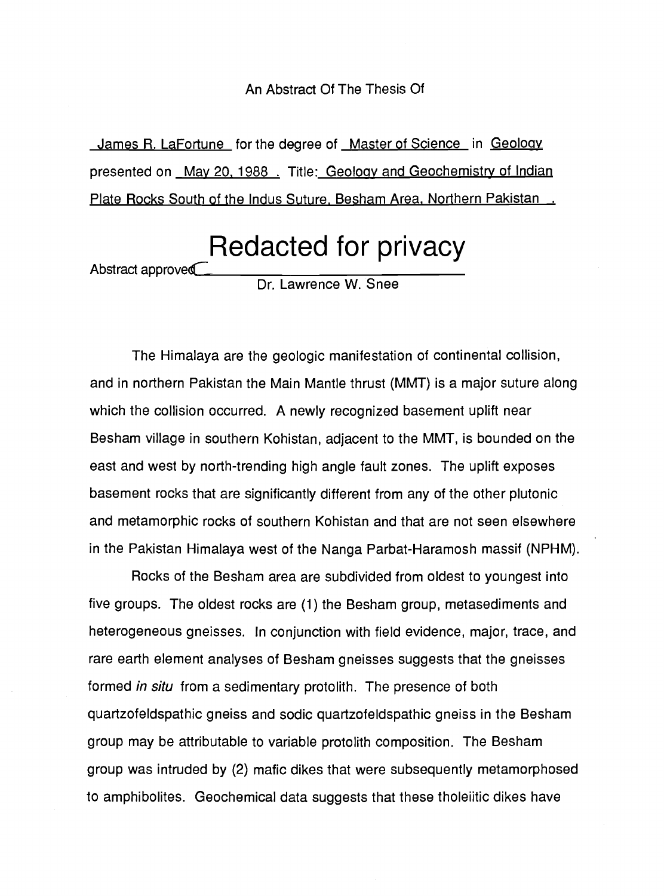An Abstract Of The Thesis Of

James R. LaFortune for the degree of Master of Science in Geology presented on May 20, 1988. Title: Geology and Geochemistry of Indian Plate Rocks South of the Indus Suture, Besham Area, Northern Pakistan.

Redacted for privacy

Abstract approved: Dr. Lawrence W. Snee

The Himalaya are the geologic manifestation of continental collision, and in northern Pakistan the Main Mantle thrust (MMT) is a major suture along which the collision occurred. A newly recognized basement uplift near Besham village in southern Kohistan, adjacent to the MMT, is bounded on the east and west by north-trending high angle fault zones. The uplift exposes basement rocks that are significantly different from any of the other plutonic and metamorphic rocks of southern Kohistan and that are not seen elsewhere in the Pakistan Himalaya west of the Nanga Parbat-Haramosh massif (NPHM).

Rocks of the Besham area are subdivided from oldest to youngest into five groups. The oldest rocks are (1) the Besham group, metasediments and heterogeneous gneisses. In conjunction with field evidence, major, trace, and rare earth element analyses of Besham gneisses suggests that the gneisses formed *in situ* from a sedimentary protolith. The presence of both quartzofeldspathic gneiss and sodic quartzofeldspathic gneiss in the Besham group may be attributable to variable protolith composition. The Besham group was intruded by (2) mafic dikes that were subsequently metamorphosed to amphibolites. Geochemical data suggests that these tholeiitic dikes have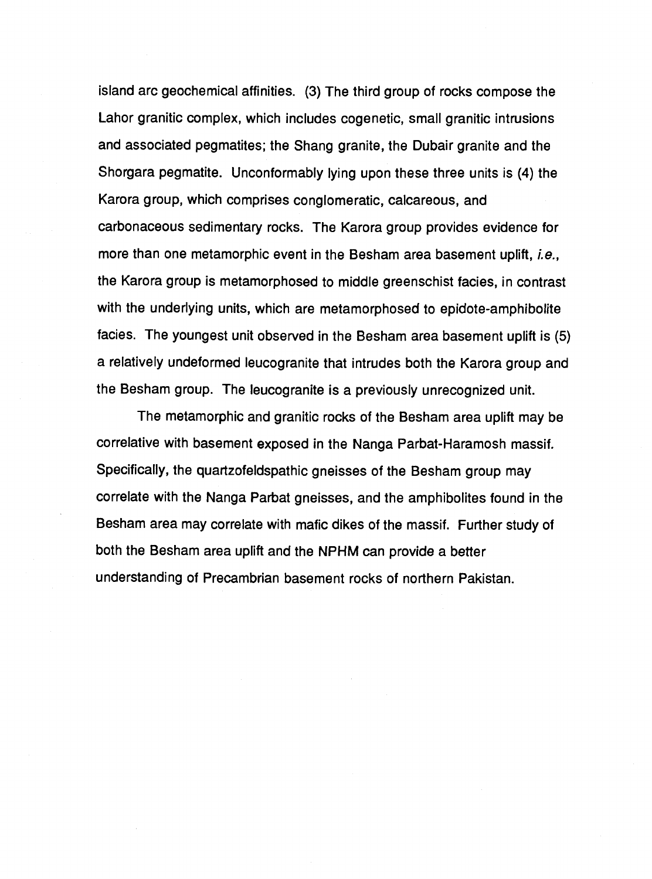island arc geochemical affinities. (3) The third group of rocks compose the Lahor granitic complex, which includes cogenetic, small granitic intrusions and associated pegmatites; the Shang granite, the Dubair granite and the Shorgara pegmatite. Unconformably lying upon these three units is (4) the Karora group, which comprises conglomeratic, calcareous, and carbonaceous sedimentary rocks. The Karora group provides evidence for more than one metamorphic event in the Besham area basement uplift, *i.e.*, the Karora group is metamorphosed to middle greenschist facies, in contrast with the underlying units, which are metamorphosed to epidote-amphibolite facies. The youngest unit observed in the Besham area basement uplift is (5) a relatively undeformed leucogranite that intrudes both the Karora group and the Besham group. The leucogranite is a previously unrecognized unit.

The metamorphic and granitic rocks of the Besham area uplift may be correlative with basement exposed in the Nanga Parbat-Haramosh massif. Specifically, the quartzofeldspathic gneisses of the Besham group may correlate with the Nanga Parbat gneisses, and the amphibolites found in the Besham area may correlate with mafic dikes of the massif. Further study of both the Besham area uplift and the NPHM can provide a better understanding of Precambrian basement rocks of northern Pakistan.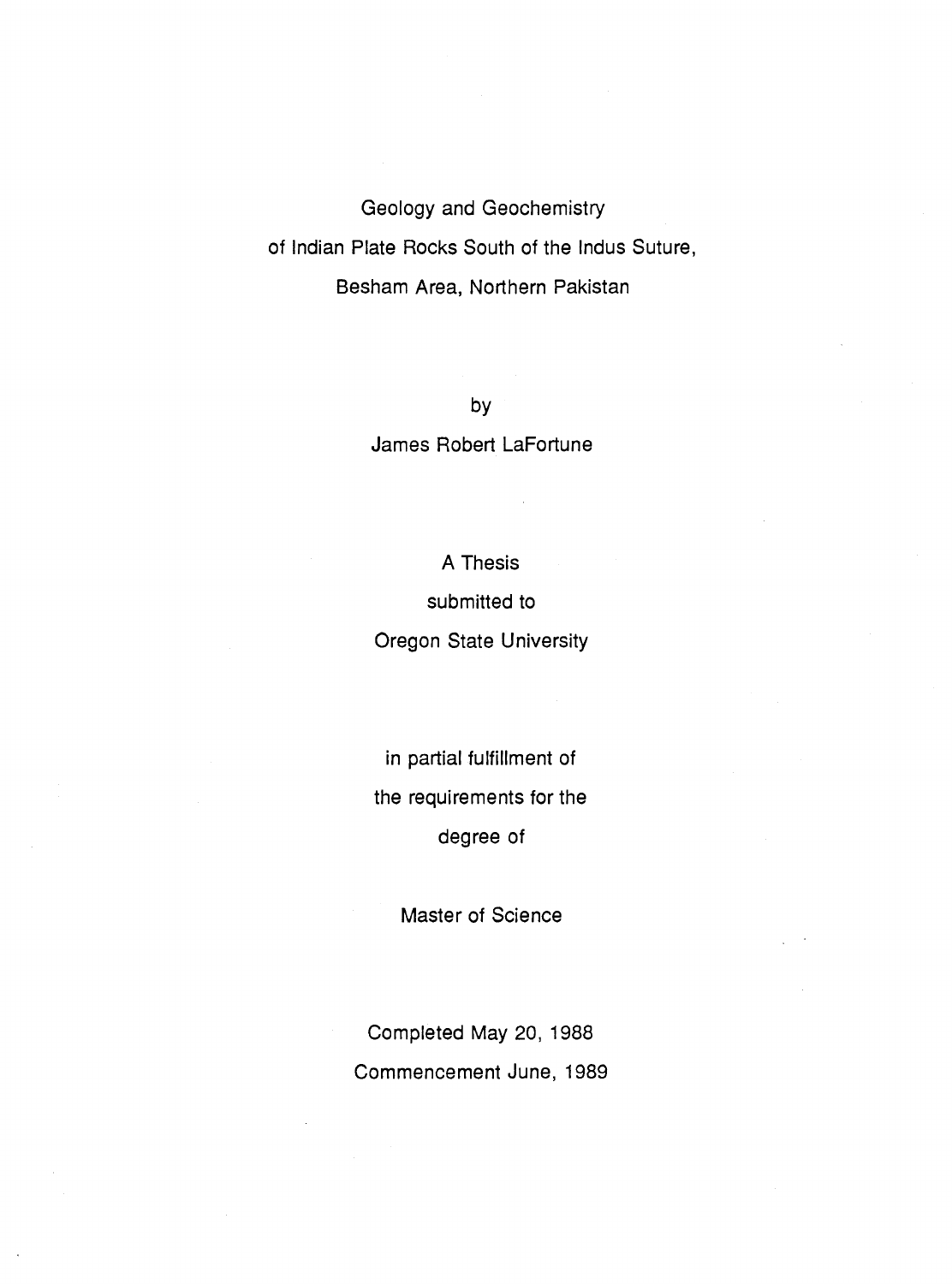# Geology and Geochemistry of Indian Plate Rocks South of the Indus Suture, Besham Area, Northern Pakistan

by

James Robert LaFortune

A Thesis

submitted to

Oregon State University

in partial fulfillment of the requirements for the degree of

Master of Science

Completed May 20, 1988

Commencement June, 1989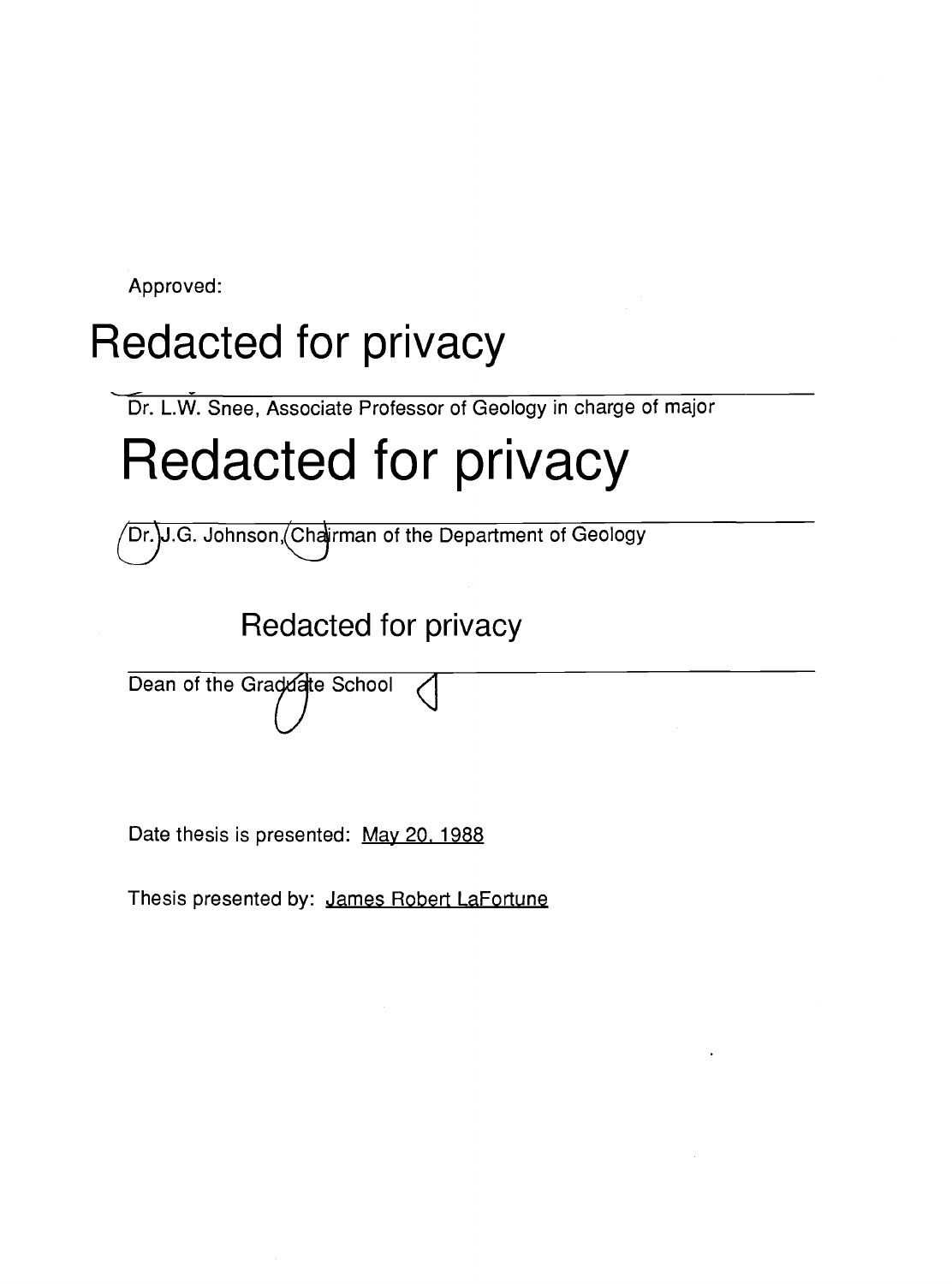Approved:

Redacted for privacy

Dr. L.W. Snee, Associate Professor of Geology in charge of major

Redacted for privacy

Dr. J.G. Johnson, Chairman of the Department of Geology

Redacted for privacy

Dean of the Graduate School

Date thesis is presented: May 20, 1988

Thesis presented by: James Robert LaFortune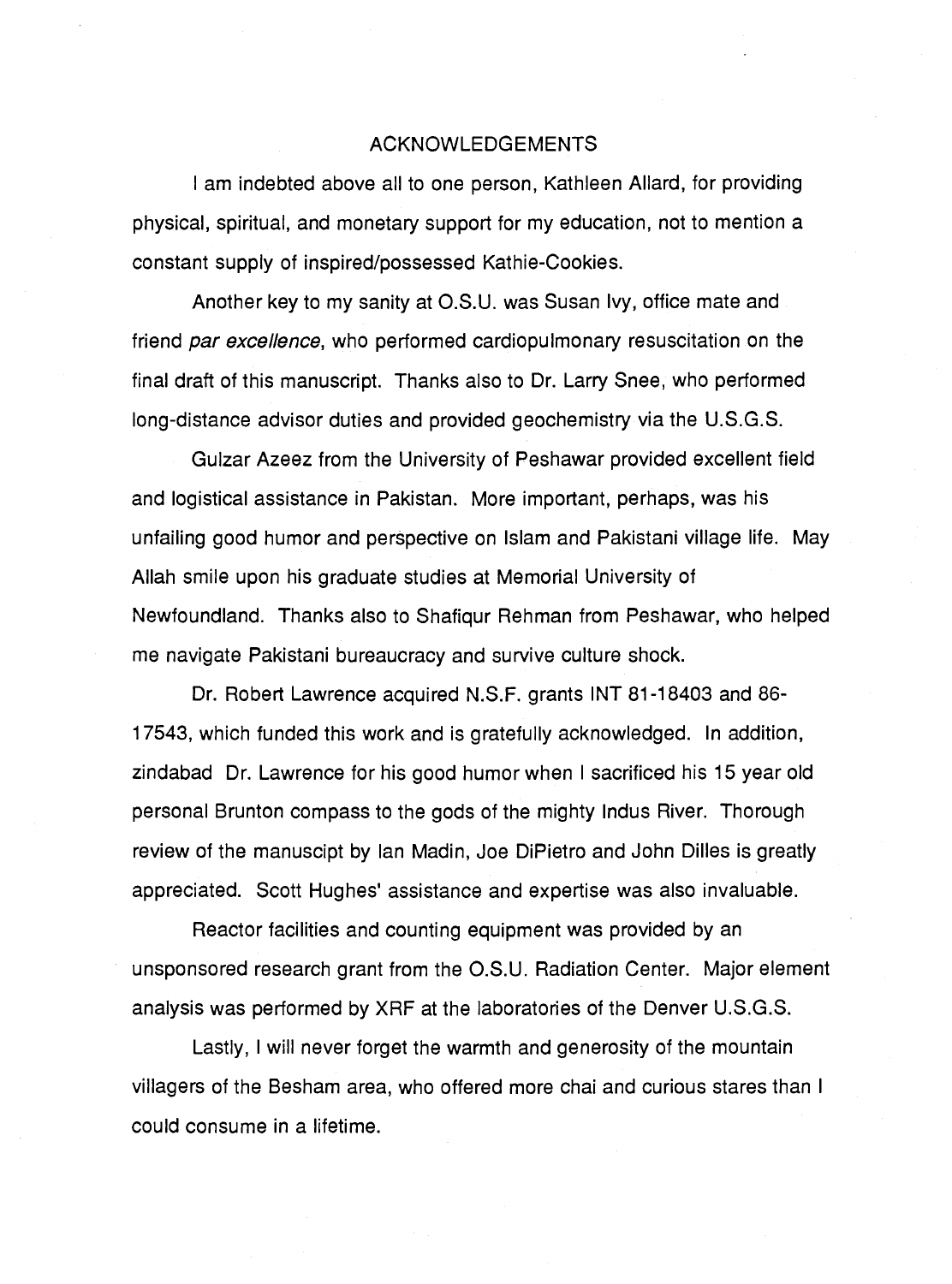# ACKNOWLEDGEMENTS

I am indebted above all to one person, Kathleen Allard, for providing physical, spiritual, and monetary support for my education, not to mention a constant supply of inspired/possessed Kathie-Cookies.

Another key to my sanity at O.S.U. was Susan Ivy, office mate and friend *par excellence*, who performed cardiopulmonary resuscitation on the final draft of this manuscript. Thanks also to Dr. Larry Snee, who performed long-distance advisor duties and provided geochemistry via the U.S.G.S.

Gulzar Azeez from the University of Peshawar provided excellent field and logistical assistance in Pakistan. More important, perhaps, was his unfailing good humor and perspective on Islam and Pakistani village life. May Allah smile upon his graduate studies at Memorial University of Newfoundland. Thanks also to Shafiqur Rehman from Peshawar, who helped me navigate Pakistani bureaucracy and survive culture shock.

Dr. Robert Lawrence acquired N.S.F. grants INT 81-18403 and 86-17543, which funded this work and is gratefully acknowledged. In addition, zindabad Dr. Lawrence for his good humor when I sacrificed his 15 year old personal Brunton compass to the gods of the mighty Indus River. Thorough review of the manuscipt by Ian Madin, Joe DiPietro and John Dilles is greatly appreciated. Scott Hughes' assistance and expertise was also invaluable.

Reactor facilities and counting equipment was provided by an unsponsored research grant from the O.S.U. Radiation Center. Major element analysis was performed by XRF at the laboratories of the Denver U.S.G.S.

Lastly, I will never forget the warmth and generosity of the mountain villagers of the Besham area, who offered more chai and curious stares than I could consume in a lifetime.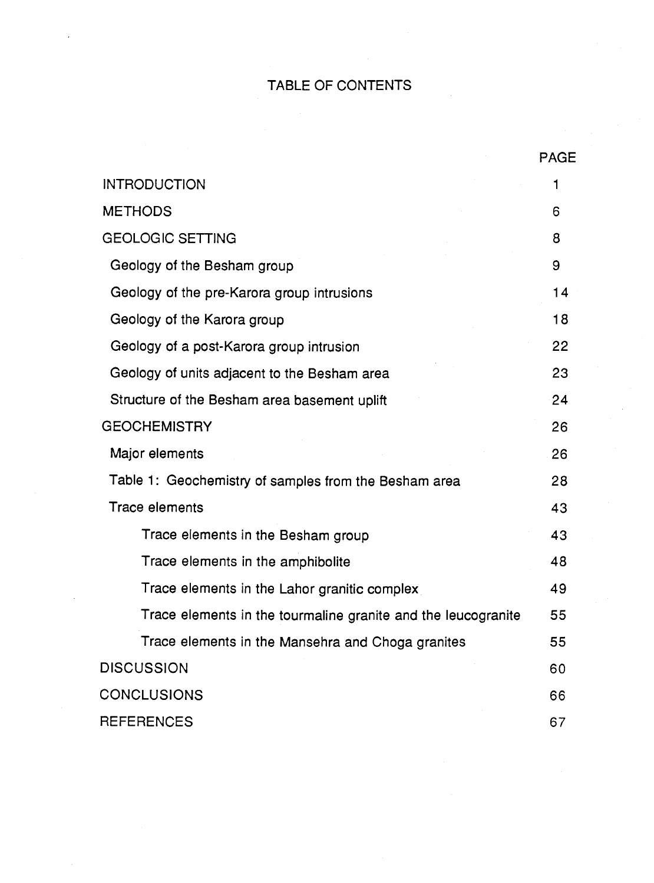# TABLE OF CONTENTS

| | PAGE |
|---|---|
| INTRODUCTION | 1 |
| METHODS | 6 |
| GEOLOGIC SETTING | 8 |
| Geology of the Besham group | 9 |
| Geology of the pre-Karora group intrusions | 14 |
| Geology of the Karora group | 18 |
| Geology of a post-Karora group intrusion | 22 |
| Geology of units adjacent to the Besham area | 23 |
| Structure of the Besham area basement uplift | 24 |
| GEOCHEMISTRY | 26 |
| Major elements | 26 |
| Table 1: Geochemistry of samples from the Besham area | 28 |
| Trace elements | 43 |
| Trace elements in the Besham group | 43 |
| Trace elements in the amphibolite | 48 |
| Trace elements in the Lahor granitic complex | 49 |
| Trace elements in the tourmaline granite and the leucogranite | 55 |
| Trace elements in the Mansehra and Choga granites | 55 |
| DISCUSSION | 60 |
| CONCLUSIONS | 66 |
| REFERENCES | 67 |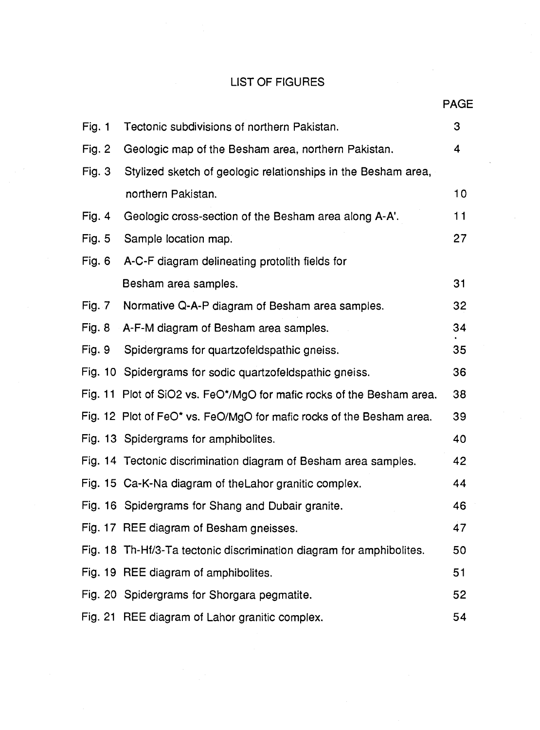# LIST OF FIGURES

| | | PAGE |
|---|---|---|
| Fig. 1 | Tectonic subdivisions of northern Pakistan. | 3 |
| Fig. 2 | Geologic map of the Besham area, northern Pakistan. | 4 |
| Fig. 3 | Stylized sketch of geologic relationships in the Besham area, northern Pakistan. | 10 |
| Fig. 4 | Geologic cross-section of the Besham area along A-A'. | 11 |
| Fig. 5 | Sample location map. | 27 |
| Fig. 6 | A-C-F diagram delineating protolith fields for Besham area samples. | 31 |
| Fig. 7 | Normative Q-A-P diagram of Besham area samples. | 32 |
| Fig. 8 | A-F-M diagram of Besham area samples. | 34 |
| Fig. 9 | Spidergrams for quartzofeldspathic gneiss. | 35 |
| Fig. 10 | Spidergrams for sodic quartzofeldspathic gneiss. | 36 |
| Fig. 11 | Plot of $SiO_2$ vs. $FeO^*/MgO$ for mafic rocks of the Besham area. | 38 |
| Fig. 12 | Plot of $FeO^*$ vs. FeO/MgO for mafic rocks of the Besham area. | 39 |
| Fig. 13 | Spidergrams for amphibolites. | 40 |
| Fig. 14 | Tectonic discrimination diagram of Besham area samples. | 42 |
| Fig. 15 | Ca-K-Na diagram of theLahor granitic complex. | 44 |
| Fig. 16 | Spidergrams for Shang and Dubair granite. | 46 |
| Fig. 17 | REE diagram of Besham gneisses. | 47 |
| Fig. 18 | Th-Hf/3-Ta tectonic discrimination diagram for amphibolites. | 50 |
| Fig. 19 | REE diagram of amphibolites. | 51 |
| Fig. 20 | Spidergrams for Shorgara pegmatite. | 52 |
| Fig. 21 | REE diagram of Lahor granitic complex. | 54 |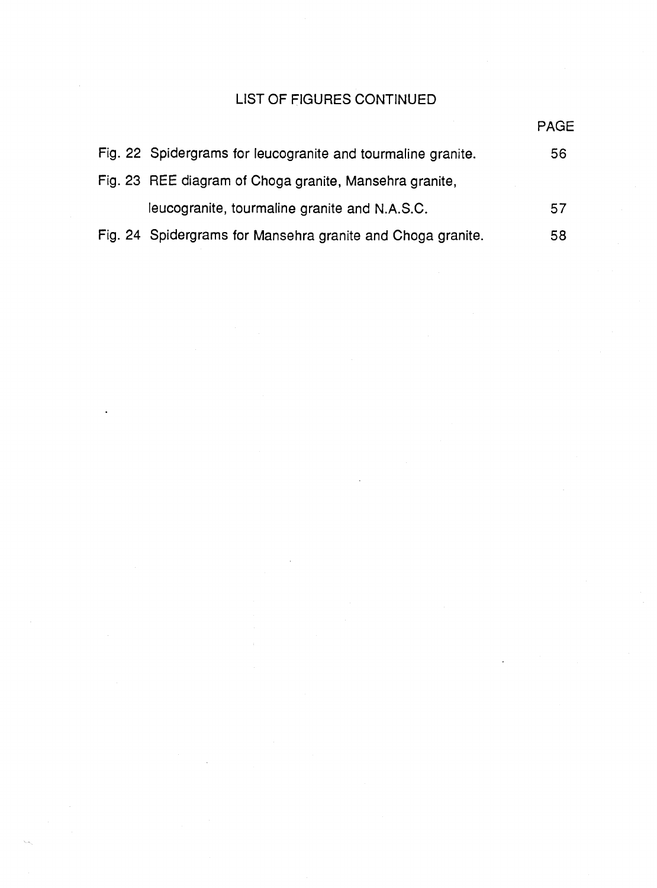# LIST OF FIGURES CONTINUED

| | PAGE |
|---|---|
| Fig. 22 Spidergrams for leucogranite and tourmaline granite. | 56 |
| Fig. 23 REE diagram of Choga granite, Mansehra granite, leucogranite, tourmaline granite and N.A.S.C. | 57 |
| Fig. 24 Spidergrams for Mansehra granite and Choga granite. | 58 |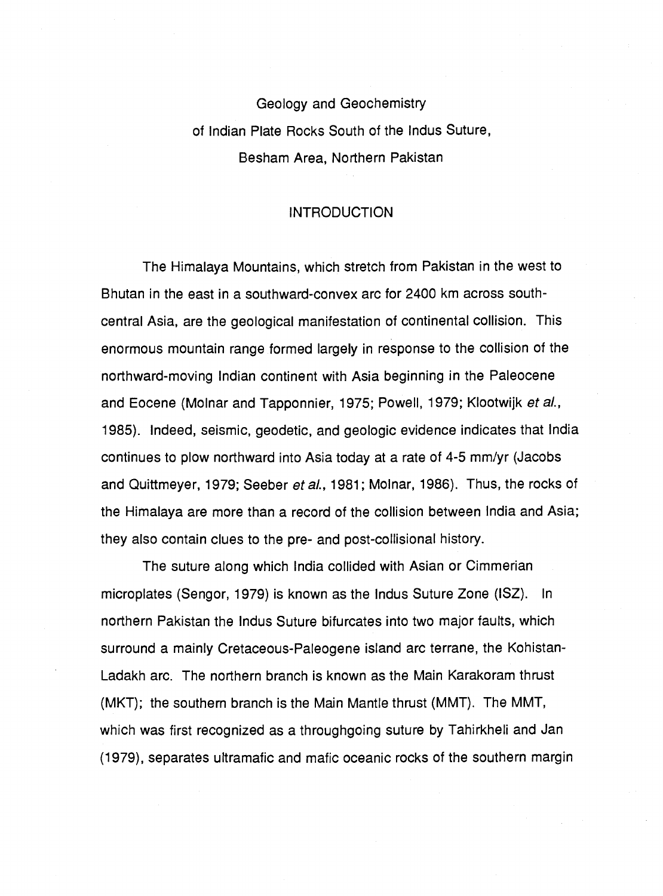# Geology and Geochemistry of Indian Plate Rocks South of the Indus Suture, Besham Area, Northern Pakistan

## INTRODUCTION

The Himalaya Mountains, which stretch from Pakistan in the west to Bhutan in the east in a southward-convex arc for 2400 km across south-central Asia, are the geological manifestation of continental collision. This enormous mountain range formed largely in response to the collision of the northward-moving Indian continent with Asia beginning in the Paleocene and Eocene (Molnar and Tapponnier, 1975; Powell, 1979; Klootwijk *et al.*, 1985). Indeed, seismic, geodetic, and geologic evidence indicates that India continues to plow northward into Asia today at a rate of 4-5 mm/yr (Jacobs and Quittmeyer, 1979; Seeber *et al.*, 1981; Molnar, 1986). Thus, the rocks of the Himalaya are more than a record of the collision between India and Asia; they also contain clues to the pre- and post-collisional history.

The suture along which India collided with Asian or Cimmerian microplates (Sengor, 1979) is known as the Indus Suture Zone (ISZ). In northern Pakistan the Indus Suture bifurcates into two major faults, which surround a mainly Cretaceous-Paleogene island arc terrane, the Kohistan-Ladakh arc. The northern branch is known as the Main Karakoram thrust (MKT); the southern branch is the Main Mantle thrust (MMT). The MMT, which was first recognized as a throughgoing suture by Tahirkheli and Jan (1979), separates ultramafic and mafic oceanic rocks of the southern margin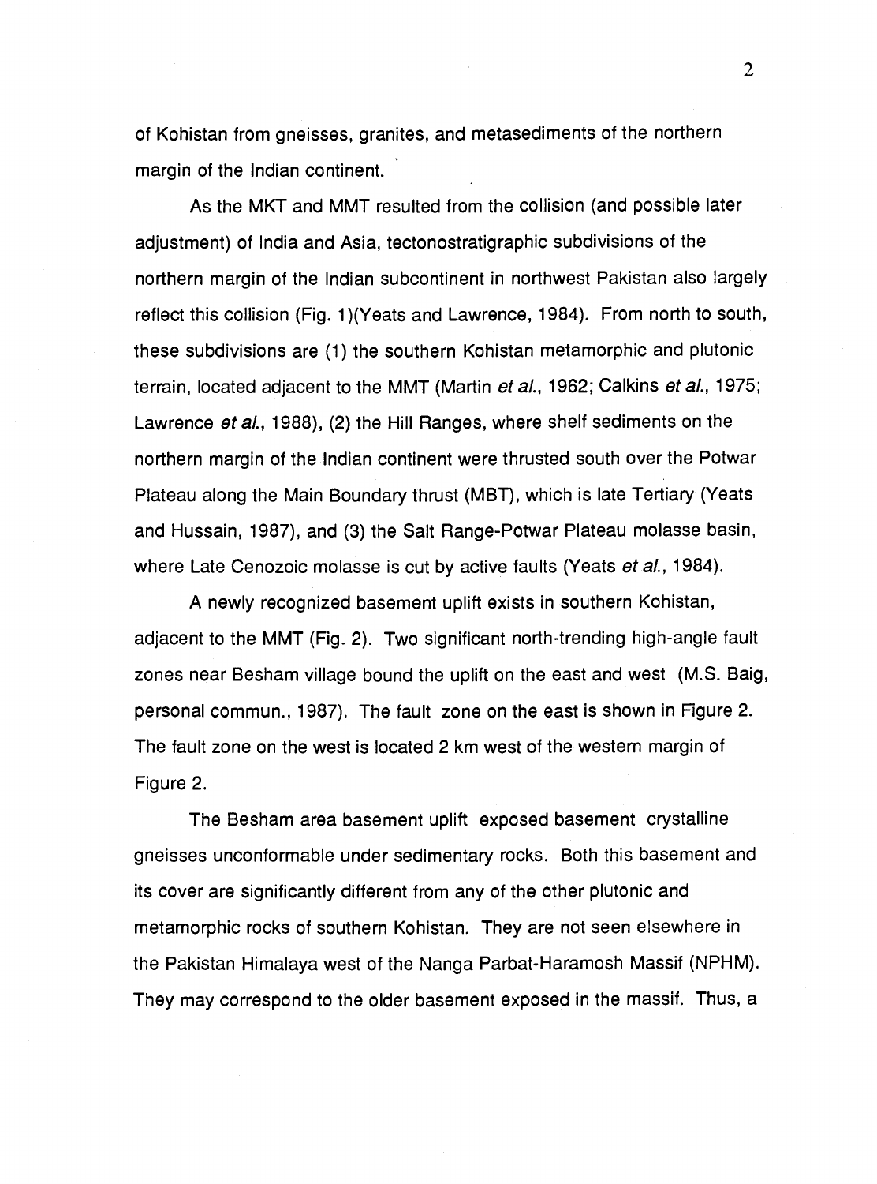of Kohistan from gneisses, granites, and metasediments of the northern margin of the Indian continent.

As the MKT and MMT resulted from the collision (and possible later adjustment) of India and Asia, tectonostratigraphic subdivisions of the northern margin of the Indian subcontinent in northwest Pakistan also largely reflect this collision (Fig. 1)(Yeats and Lawrence, 1984). From north to south, these subdivisions are (1) the southern Kohistan metamorphic and plutonic terrain, located adjacent to the MMT (Martin *et al.*, 1962; Calkins *et al.*, 1975; Lawrence *et al.*, 1988), (2) the Hill Ranges, where shelf sediments on the northern margin of the Indian continent were thrusted south over the Potwar Plateau along the Main Boundary thrust (MBT), which is late Tertiary (Yeats and Hussain, 1987), and (3) the Salt Range-Potwar Plateau molasse basin, where Late Cenozoic molasse is cut by active faults (Yeats *et al.*, 1984).

A newly recognized basement uplift exists in southern Kohistan, adjacent to the MMT (Fig. 2). Two significant north-trending high-angle fault zones near Besham village bound the uplift on the east and west (M.S. Baig, personal commun., 1987). The fault zone on the east is shown in Figure 2. The fault zone on the west is located 2 km west of the western margin of Figure 2.

The Besham area basement uplift exposed basement crystalline gneisses unconformable under sedimentary rocks. Both this basement and its cover are significantly different from any of the other plutonic and metamorphic rocks of southern Kohistan. They are not seen elsewhere in the Pakistan Himalaya west of the Nanga Parbat-Haramosh Massif (NPHM). They may correspond to the older basement exposed in the massif. Thus, a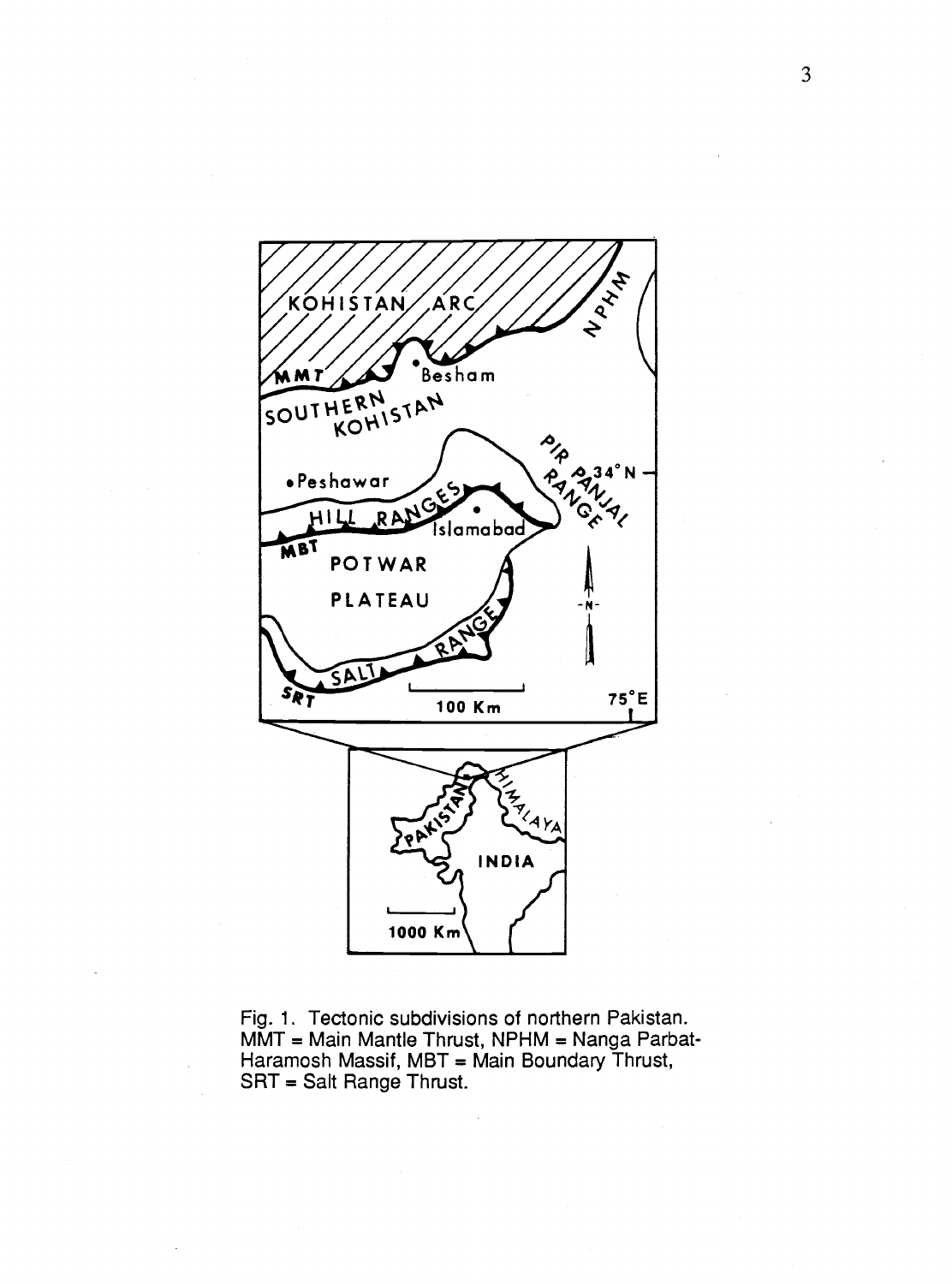Fig. 1. Tectonic subdivisions of northern Pakistan. MMT = Main Mantle Thrust, NPHM = Nanga Parbat-Haramosh Massif, MBT = Main Boundary Thrust, SRT = Salt Range Thrust.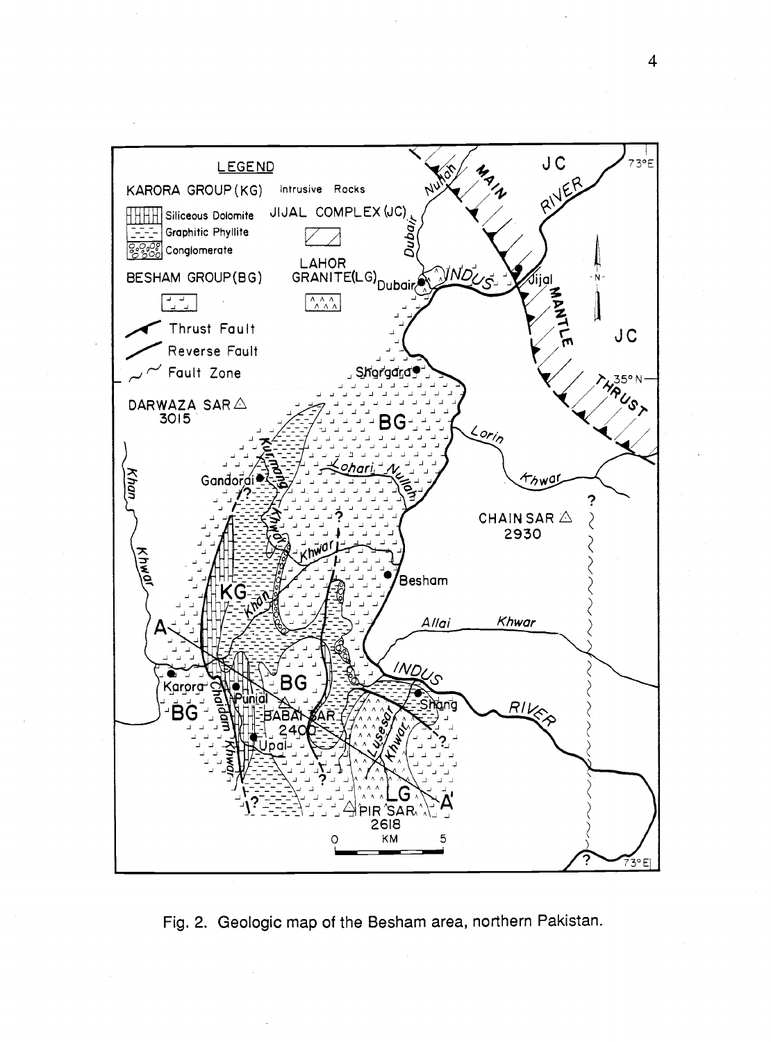Fig. 2. Geologic map of the Besham area, northern Pakistan.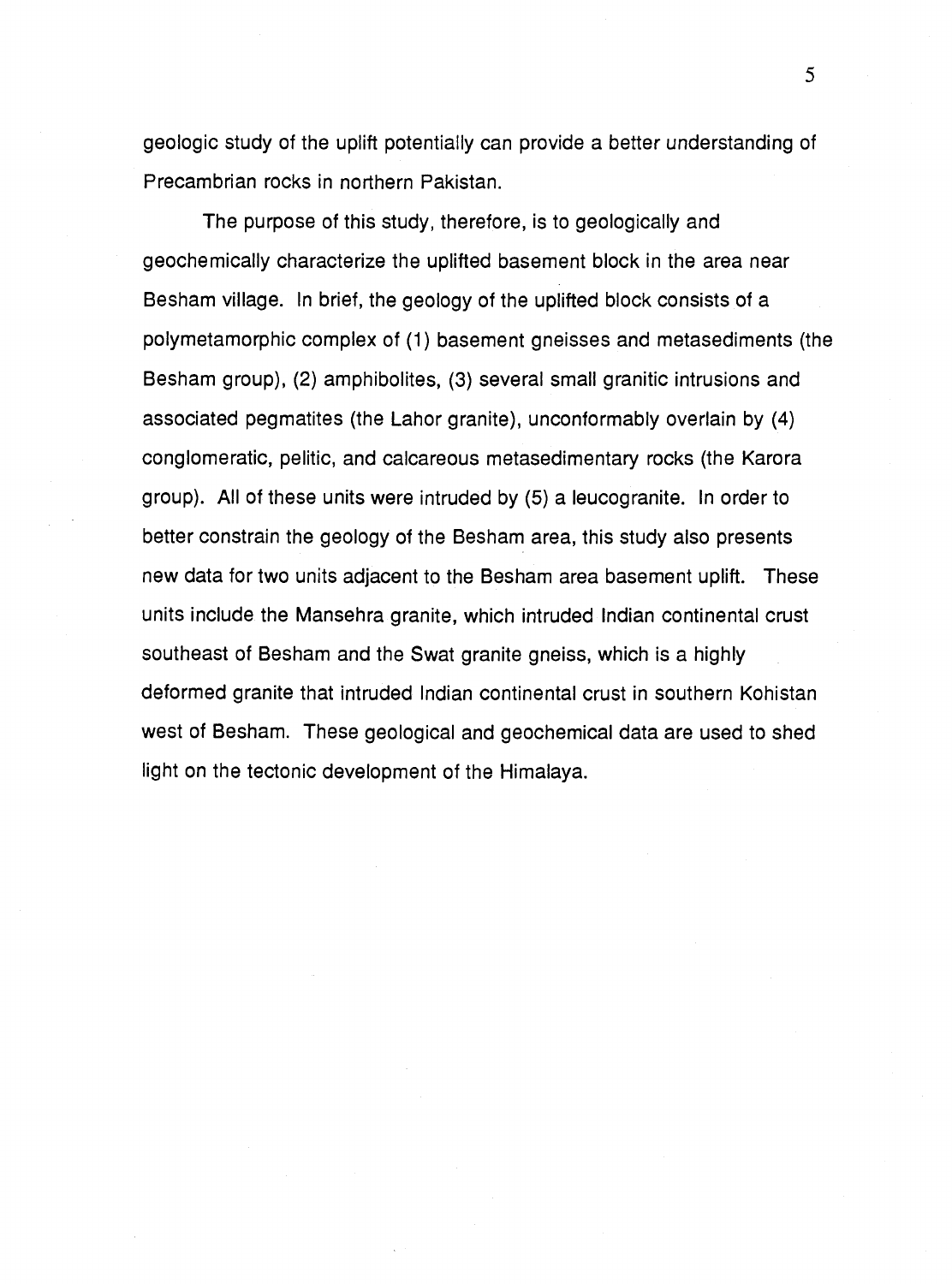geologic study of the uplift potentially can provide a better understanding of Precambrian rocks in northern Pakistan.

The purpose of this study, therefore, is to geologically and geochemically characterize the uplifted basement block in the area near Besham village. In brief, the geology of the uplifted block consists of a polymetamorphic complex of (1) basement gneisses and metasediments (the Besham group), (2) amphibolites, (3) several small granitic intrusions and associated pegmatites (the Lahor granite), unconformably overlain by (4) conglomeratic, pelitic, and calcareous metasedimentary rocks (the Karora group). All of these units were intruded by (5) a leucogranite. In order to better constrain the geology of the Besham area, this study also presents new data for two units adjacent to the Besham area basement uplift. These units include the Mansehra granite, which intruded Indian continental crust southeast of Besham and the Swat granite gneiss, which is a highly deformed granite that intruded Indian continental crust in southern Kohistan west of Besham. These geological and geochemical data are used to shed light on the tectonic development of the Himalaya.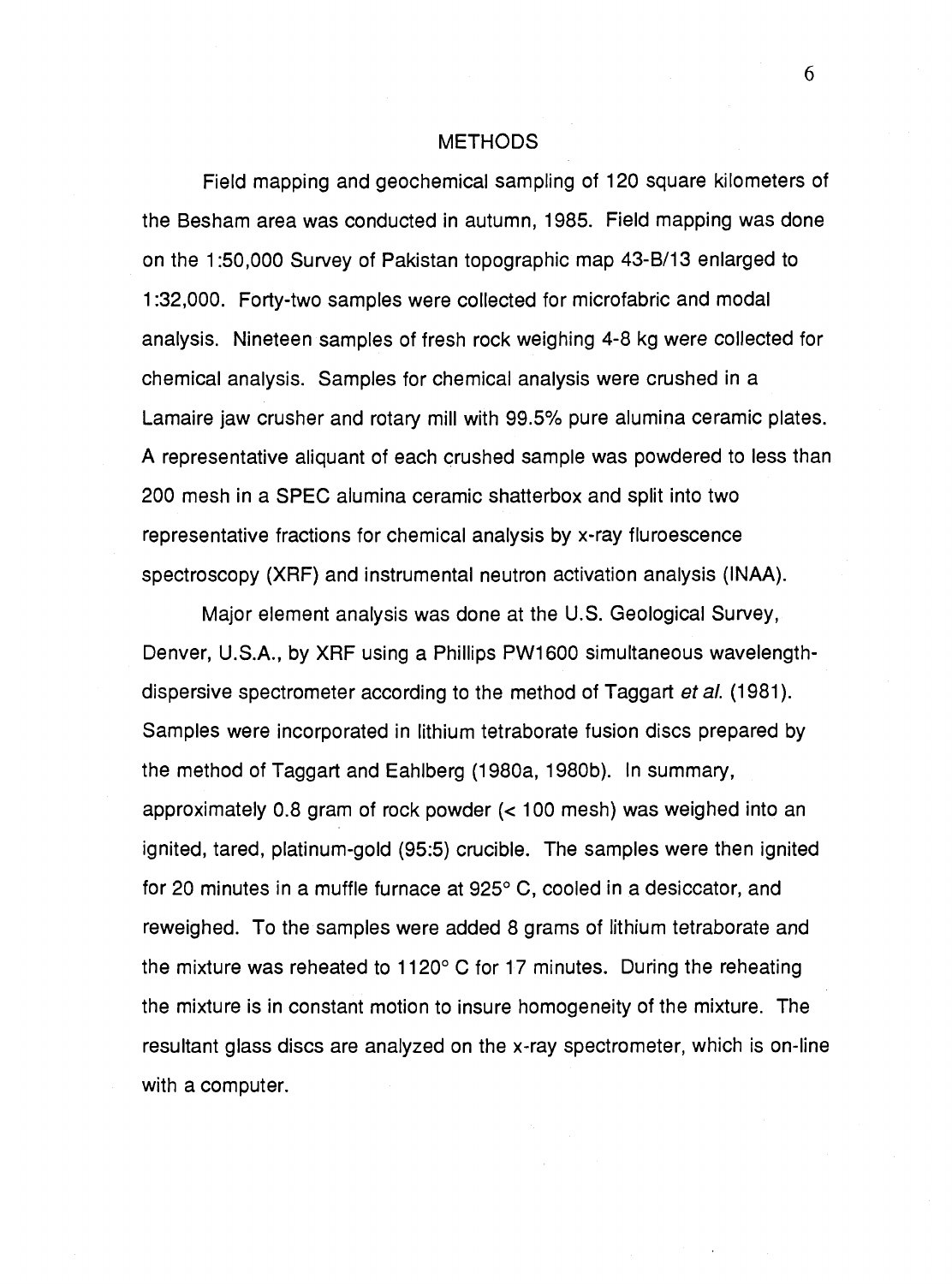# METHODS

Field mapping and geochemical sampling of 120 square kilometers of the Besham area was conducted in autumn, 1985. Field mapping was done on the 1:50,000 Survey of Pakistan topographic map 43-B/13 enlarged to 1:32,000. Forty-two samples were collected for microfabric and modal analysis. Nineteen samples of fresh rock weighing 4-8 kg were collected for chemical analysis. Samples for chemical analysis were crushed in a Lamaire jaw crusher and rotary mill with 99.5% pure alumina ceramic plates. A representative aliquant of each crushed sample was powdered to less than 200 mesh in a SPEC alumina ceramic shatterbox and split into two representative fractions for chemical analysis by x-ray fluroescence spectroscopy (XRF) and instrumental neutron activation analysis (INAA).

Major element analysis was done at the U.S. Geological Survey, Denver, U.S.A., by XRF using a Phillips PW1600 simultaneous wavelength-dispersive spectrometer according to the method of Taggart *et al.* (1981). Samples were incorporated in lithium tetraborate fusion discs prepared by the method of Taggart and Eahlberg (1980a, 1980b). In summary, approximately 0.8 gram of rock powder (< 100 mesh) was weighed into an ignited, tared, platinum-gold (95:5) crucible. The samples were then ignited for 20 minutes in a muffle furnace at 925° C, cooled in a desiccator, and reweighed. To the samples were added 8 grams of lithium tetraborate and the mixture was reheated to 1120° C for 17 minutes. During the reheating the mixture is in constant motion to insure homogeneity of the mixture. The resultant glass discs are analyzed on the x-ray spectrometer, which is on-line with a computer.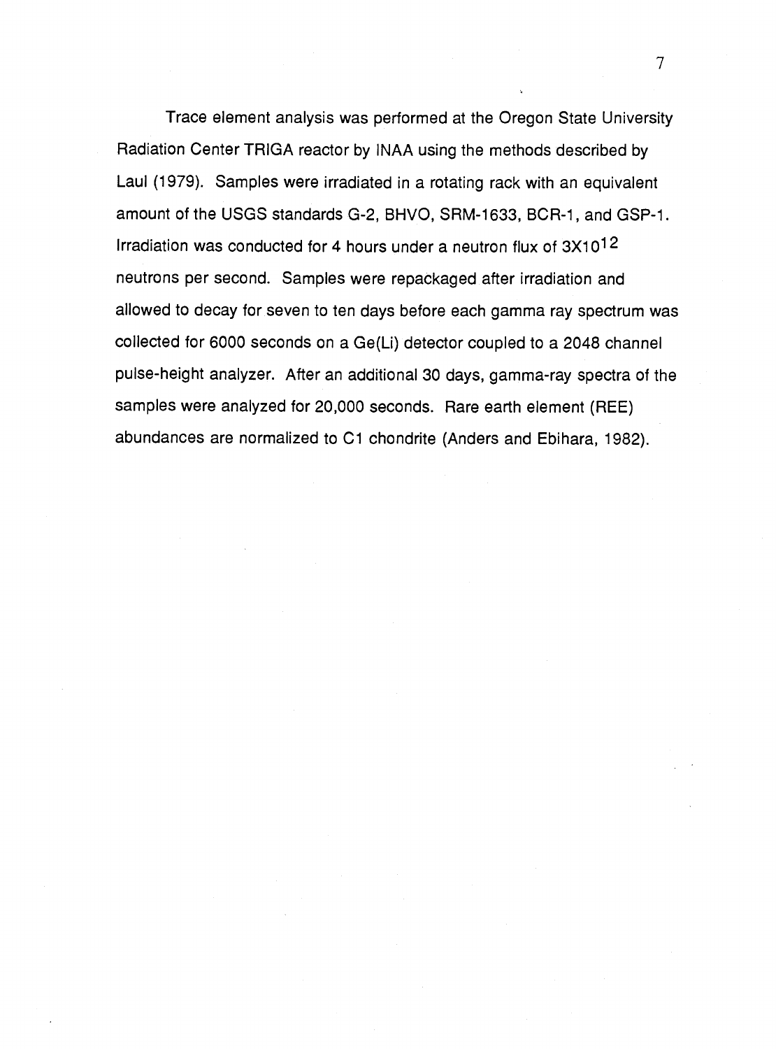Trace element analysis was performed at the Oregon State University Radiation Center TRIGA reactor by INAA using the methods described by Laul (1979). Samples were irradiated in a rotating rack with an equivalent amount of the USGS standards G-2, BHVO, SRM-1633, BCR-1, and GSP-1. Irradiation was conducted for 4 hours under a neutron flux of $3X10^{12}$ neutrons per second. Samples were repackaged after irradiation and allowed to decay for seven to ten days before each gamma ray spectrum was collected for 6000 seconds on a Ge(Li) detector coupled to a 2048 channel pulse-height analyzer. After an additional 30 days, gamma-ray spectra of the samples were analyzed for 20,000 seconds. Rare earth element (REE) abundances are normalized to C1 chondrite (Anders and Ebihara, 1982).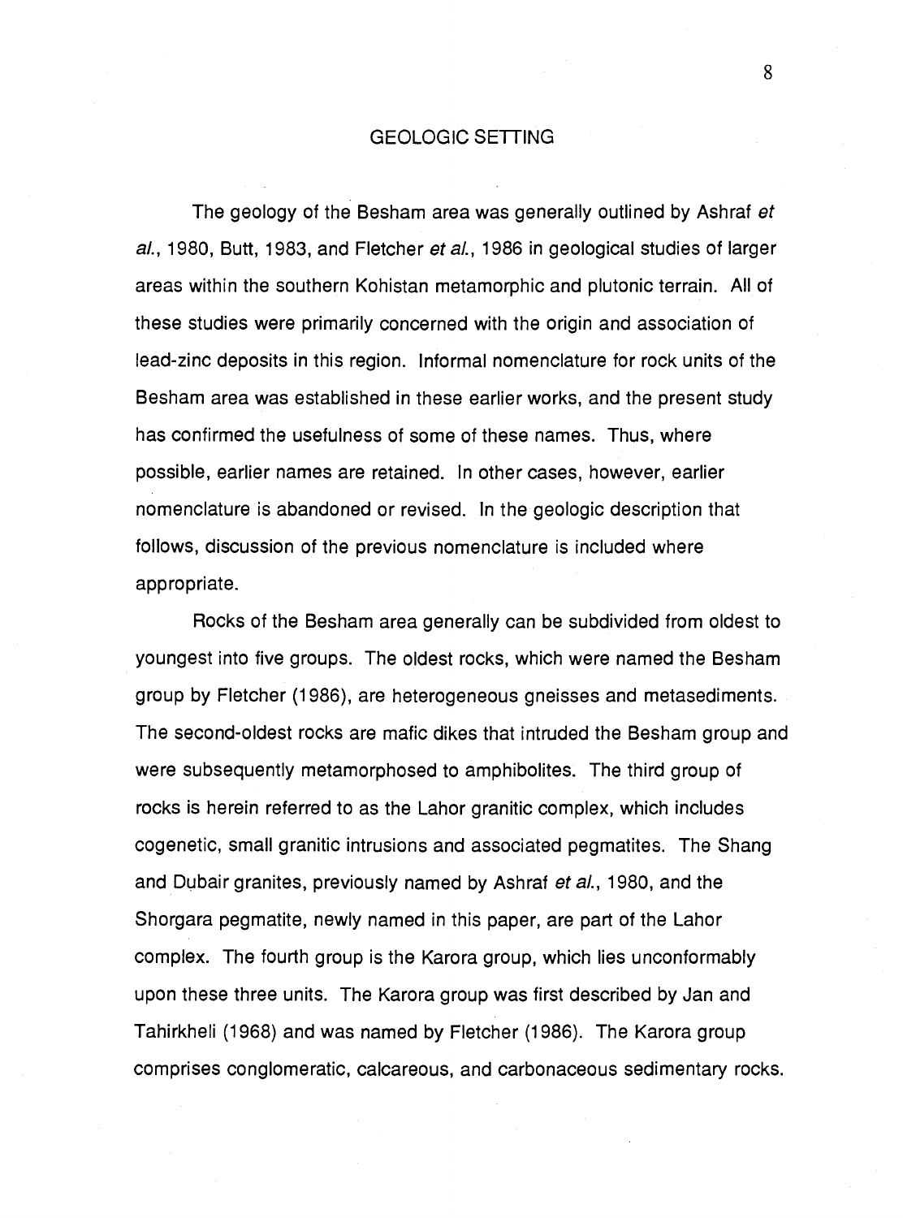## GEOLOGIC SETTING

The geology of the Besham area was generally outlined by Ashraf *et al.*, 1980, Butt, 1983, and Fletcher *et al.*, 1986 in geological studies of larger areas within the southern Kohistan metamorphic and plutonic terrain. All of these studies were primarily concerned with the origin and association of lead-zinc deposits in this region. Informal nomenclature for rock units of the Besham area was established in these earlier works, and the present study has confirmed the usefulness of some of these names. Thus, where possible, earlier names are retained. In other cases, however, earlier nomenclature is abandoned or revised. In the geologic description that follows, discussion of the previous nomenclature is included where appropriate.

Rocks of the Besham area generally can be subdivided from oldest to youngest into five groups. The oldest rocks, which were named the Besham group by Fletcher (1986), are heterogeneous gneisses and metasediments. The second-oldest rocks are mafic dikes that intruded the Besham group and were subsequently metamorphosed to amphibolites. The third group of rocks is herein referred to as the Lahor granitic complex, which includes cogenetic, small granitic intrusions and associated pegmatites. The Shang and Dubair granites, previously named by Ashraf *et al.*, 1980, and the Shorgara pegmatite, newly named in this paper, are part of the Lahor complex. The fourth group is the Karora group, which lies unconformably upon these three units. The Karora group was first described by Jan and Tahirkheli (1968) and was named by Fletcher (1986). The Karora group comprises conglomeratic, calcareous, and carbonaceous sedimentary rocks.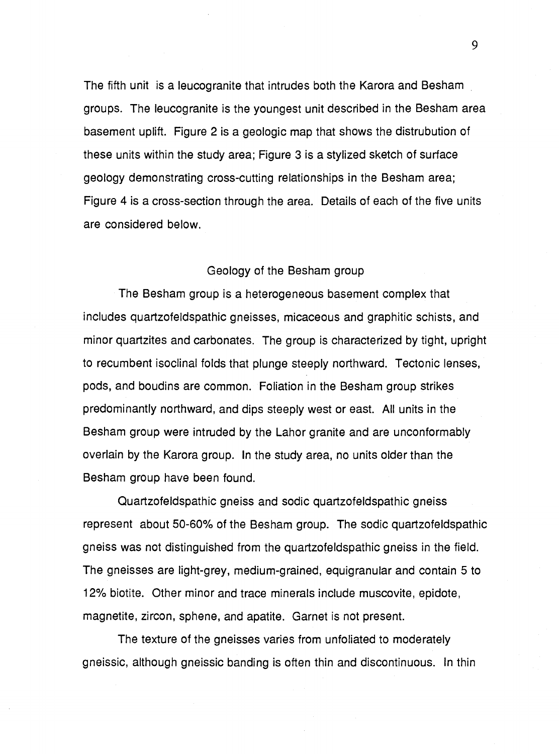The fifth unit is a leucogranite that intrudes both the Karora and Besham groups. The leucogranite is the youngest unit described in the Besham area basement uplift. Figure 2 is a geologic map that shows the distrubution of these units within the study area; Figure 3 is a stylized sketch of surface geology demonstrating cross-cutting relationships in the Besham area; Figure 4 is a cross-section through the area. Details of each of the five units are considered below.

## Geology of the Besham group

The Besham group is a heterogeneous basement complex that includes quartzofeldspathic gneisses, micaceous and graphitic schists, and minor quartzites and carbonates. The group is characterized by tight, upright to recumbent isoclinal folds that plunge steeply northward. Tectonic lenses, pods, and boudins are common. Foliation in the Besham group strikes predominantly northward, and dips steeply west or east. All units in the Besham group were intruded by the Lahor granite and are unconformably overlain by the Karora group. In the study area, no units older than the Besham group have been found.

Quartzofeldspathic gneiss and sodic quartzofeldspathic gneiss represent about 50-60% of the Besham group. The sodic quartzofeldspathic gneiss was not distinguished from the quartzofeldspathic gneiss in the field. The gneisses are light-grey, medium-grained, equigranular and contain 5 to 12% biotite. Other minor and trace minerals include muscovite, epidote, magnetite, zircon, sphene, and apatite. Garnet is not present.

The texture of the gneisses varies from unfoliated to moderately gneissic, although gneissic banding is often thin and discontinuous. In thin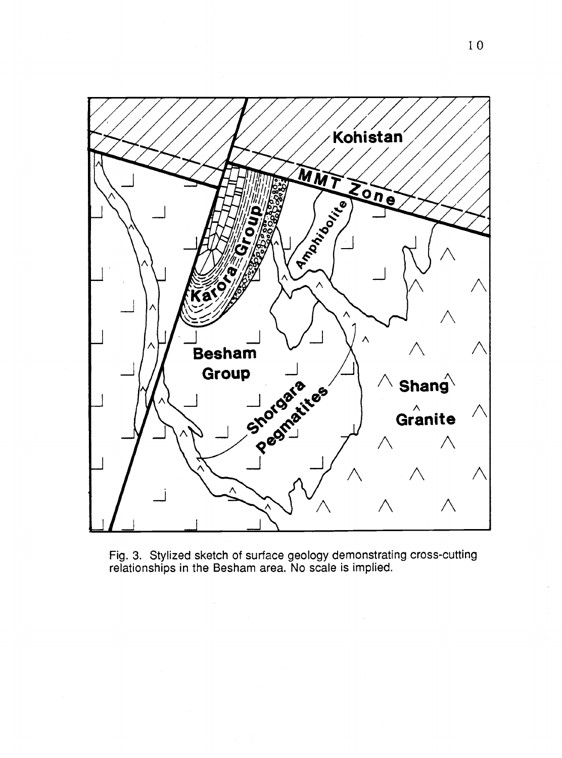Fig. 3. Stylized sketch of surface geology demonstrating cross-cutting relationships in the Besham area. No scale is implied.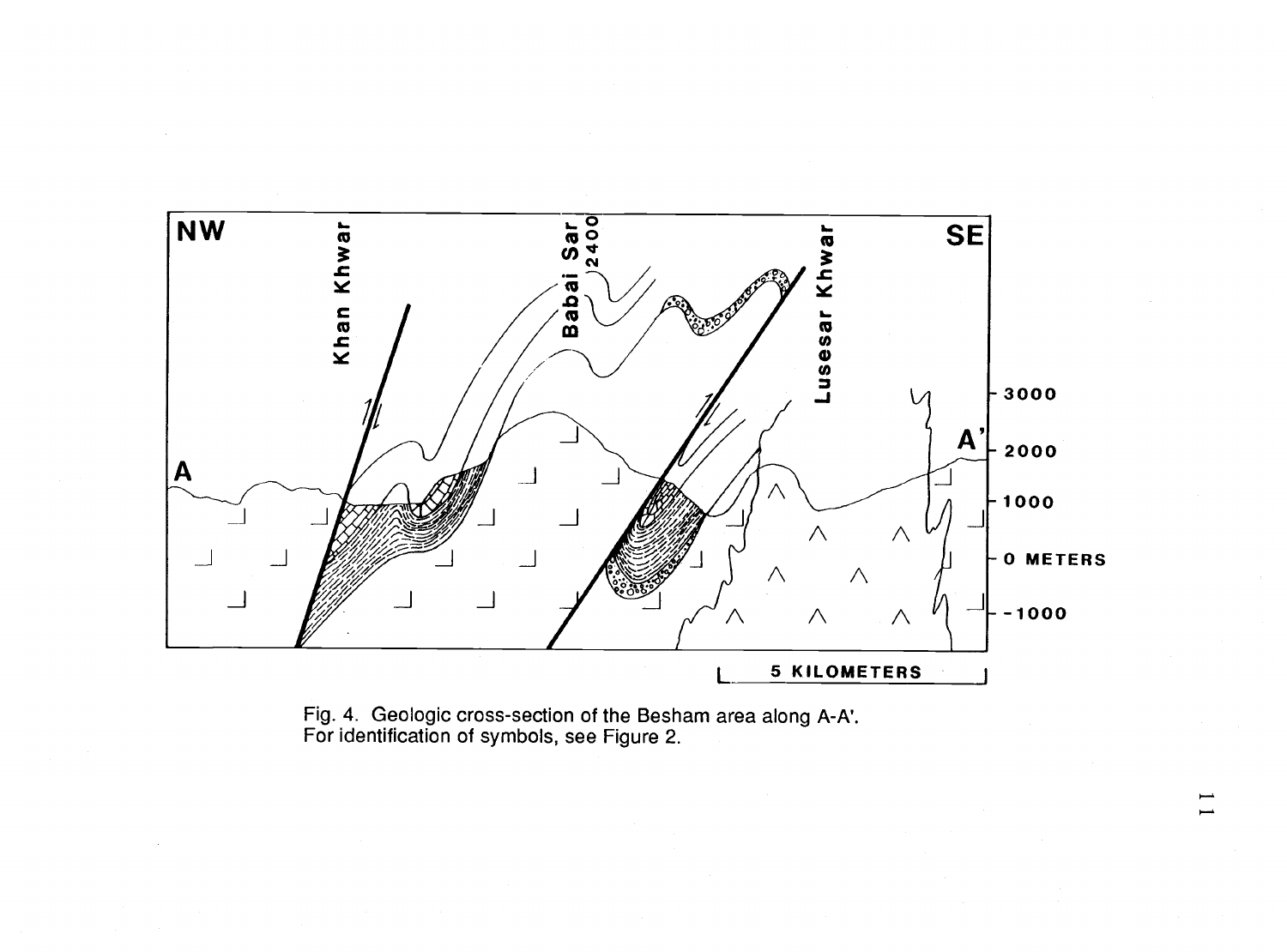Fig. 4. Geologic cross-section of the Besham area along A-A'. For identification of symbols, see Figure 2.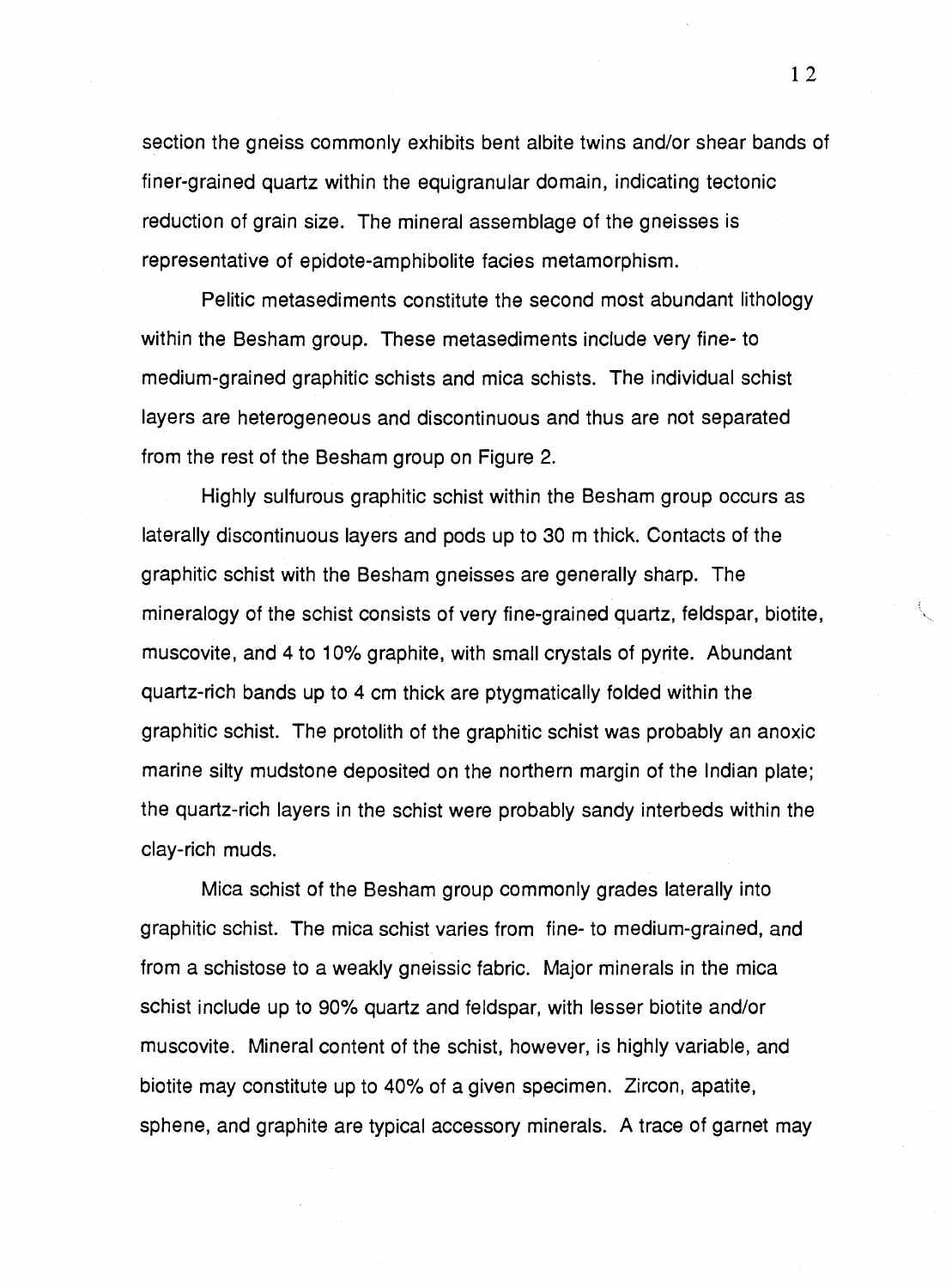section the gneiss commonly exhibits bent albite twins and/or shear bands of finer-grained quartz within the equigranular domain, indicating tectonic reduction of grain size. The mineral assemblage of the gneisses is representative of epidote-amphibolite facies metamorphism.

Pelitic metasediments constitute the second most abundant lithology within the Besham group. These metasediments include very fine- to medium-grained graphitic schists and mica schists. The individual schist layers are heterogeneous and discontinuous and thus are not separated from the rest of the Besham group on Figure 2.

Highly sulfurous graphitic schist within the Besham group occurs as laterally discontinuous layers and pods up to 30 m thick. Contacts of the graphitic schist with the Besham gneisses are generally sharp. The mineralogy of the schist consists of very fine-grained quartz, feldspar, biotite, muscovite, and 4 to 10% graphite, with small crystals of pyrite. Abundant quartz-rich bands up to 4 cm thick are ptygmatically folded within the graphitic schist. The protolith of the graphitic schist was probably an anoxic marine silty mudstone deposited on the northern margin of the Indian plate; the quartz-rich layers in the schist were probably sandy interbeds within the clay-rich muds.

Mica schist of the Besham group commonly grades laterally into graphitic schist. The mica schist varies from fine- to medium-grained, and from a schistose to a weakly gneissic fabric. Major minerals in the mica schist include up to 90% quartz and feldspar, with lesser biotite and/or muscovite. Mineral content of the schist, however, is highly variable, and biotite may constitute up to 40% of a given specimen. Zircon, apatite, sphene, and graphite are typical accessory minerals. A trace of garnet may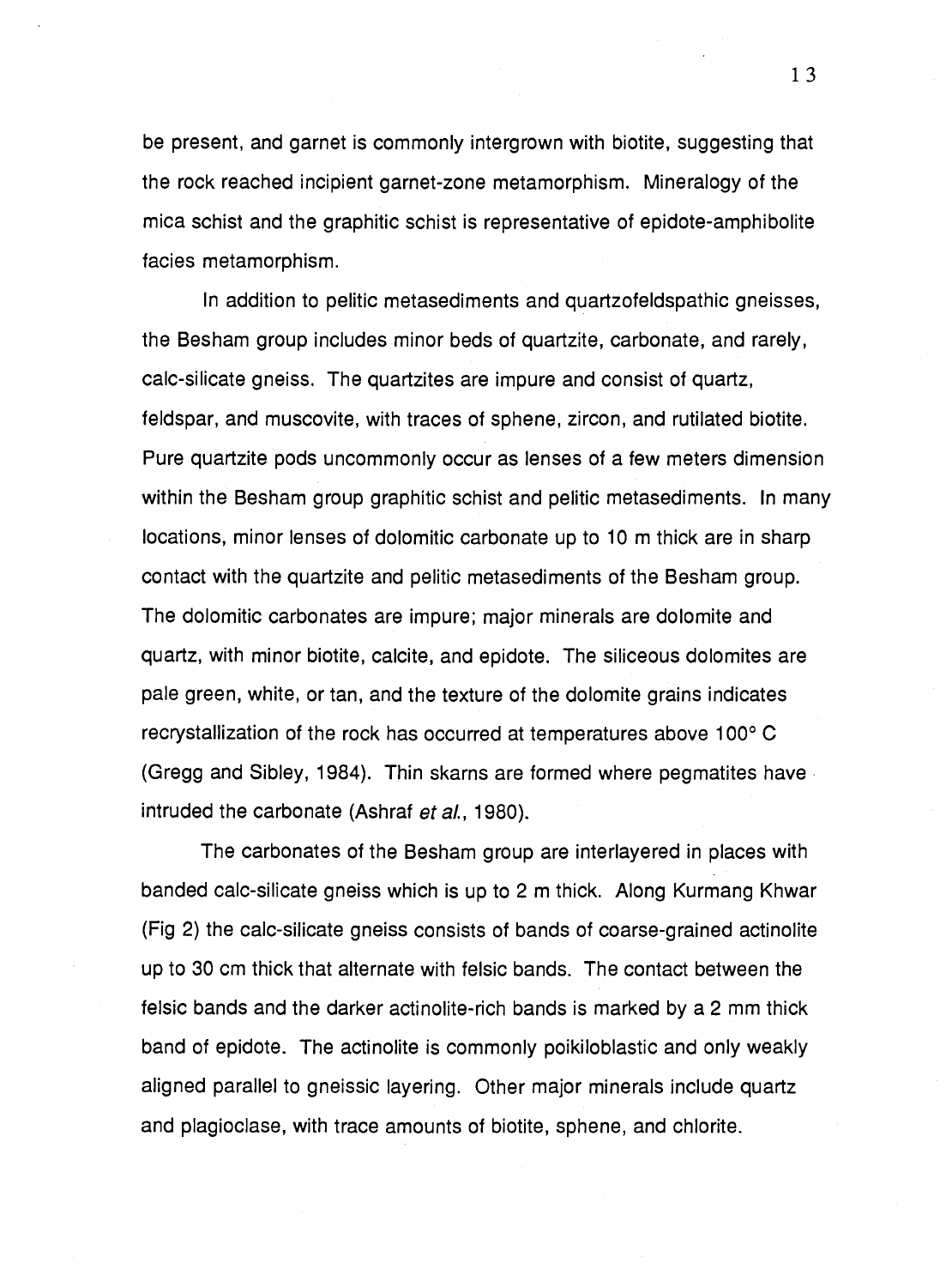be present, and garnet is commonly intergrown with biotite, suggesting that the rock reached incipient garnet-zone metamorphism. Mineralogy of the mica schist and the graphitic schist is representative of epidote-amphibolite facies metamorphism.

In addition to pelitic metasediments and quartzofeldspathic gneisses, the Besham group includes minor beds of quartzite, carbonate, and rarely, calc-silicate gneiss. The quartzites are impure and consist of quartz, feldspar, and muscovite, with traces of sphene, zircon, and rutilated biotite. Pure quartzite pods uncommonly occur as lenses of a few meters dimension within the Besham group graphitic schist and pelitic metasediments. In many locations, minor lenses of dolomitic carbonate up to 10 m thick are in sharp contact with the quartzite and pelitic metasediments of the Besham group. The dolomitic carbonates are impure; major minerals are dolomite and quartz, with minor biotite, calcite, and epidote. The siliceous dolomites are pale green, white, or tan, and the texture of the dolomite grains indicates recrystallization of the rock has occurred at temperatures above 100° C (Gregg and Sibley, 1984). Thin skarns are formed where pegmatites have intruded the carbonate (Ashraf *et al.*, 1980).

The carbonates of the Besham group are interlayered in places with banded calc-silicate gneiss which is up to 2 m thick. Along Kurmang Khwar (Fig 2) the calc-silicate gneiss consists of bands of coarse-grained actinolite up to 30 cm thick that alternate with felsic bands. The contact between the felsic bands and the darker actinolite-rich bands is marked by a 2 mm thick band of epidote. The actinolite is commonly poikiloblastic and only weakly aligned parallel to gneissic layering. Other major minerals include quartz and plagioclase, with trace amounts of biotite, sphene, and chlorite.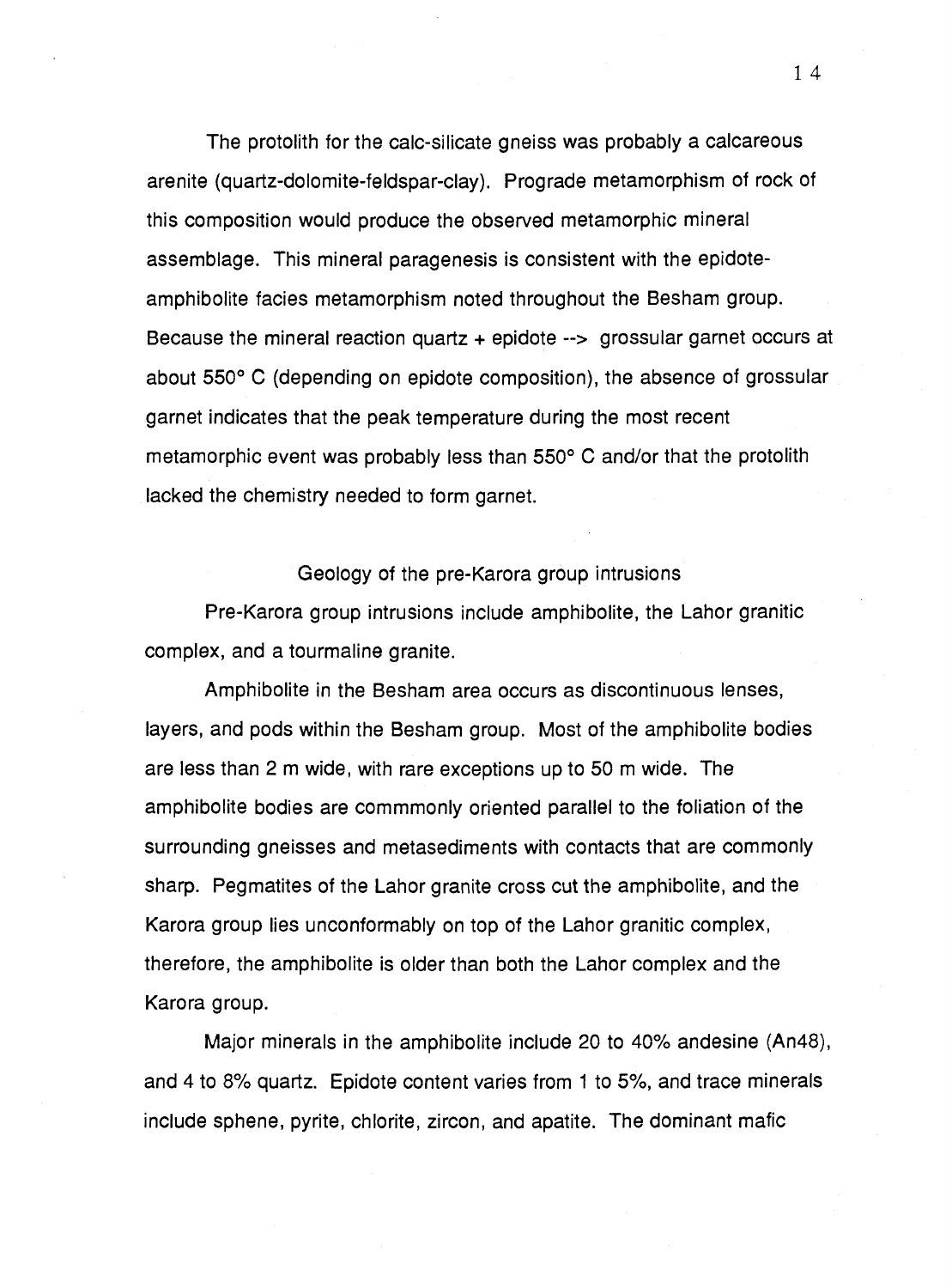The protolith for the calc-silicate gneiss was probably a calcareous arenite (quartz-dolomite-feldspar-clay). Prograde metamorphism of rock of this composition would produce the observed metamorphic mineral assemblage. This mineral paragenesis is consistent with the epidote-amphibolite facies metamorphism noted throughout the Besham group. Because the mineral reaction quartz + epidote --> grossular garnet occurs at about 550° C (depending on epidote composition), the absence of grossular garnet indicates that the peak temperature during the most recent metamorphic event was probably less than 550° C and/or that the protolith lacked the chemistry needed to form garnet.

## Geology of the pre-Karora group intrusions

Pre-Karora group intrusions include amphibolite, the Lahor granitic complex, and a tourmaline granite.

Amphibolite in the Besham area occurs as discontinuous lenses, layers, and pods within the Besham group. Most of the amphibolite bodies are less than 2 m wide, with rare exceptions up to 50 m wide. The amphibolite bodies are commmonly oriented parallel to the foliation of the surrounding gneisses and metasediments with contacts that are commonly sharp. Pegmatites of the Lahor granite cross cut the amphibolite, and the Karora group lies unconformably on top of the Lahor granitic complex, therefore, the amphibolite is older than both the Lahor complex and the Karora group.

Major minerals in the amphibolite include 20 to 40% andesine (An48), and 4 to 8% quartz. Epidote content varies from 1 to 5%, and trace minerals include sphene, pyrite, chlorite, zircon, and apatite. The dominant mafic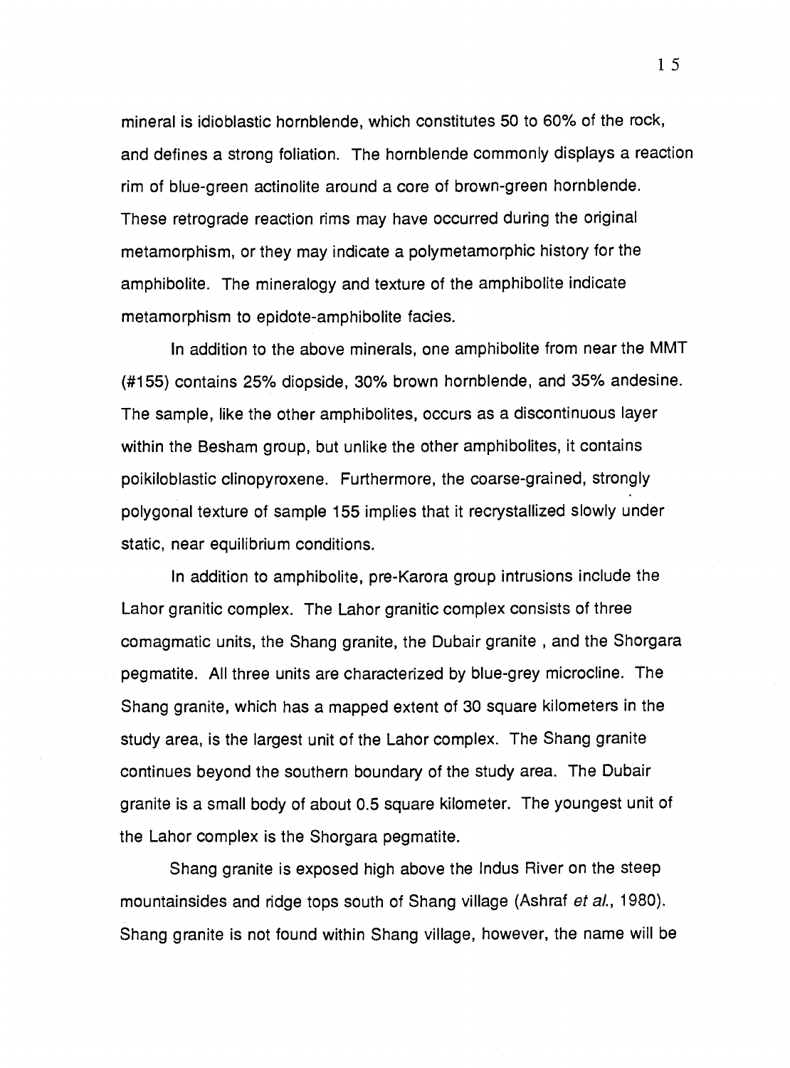mineral is idioblastic hornblende, which constitutes 50 to 60% of the rock, and defines a strong foliation. The hornblende commonly displays a reaction rim of blue-green actinolite around a core of brown-green hornblende. These retrograde reaction rims may have occurred during the original metamorphism, or they may indicate a polymetamorphic history for the amphibolite. The mineralogy and texture of the amphibolite indicate metamorphism to epidote-amphibolite facies.

In addition to the above minerals, one amphibolite from near the MMT (#155) contains 25% diopside, 30% brown hornblende, and 35% andesine. The sample, like the other amphibolites, occurs as a discontinuous layer within the Besham group, but unlike the other amphibolites, it contains poikiloblastic clinopyroxene. Furthermore, the coarse-grained, strongly polygonal texture of sample 155 implies that it recrystallized slowly under static, near equilibrium conditions.

In addition to amphibolite, pre-Karora group intrusions include the Lahor granitic complex. The Lahor granitic complex consists of three comagmatic units, the Shang granite, the Dubair granite , and the Shorgara pegmatite. All three units are characterized by blue-grey microcline. The Shang granite, which has a mapped extent of 30 square kilometers in the study area, is the largest unit of the Lahor complex. The Shang granite continues beyond the southern boundary of the study area. The Dubair granite is a small body of about 0.5 square kilometer. The youngest unit of the Lahor complex is the Shorgara pegmatite.

Shang granite is exposed high above the Indus River on the steep mountainsides and ridge tops south of Shang village (Ashraf *et al.*, 1980). Shang granite is not found within Shang village, however, the name will be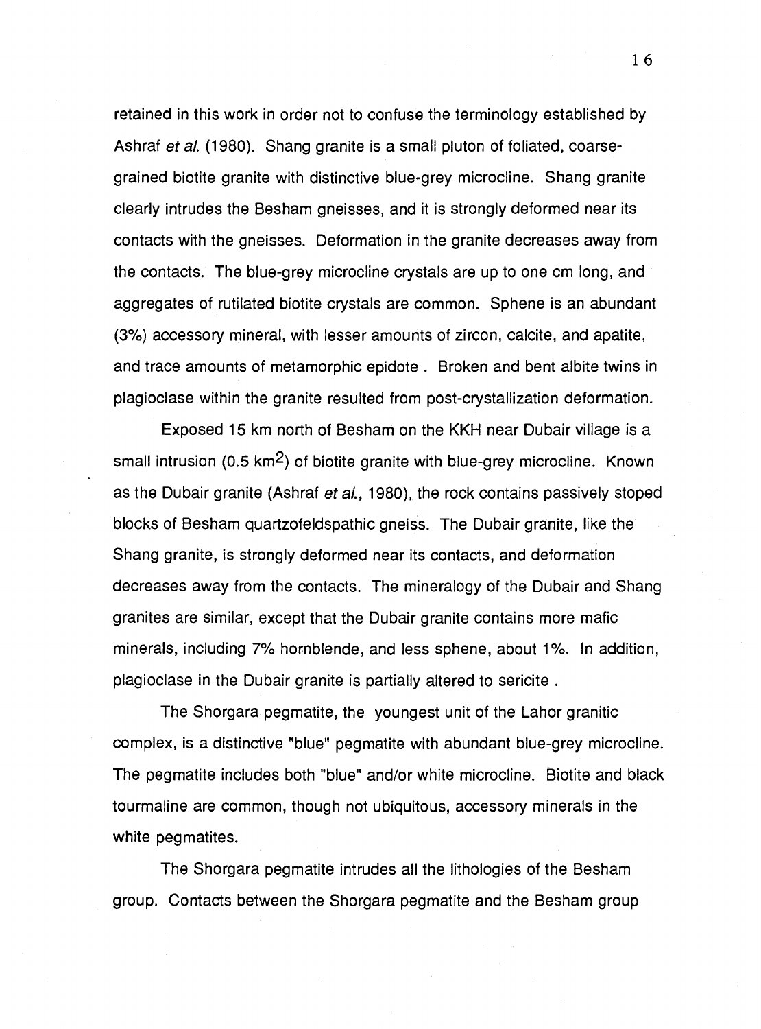retained in this work in order not to confuse the terminology established by Ashraf *et al.* (1980). Shang granite is a small pluton of foliated, coarse-grained biotite granite with distinctive blue-grey microcline. Shang granite clearly intrudes the Besham gneisses, and it is strongly deformed near its contacts with the gneisses. Deformation in the granite decreases away from the contacts. The blue-grey microcline crystals are up to one cm long, and aggregates of rutilated biotite crystals are common. Sphene is an abundant (3%) accessory mineral, with lesser amounts of zircon, calcite, and apatite, and trace amounts of metamorphic epidote . Broken and bent albite twins in plagioclase within the granite resulted from post-crystallization deformation.

Exposed 15 km north of Besham on the KKH near Dubair village is a small intrusion (0.5 $km^2$) of biotite granite with blue-grey microcline. Known as the Dubair granite (Ashraf *et al.*, 1980), the rock contains passively stoped blocks of Besham quartzofeldspathic gneiss. The Dubair granite, like the Shang granite, is strongly deformed near its contacts, and deformation decreases away from the contacts. The mineralogy of the Dubair and Shang granites are similar, except that the Dubair granite contains more mafic minerals, including 7% hornblende, and less sphene, about 1%. In addition, plagioclase in the Dubair granite is partially altered to sericite .

The Shorgara pegmatite, the youngest unit of the Lahor granitic complex, is a distinctive "blue" pegmatite with abundant blue-grey microcline. The pegmatite includes both "blue" and/or white microcline. Biotite and black tourmaline are common, though not ubiquitous, accessory minerals in the white pegmatites.

The Shorgara pegmatite intrudes all the lithologies of the Besham group. Contacts between the Shorgara pegmatite and the Besham group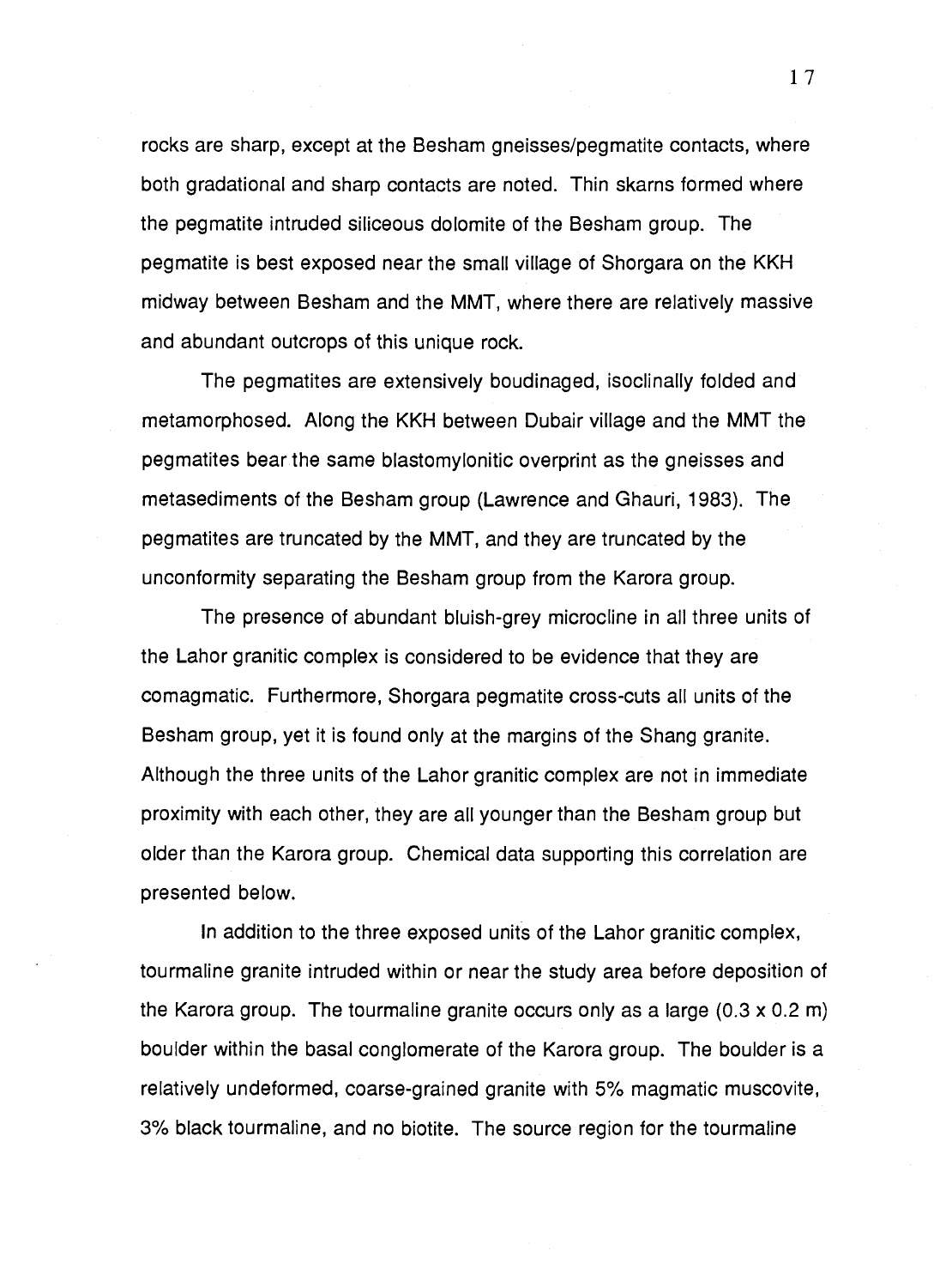rocks are sharp, except at the Besham gneisses/pegmatite contacts, where both gradational and sharp contacts are noted. Thin skarns formed where the pegmatite intruded siliceous dolomite of the Besham group. The pegmatite is best exposed near the small village of Shorgara on the KKH midway between Besham and the MMT, where there are relatively massive and abundant outcrops of this unique rock.

The pegmatites are extensively boudinaged, isoclinally folded and metamorphosed. Along the KKH between Dubair village and the MMT the pegmatites bear the same blastomylonitic overprint as the gneisses and metasediments of the Besham group (Lawrence and Ghauri, 1983). The pegmatites are truncated by the MMT, and they are truncated by the unconformity separating the Besham group from the Karora group.

The presence of abundant bluish-grey microcline in all three units of the Lahor granitic complex is considered to be evidence that they are comagmatic. Furthermore, Shorgara pegmatite cross-cuts all units of the Besham group, yet it is found only at the margins of the Shang granite. Although the three units of the Lahor granitic complex are not in immediate proximity with each other, they are all younger than the Besham group but older than the Karora group. Chemical data supporting this correlation are presented below.

In addition to the three exposed units of the Lahor granitic complex, tourmaline granite intruded within or near the study area before deposition of the Karora group. The tourmaline granite occurs only as a large (0.3 x 0.2 m) boulder within the basal conglomerate of the Karora group. The boulder is a relatively undeformed, coarse-grained granite with 5% magmatic muscovite, 3% black tourmaline, and no biotite. The source region for the tourmaline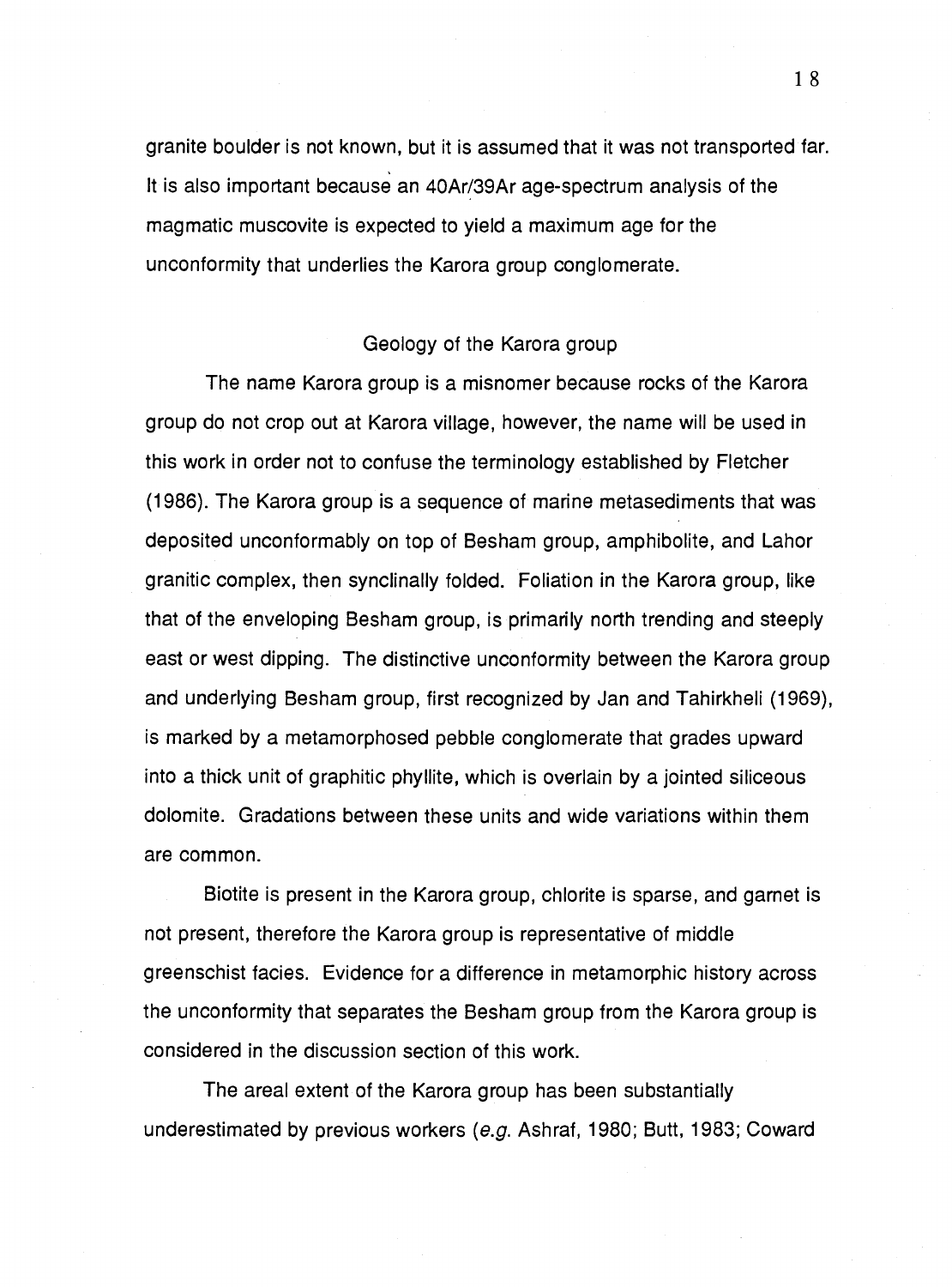granite boulder is not known, but it is assumed that it was not transported far. It is also important because an 40Ar/39Ar age-spectrum analysis of the magmatic muscovite is expected to yield a maximum age for the unconformity that underlies the Karora group conglomerate.

## Geology of the Karora group

The name Karora group is a misnomer because rocks of the Karora group do not crop out at Karora village, however, the name will be used in this work in order not to confuse the terminology established by Fletcher (1986). The Karora group is a sequence of marine metasediments that was deposited unconformably on top of Besham group, amphibolite, and Lahor granitic complex, then synclinally folded. Foliation in the Karora group, like that of the enveloping Besham group, is primarily north trending and steeply east or west dipping. The distinctive unconformity between the Karora group and underlying Besham group, first recognized by Jan and Tahirkheli (1969), is marked by a metamorphosed pebble conglomerate that grades upward into a thick unit of graphitic phyllite, which is overlain by a jointed siliceous dolomite. Gradations between these units and wide variations within them are common.

Biotite is present in the Karora group, chlorite is sparse, and garnet is not present, therefore the Karora group is representative of middle greenschist facies. Evidence for a difference in metamorphic history across the unconformity that separates the Besham group from the Karora group is considered in the discussion section of this work.

The areal extent of the Karora group has been substantially underestimated by previous workers (*e.g.* Ashraf, 1980; Butt, 1983; Coward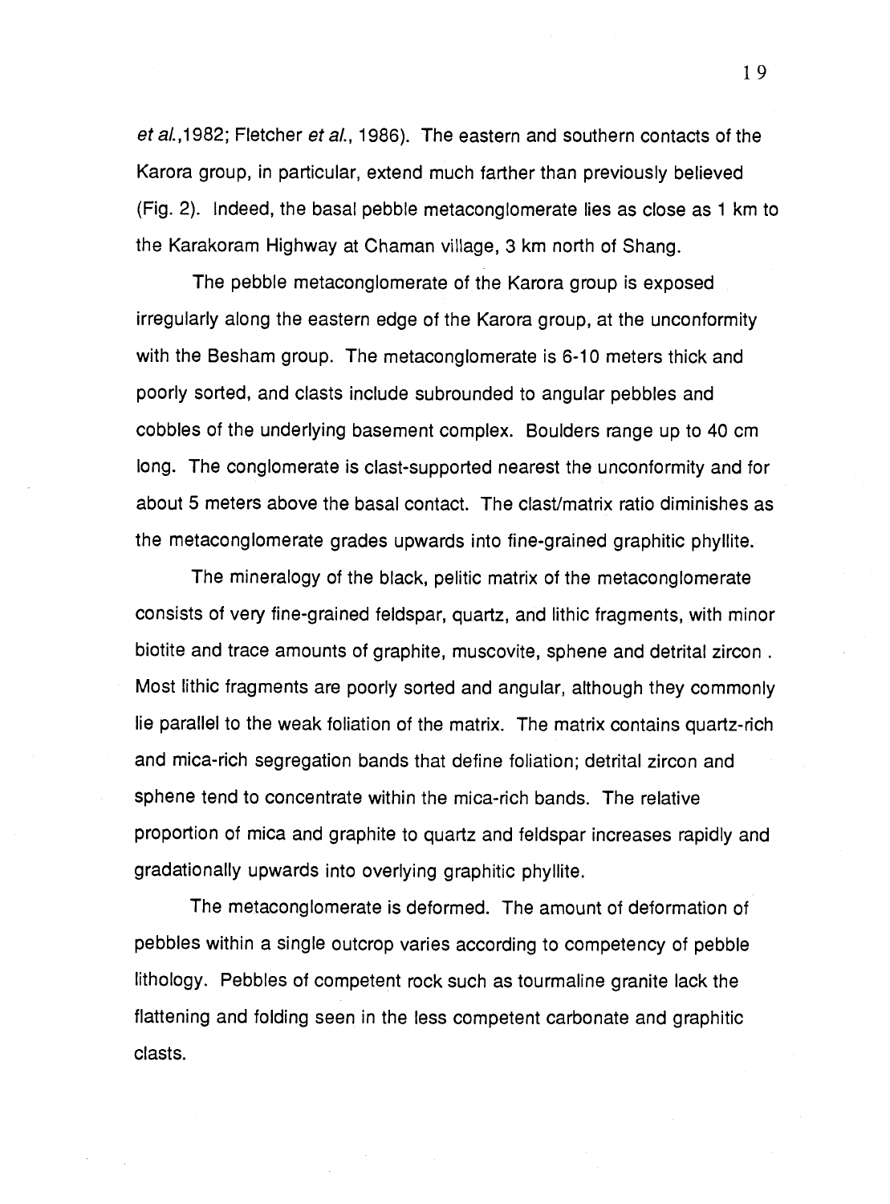*et al.*,1982; Fletcher *et al.*, 1986). The eastern and southern contacts of the Karora group, in particular, extend much farther than previously believed (Fig. 2). Indeed, the basal pebble metaconglomerate lies as close as 1 km to the Karakoram Highway at Chaman village, 3 km north of Shang.

The pebble metaconglomerate of the Karora group is exposed irregularly along the eastern edge of the Karora group, at the unconformity with the Besham group. The metaconglomerate is 6-10 meters thick and poorly sorted, and clasts include subrounded to angular pebbles and cobbles of the underlying basement complex. Boulders range up to 40 cm long. The conglomerate is clast-supported nearest the unconformity and for about 5 meters above the basal contact. The clast/matrix ratio diminishes as the metaconglomerate grades upwards into fine-grained graphitic phyllite.

The mineralogy of the black, pelitic matrix of the metaconglomerate consists of very fine-grained feldspar, quartz, and lithic fragments, with minor biotite and trace amounts of graphite, muscovite, sphene and detrital zircon . Most lithic fragments are poorly sorted and angular, although they commonly lie parallel to the weak foliation of the matrix. The matrix contains quartz-rich and mica-rich segregation bands that define foliation; detrital zircon and sphene tend to concentrate within the mica-rich bands. The relative proportion of mica and graphite to quartz and feldspar increases rapidly and gradationally upwards into overlying graphitic phyllite.

The metaconglomerate is deformed. The amount of deformation of pebbles within a single outcrop varies according to competency of pebble lithology. Pebbles of competent rock such as tourmaline granite lack the flattening and folding seen in the less competent carbonate and graphitic clasts.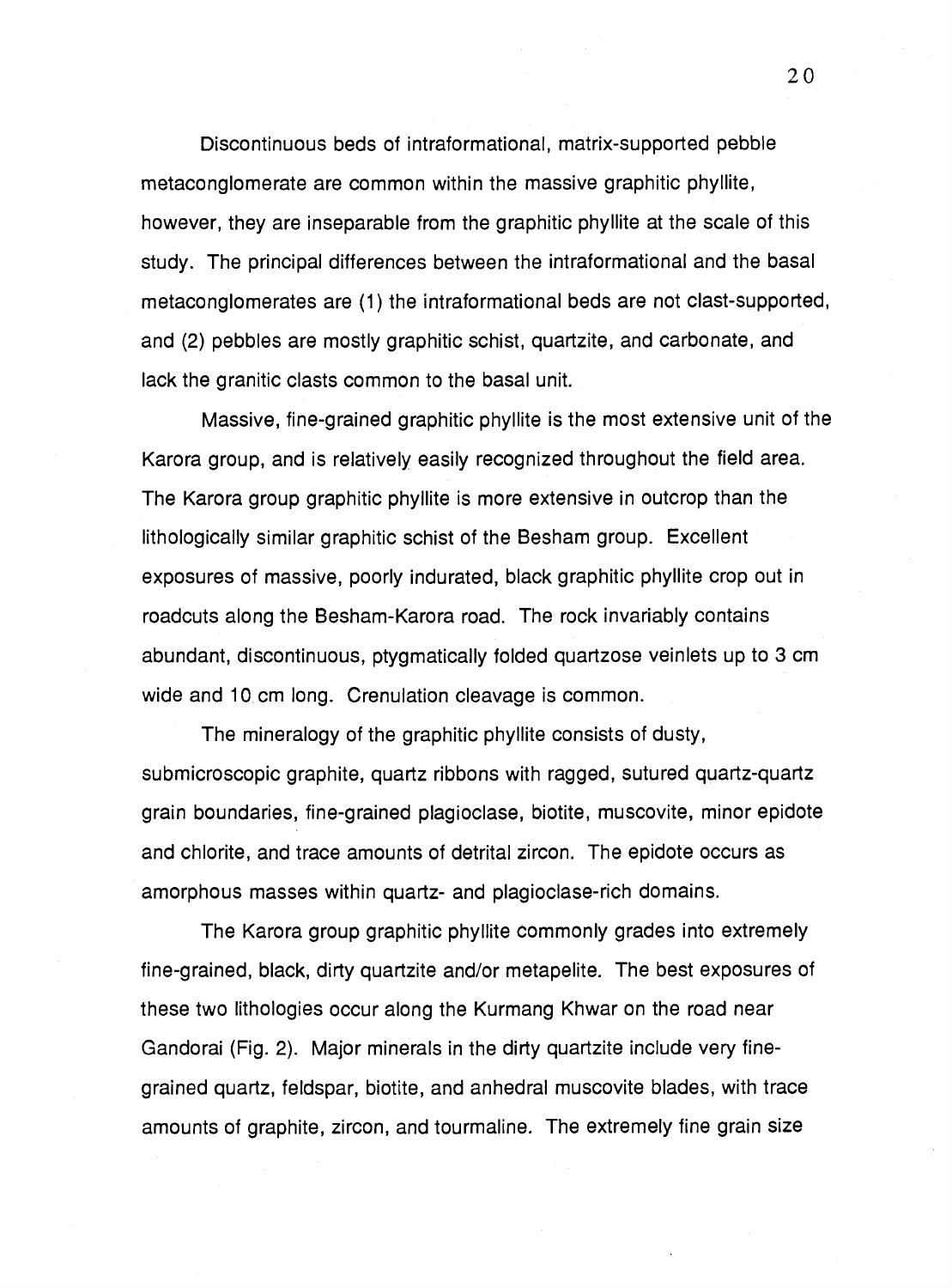Discontinuous beds of intraformational, matrix-supported pebble metaconglomerate are common within the massive graphitic phyllite, however, they are inseparable from the graphitic phyllite at the scale of this study. The principal differences between the intraformational and the basal metaconglomerates are (1) the intraformational beds are not clast-supported, and (2) pebbles are mostly graphitic schist, quartzite, and carbonate, and lack the granitic clasts common to the basal unit.

Massive, fine-grained graphitic phyllite is the most extensive unit of the Karora group, and is relatively easily recognized throughout the field area. The Karora group graphitic phyllite is more extensive in outcrop than the lithologically similar graphitic schist of the Besham group. Excellent exposures of massive, poorly indurated, black graphitic phyllite crop out in roadcuts along the Besham-Karora road. The rock invariably contains abundant, discontinuous, ptygmatically folded quartzose veinlets up to 3 cm wide and 10 cm long. Crenulation cleavage is common.

The mineralogy of the graphitic phyllite consists of dusty, submicroscopic graphite, quartz ribbons with ragged, sutured quartz-quartz grain boundaries, fine-grained plagioclase, biotite, muscovite, minor epidote and chlorite, and trace amounts of detrital zircon. The epidote occurs as amorphous masses within quartz- and plagioclase-rich domains.

The Karora group graphitic phyllite commonly grades into extremely fine-grained, black, dirty quartzite and/or metapelite. The best exposures of these two lithologies occur along the Kurmang Khwar on the road near Gandorai (Fig. 2). Major minerals in the dirty quartzite include very fine-grained quartz, feldspar, biotite, and anhedral muscovite blades, with trace amounts of graphite, zircon, and tourmaline. The extremely fine grain size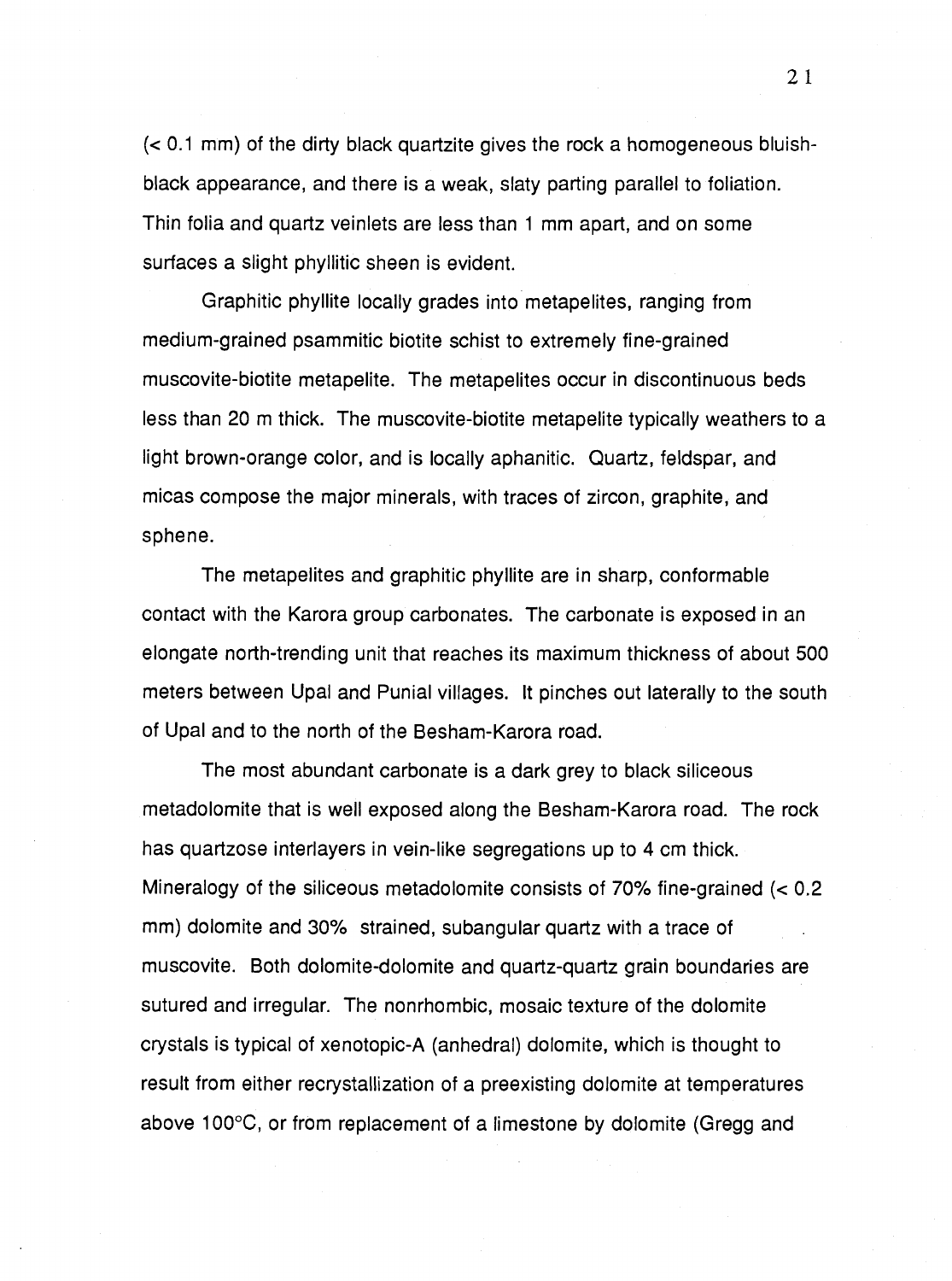(< 0.1 mm) of the dirty black quartzite gives the rock a homogeneous bluish-black appearance, and there is a weak, slaty parting parallel to foliation. Thin folia and quartz veinlets are less than 1 mm apart, and on some surfaces a slight phyllitic sheen is evident.

Graphitic phyllite locally grades into metapelites, ranging from medium-grained psammitic biotite schist to extremely fine-grained muscovite-biotite metapelite. The metapelites occur in discontinuous beds less than 20 m thick. The muscovite-biotite metapelite typically weathers to a light brown-orange color, and is locally aphanitic. Quartz, feldspar, and micas compose the major minerals, with traces of zircon, graphite, and sphene.

The metapelites and graphitic phyllite are in sharp, conformable contact with the Karora group carbonates. The carbonate is exposed in an elongate north-trending unit that reaches its maximum thickness of about 500 meters between Upal and Punial villages. It pinches out laterally to the south of Upal and to the north of the Besham-Karora road.

The most abundant carbonate is a dark grey to black siliceous metadolomite that is well exposed along the Besham-Karora road. The rock has quartzose interlayers in vein-like segregations up to 4 cm thick. Mineralogy of the siliceous metadolomite consists of 70% fine-grained (< 0.2 mm) dolomite and 30% strained, subangular quartz with a trace of muscovite. Both dolomite-dolomite and quartz-quartz grain boundaries are sutured and irregular. The nonrhombic, mosaic texture of the dolomite crystals is typical of xenotopic-A (anhedral) dolomite, which is thought to result from either recrystallization of a preexisting dolomite at temperatures above 100°C, or from replacement of a limestone by dolomite (Gregg and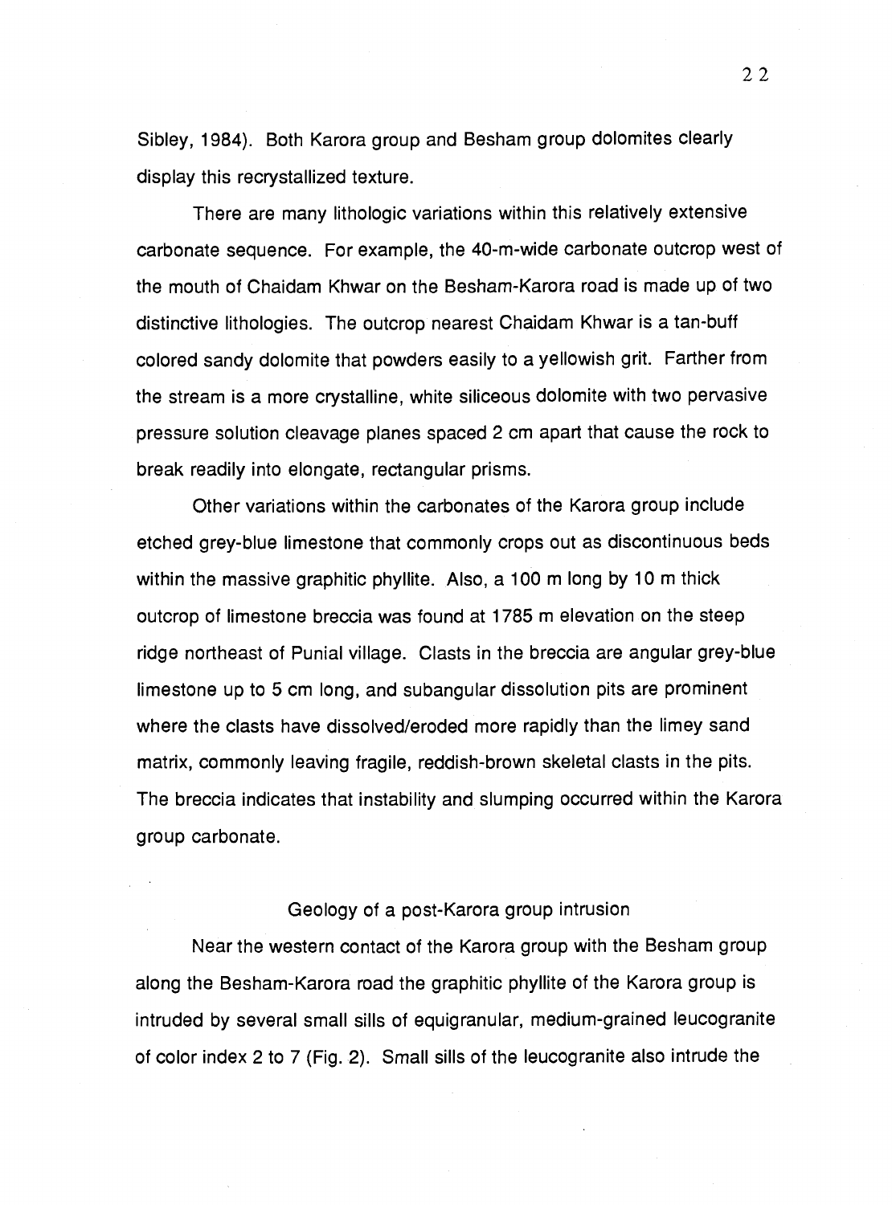Sibley, 1984). Both Karora group and Besham group dolomites clearly display this recrystallized texture.

There are many lithologic variations within this relatively extensive carbonate sequence. For example, the 40-m-wide carbonate outcrop west of the mouth of Chaidam Khwar on the Besham-Karora road is made up of two distinctive lithologies. The outcrop nearest Chaidam Khwar is a tan-buff colored sandy dolomite that powders easily to a yellowish grit. Farther from the stream is a more crystalline, white siliceous dolomite with two pervasive pressure solution cleavage planes spaced 2 cm apart that cause the rock to break readily into elongate, rectangular prisms.

Other variations within the carbonates of the Karora group include etched grey-blue limestone that commonly crops out as discontinuous beds within the massive graphitic phyllite. Also, a 100 m long by 10 m thick outcrop of limestone breccia was found at 1785 m elevation on the steep ridge northeast of Punial village. Clasts in the breccia are angular grey-blue limestone up to 5 cm long, and subangular dissolution pits are prominent where the clasts have dissolved/eroded more rapidly than the limey sand matrix, commonly leaving fragile, reddish-brown skeletal clasts in the pits. The breccia indicates that instability and slumping occurred within the Karora group carbonate.

## Geology of a post-Karora group intrusion

Near the western contact of the Karora group with the Besham group along the Besham-Karora road the graphitic phyllite of the Karora group is intruded by several small sills of equigranular, medium-grained leucogranite of color index 2 to 7 (Fig. 2). Small sills of the leucogranite also intrude the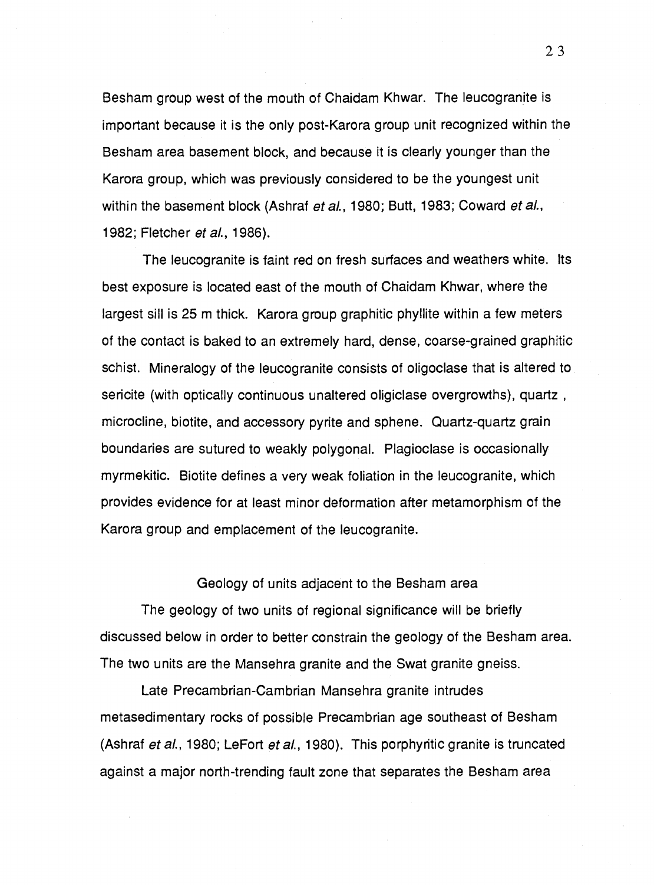Besham group west of the mouth of Chaidam Khwar. The leucogranite is important because it is the only post-Karora group unit recognized within the Besham area basement block, and because it is clearly younger than the Karora group, which was previously considered to be the youngest unit within the basement block (Ashraf *et al.*, 1980; Butt, 1983; Coward *et al.*, 1982; Fletcher *et al.*, 1986).

The leucogranite is faint red on fresh surfaces and weathers white. Its best exposure is located east of the mouth of Chaidam Khwar, where the largest sill is 25 m thick. Karora group graphitic phyllite within a few meters of the contact is baked to an extremely hard, dense, coarse-grained graphitic schist. Mineralogy of the leucogranite consists of oligoclase that is altered to sericite (with optically continuous unaltered oligiclase overgrowths), quartz , microcline, biotite, and accessory pyrite and sphene. Quartz-quartz grain boundaries are sutured to weakly polygonal. Plagioclase is occasionally myrmekitic. Biotite defines a very weak foliation in the leucogranite, which provides evidence for at least minor deformation after metamorphism of the Karora group and emplacement of the leucogranite.

## Geology of units adjacent to the Besham area

The geology of two units of regional significance will be briefly discussed below in order to better constrain the geology of the Besham area. The two units are the Mansehra granite and the Swat granite gneiss.

Late Precambrian-Cambrian Mansehra granite intrudes metasedimentary rocks of possible Precambrian age southeast of Besham (Ashraf *et al.*, 1980; LeFort *et al.*, 1980). This porphyritic granite is truncated against a major north-trending fault zone that separates the Besham area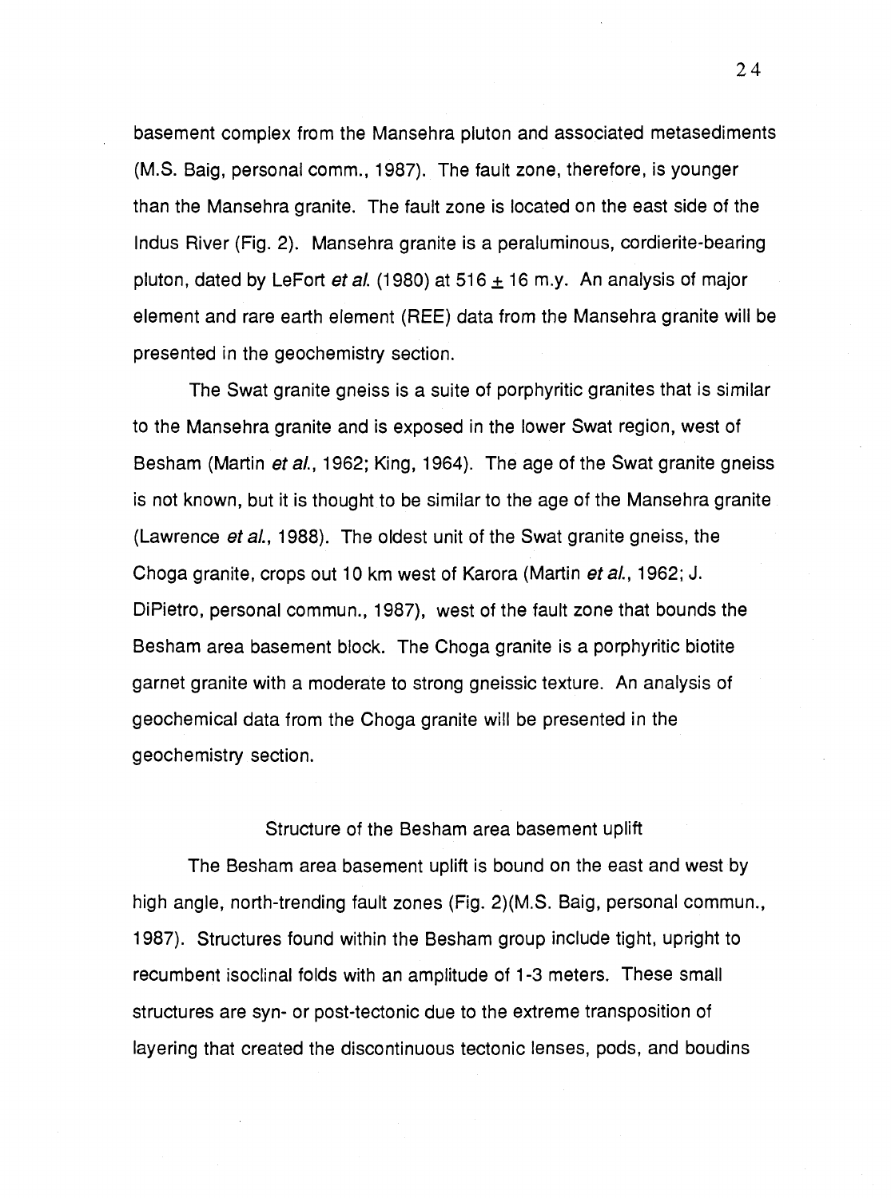basement complex from the Mansehra pluton and associated metasediments (M.S. Baig, personal comm., 1987). The fault zone, therefore, is younger than the Mansehra granite. The fault zone is located on the east side of the Indus River (Fig. 2). Mansehra granite is a peraluminous, cordierite-bearing pluton, dated by LeFort *et al.* (1980) at 516 $\pm$ 16 m.y. An analysis of major element and rare earth element (REE) data from the Mansehra granite will be presented in the geochemistry section.

The Swat granite gneiss is a suite of porphyritic granites that is similar to the Mansehra granite and is exposed in the lower Swat region, west of Besham (Martin *et al.*, 1962; King, 1964). The age of the Swat granite gneiss is not known, but it is thought to be similar to the age of the Mansehra granite (Lawrence *et al.*, 1988). The oldest unit of the Swat granite gneiss, the Choga granite, crops out 10 km west of Karora (Martin *et al.*, 1962; J. DiPietro, personal commun., 1987), west of the fault zone that bounds the Besham area basement block. The Choga granite is a porphyritic biotite garnet granite with a moderate to strong gneissic texture. An analysis of geochemical data from the Choga granite will be presented in the geochemistry section.

## Structure of the Besham area basement uplift

The Besham area basement uplift is bound on the east and west by high angle, north-trending fault zones (Fig. 2)(M.S. Baig, personal commun., 1987). Structures found within the Besham group include tight, upright to recumbent isoclinal folds with an amplitude of 1-3 meters. These small structures are syn- or post-tectonic due to the extreme transposition of layering that created the discontinuous tectonic lenses, pods, and boudins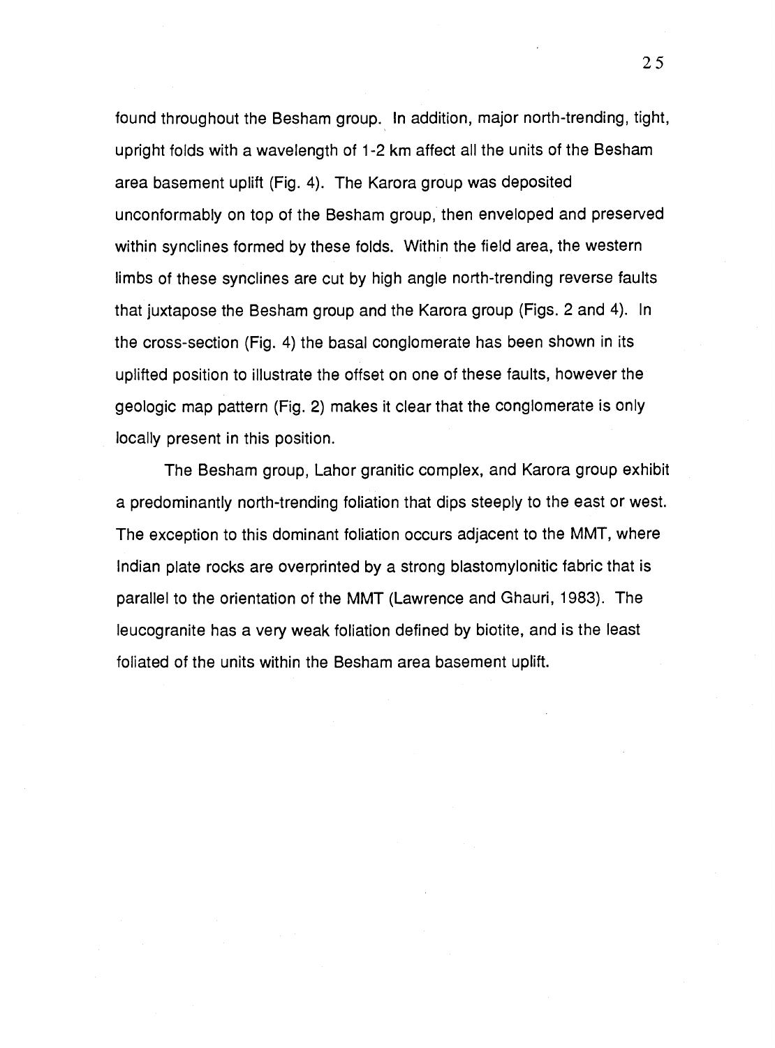found throughout the Besham group. In addition, major north-trending, tight, upright folds with a wavelength of 1-2 km affect all the units of the Besham area basement uplift (Fig. 4). The Karora group was deposited unconformably on top of the Besham group, then enveloped and preserved within synclines formed by these folds. Within the field area, the western limbs of these synclines are cut by high angle north-trending reverse faults that juxtapose the Besham group and the Karora group (Figs. 2 and 4). In the cross-section (Fig. 4) the basal conglomerate has been shown in its uplifted position to illustrate the offset on one of these faults, however the geologic map pattern (Fig. 2) makes it clear that the conglomerate is only locally present in this position.

The Besham group, Lahor granitic complex, and Karora group exhibit a predominantly north-trending foliation that dips steeply to the east or west. The exception to this dominant foliation occurs adjacent to the MMT, where Indian plate rocks are overprinted by a strong blastomylonitic fabric that is parallel to the orientation of the MMT (Lawrence and Ghauri, 1983). The leucogranite has a very weak foliation defined by biotite, and is the least foliated of the units within the Besham area basement uplift.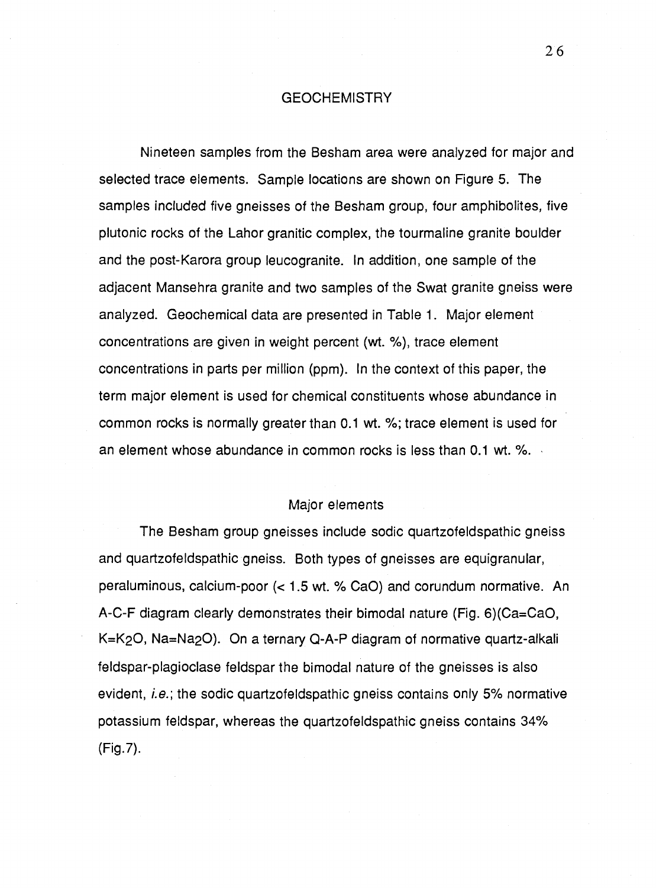# GEOCHEMISTRY

Nineteen samples from the Besham area were analyzed for major and selected trace elements. Sample locations are shown on Figure 5. The samples included five gneisses of the Besham group, four amphibolites, five plutonic rocks of the Lahor granitic complex, the tourmaline granite boulder and the post-Karora group leucogranite. In addition, one sample of the adjacent Mansehra granite and two samples of the Swat granite gneiss were analyzed. Geochemical data are presented in Table 1. Major element concentrations are given in weight percent (wt. %), trace element concentrations in parts per million (ppm). In the context of this paper, the term major element is used for chemical constituents whose abundance in common rocks is normally greater than 0.1 wt. %; trace element is used for an element whose abundance in common rocks is less than 0.1 wt. %.

## Major elements

The Besham group gneisses include sodic quartzofeldspathic gneiss and quartzofeldspathic gneiss. Both types of gneisses are equigranular, peraluminous, calcium-poor (< 1.5 wt. % CaO) and corundum normative. An A-C-F diagram clearly demonstrates their bimodal nature (Fig. 6)(Ca=CaO, K=$K_2O$, Na=$Na_2O$). On a ternary Q-A-P diagram of normative quartz-alkali feldspar-plagioclase feldspar the bimodal nature of the gneisses is also evident, *i.e.*; the sodic quartzofeldspathic gneiss contains only 5% normative potassium feldspar, whereas the quartzofeldspathic gneiss contains 34% (Fig.7).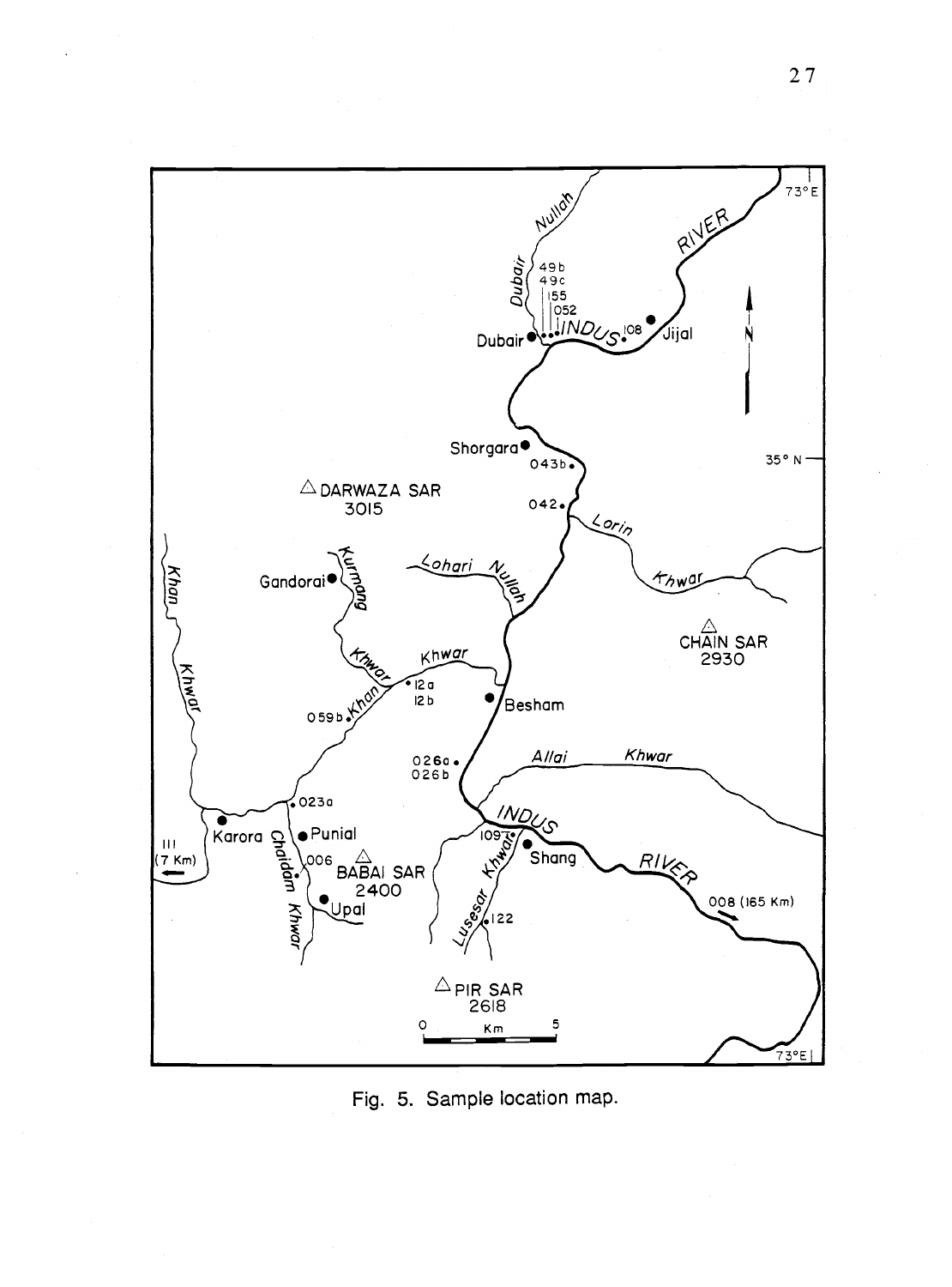Fig. 5. Sample location map.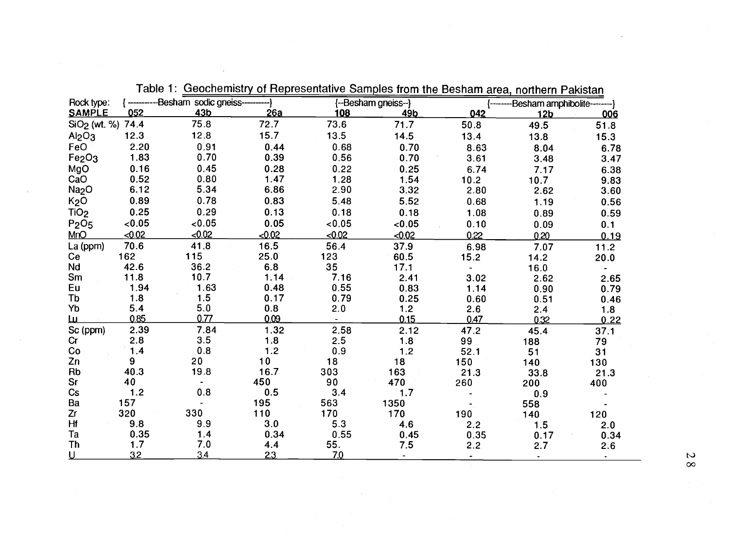Table 1: Geochemistry of Representative Samples from the Besham area, northern Pakistan

| Rock type: | Besham sodic gneiss | | | Besham gneiss | | Besham amphibolite | | |
|---|---|---|---|---|---|---|---|---|
| SAMPLE | 052 | 43b | 26a | 108 | 49b | 042 | 12b | 006 |
| $SiO_2$ (wt. %) | 74.4 | 75.8 | 72.7 | 73.6 | 71.7 | 50.8 | 49.5 | 51.8 |
| $Al_2O_3$ | 12.3 | 12.8 | 15.7 | 13.5 | 14.5 | 13.4 | 13.8 | 15.3 |
| FeO | 2.20 | 0.91 | 0.44 | 0.68 | 0.70 | 8.63 | 8.04 | 6.78 |
| $Fe_2O_3$ | 1.83 | 0.70 | 0.39 | 0.56 | 0.70 | 3.61 | 3.48 | 3.47 |
| MgO | 0.16 | 0.45 | 0.28 | 0.22 | 0.25 | 6.74 | 7.17 | 6.38 |
| CaO | 0.52 | 0.80 | 1.47 | 1.28 | 1.54 | 10.2 | 10.7 | 9.83 |
| $Na_2O$ | 6.12 | 5.34 | 6.86 | 2.90 | 3.32 | 2.80 | 2.62 | 3.60 |
| $K_2O$ | 0.89 | 0.78 | 0.83 | 5.48 | 5.52 | 0.68 | 1.19 | 0.56 |
| $TiO_2$ | 0.25 | 0.29 | 0.13 | 0.18 | 0.18 | 1.08 | 0.89 | 0.59 |
| $P_2O_5$ | <0.05 | <0.05 | 0.05 | <0.05 | <0.05 | 0.10 | 0.09 | 0.1 |
| MnO | <0.02 | <0.02 | <0.02 | <0.02 | <0.02 | 0.22 | 0.20 | 0.19 |
| La (ppm) | 70.6 | 41.8 | 16.5 | 56.4 | 37.9 | 6.98 | 7.07 | 11.2 |
| Ce | 162 | 115 | 25.0 | 123 | 60.5 | 15.2 | 14.2 | 20.0 |
| Nd | 42.6 | 36.2 | 6.8 | 35 | 17.1 | - | 16.0 | - |
| Sm | 11.8 | 10.7 | 1.14 | 7.16 | 2.41 | 3.02 | 2.62 | 2.65 |
| Eu | 1.94 | 1.63 | 0.48 | 0.55 | 0.83 | 1.14 | 0.90 | 0.79 |
| Tb | 1.8 | 1.5 | 0.17 | 0.79 | 0.25 | 0.60 | 0.51 | 0.46 |
| Yb | 5.4 | 5.0 | 0.8 | 2.0 | 1.2 | 2.6 | 2.4 | 1.8 |
| Lu | 0.85 | 0.77 | 0.09 | - | 0.15 | 0.47 | 0.32 | 0.22 |
| Sc (ppm) | 2.39 | 7.84 | 1.32 | 2.58 | 2.12 | 47.2 | 45.4 | 37.1 |
| Cr | 2.8 | 3.5 | 1.8 | 2.5 | 1.8 | 99 | 188 | 79 |
| Co | 1.4 | 0.8 | 1.2 | 0.9 | 1.2 | 52.1 | 51 | 31 |
| Zn | 9 | 20 | 10 | 18 | 18 | 150 | 140 | 130 |
| Rb | 40.3 | 19.8 | 16.7 | 303 | 163 | 21.3 | 33.8 | 21.3 |
| Sr | 40 | - | 450 | 90 | 470 | 260 | 200 | 400 |
| Cs | 1.2 | 0.8 | 0.5 | 3.4 | 1.7 | - | 0.9 | - |
| Ba | 157 | - | 195 | 563 | 1350 | - | 558 | - |
| Zr | 320 | 330 | 110 | 170 | 170 | 190 | 140 | 120 |
| Hf | 9.8 | 9.9 | 3.0 | 5.3 | 4.6 | 2.2 | 1.5 | 2.0 |
| Ta | 0.35 | 1.4 | 0.34 | 0.55 | 0.45 | 0.35 | 0.17 | 0.34 |
| Th | 1.7 | 7.0 | 4.4 | 55. | 7.5 | 2.2 | 2.7 | 2.6 |
| U | 3.2 | 3.4 | 2.3 | 7.0 | - | - | - | - |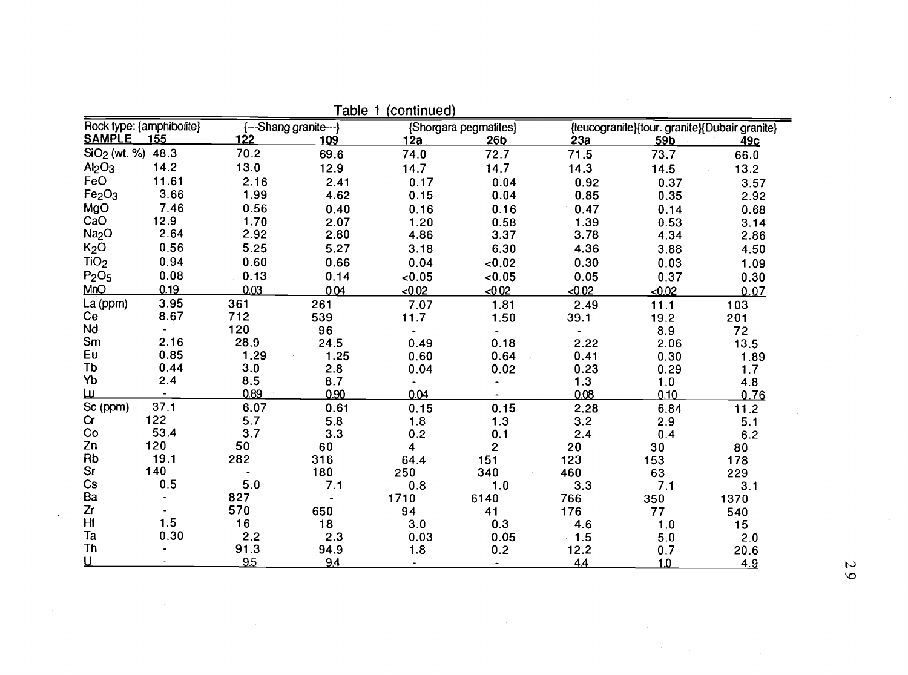Table 1 (continued)

| Rock type: | {amphibolite} | {---Shang granite---} | | {Shorgara pegmatites} | | {leucogranite} | {tour. granite} | {Dubair granite} |
|---|---|---|---|---|---|---|---|---|
| **SAMPLE** | **155** | **122** | **109** | **12a** | **26b** | **23a** | **59b** | **49c** |
| $SiO_2$ (wt. %) | 48.3 | 70.2 | 69.6 | 74.0 | 72.7 | 71.5 | 73.7 | 66.0 |
| $Al_2O_3$ | 14.2 | 13.0 | 12.9 | 14.7 | 14.7 | 14.3 | 14.5 | 13.2 |
| FeO | 11.61 | 2.16 | 2.41 | 0.17 | 0.04 | 0.92 | 0.37 | 3.57 |
| $Fe_2O_3$ | 3.66 | 1.99 | 4.62 | 0.15 | 0.04 | 0.85 | 0.35 | 2.92 |
| MgO | 7.46 | 0.56 | 0.40 | 0.16 | 0.16 | 0.47 | 0.14 | 0.68 |
| CaO | 12.9 | 1.70 | 2.07 | 1.20 | 0.58 | 1.39 | 0.53 | 3.14 |
| $Na_2O$ | 2.64 | 2.92 | 2.80 | 4.86 | 3.37 | 3.78 | 4.34 | 2.86 |
| $K_2O$ | 0.56 | 5.25 | 5.27 | 3.18 | 6.30 | 4.36 | 3.88 | 4.50 |
| $TiO_2$ | 0.94 | 0.60 | 0.66 | 0.04 | <0.02 | 0.30 | 0.03 | 1.09 |
| $P_2O_5$ | 0.08 | 0.13 | 0.14 | <0.05 | <0.05 | 0.05 | 0.37 | 0.30 |
| MnO | 0.19 | 0.03 | 0.04 | <0.02 | <0.02 | <0.02 | <0.02 | 0.07 |
| La (ppm) | 3.95 | 361 | 261 | 7.07 | 1.81 | 2.49 | 11.1 | 103 |
| Ce | 8.67 | 712 | 539 | 11.7 | 1.50 | 39.1 | 19.2 | 201 |
| Nd | - | 120 | 96 | - | - | - | 8.9 | 72 |
| Sm | 2.16 | 28.9 | 24.5 | 0.49 | 0.18 | 2.22 | 2.06 | 13.5 |
| Eu | 0.85 | 1.29 | 1.25 | 0.60 | 0.64 | 0.41 | 0.30 | 1.89 |
| Tb | 0.44 | 3.0 | 2.8 | 0.04 | 0.02 | 0.23 | 0.29 | 1.7 |
| Yb | 2.4 | 8.5 | 8.7 | - | - | 1.3 | 1.0 | 4.8 |
| Lu | - | 0.89 | 0.90 | 0.04 | - | 0.08 | 0.10 | 0.76 |
| Sc (ppm) | 37.1 | 6.07 | 0.61 | 0.15 | 0.15 | 2.28 | 6.84 | 11.2 |
| Cr | 122 | 5.7 | 5.8 | 1.8 | 1.3 | 3.2 | 2.9 | 5.1 |
| Co | 53.4 | 3.7 | 3.3 | 0.2 | 0.1 | 2.4 | 0.4 | 6.2 |
| Zn | 120 | 50 | 60 | 4 | 2 | 20 | 30 | 80 |
| Rb | 19.1 | 282 | 316 | 64.4 | 151 | 123 | 153 | 178 |
| Sr | 140 | - | 180 | 250 | 340 | 460 | 63 | 229 |
| Cs | 0.5 | 5.0 | 7.1 | 0.8 | 1.0 | 3.3 | 7.1 | 3.1 |
| Ba | - | 827 | - | 1710 | 6140 | 766 | 350 | 1370 |
| Zr | - | 570 | 650 | 94 | 41 | 176 | 77 | 540 |
| Hf | 1.5 | 16 | 18 | 3.0 | 0.3 | 4.6 | 1.0 | 15 |
| Ta | 0.30 | 2.2 | 2.3 | 0.03 | 0.05 | 1.5 | 5.0 | 2.0 |
| Th | - | 91.3 | 94.9 | 1.8 | 0.2 | 12.2 | 0.7 | 20.6 |
| U | - | 9.5 | 9.4 | - | - | 4.4 | 1.0 | 4.9 |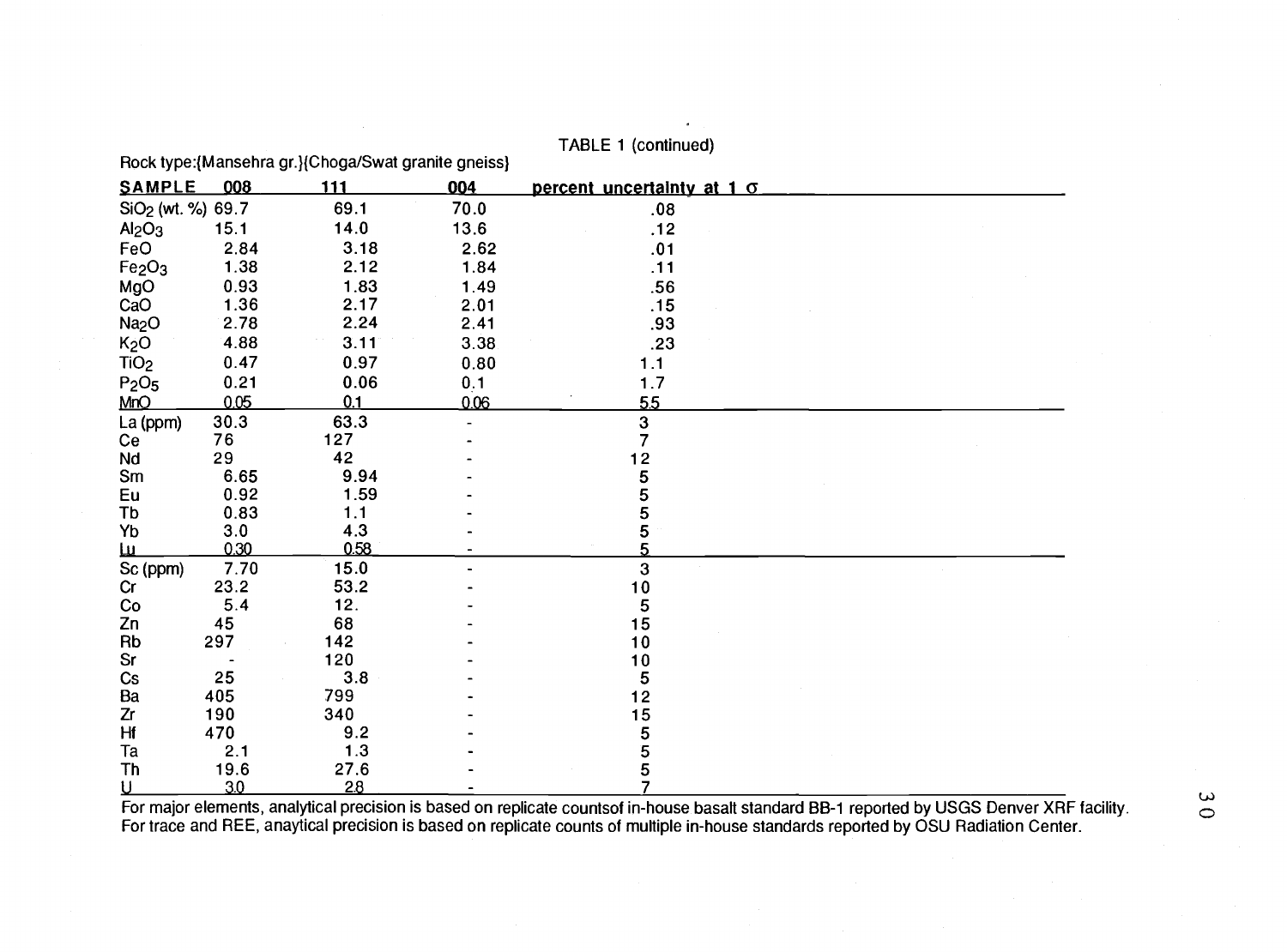TABLE 1 (continued)

Rock type:{Mansehra gr.}{Choga/Swat granite gneiss}

| SAMPLE | 008 | 111 | 004 | percent uncertainty at 1 σ |
|---|---|---|---|---|
| $SiO_2$ (wt. %) | 69.7 | 69.1 | 70.0 | .08 |
| $Al_2O_3$ | 15.1 | 14.0 | 13.6 | .12 |
| FeO | 2.84 | 3.18 | 2.62 | .01 |
| $Fe_2O_3$ | 1.38 | 2.12 | 1.84 | .11 |
| MgO | 0.93 | 1.83 | 1.49 | .56 |
| CaO | 1.36 | 2.17 | 2.01 | .15 |
| $Na_2O$ | 2.78 | 2.24 | 2.41 | .93 |
| $K_2O$ | 4.88 | 3.11 | 3.38 | .23 |
| $TiO_2$ | 0.47 | 0.97 | 0.80 | 1.1 |
| $P_2O_5$ | 0.21 | 0.06 | 0.1 | 1.7 |
| MnO | 0.05 | 0.1 | 0.06 | 5.5 |
| La (ppm) | 30.3 | 63.3 | - | 3 |
| Ce | 76 | 127 | - | 7 |
| Nd | 29 | 42 | - | 12 |
| Sm | 6.65 | 9.94 | - | 5 |
| Eu | 0.92 | 1.59 | - | 5 |
| Tb | 0.83 | 1.1 | - | 5 |
| Yb | 3.0 | 4.3 | - | 5 |
| Lu | 0.30 | 0.58 | - | 5 |
| Sc (ppm) | 7.70 | 15.0 | - | 3 |
| Cr | 23.2 | 53.2 | - | 10 |
| Co | 5.4 | 12. | - | 5 |
| Zn | 45 | 68 | - | 15 |
| Rb | 297 | 142 | - | 10 |
| Sr | - | 120 | - | 10 |
| Cs | 25 | 3.8 | - | 5 |
| Ba | 405 | 799 | - | 12 |
| Zr | 190 | 340 | - | 15 |
| Hf | 470 | 9.2 | - | 5 |
| Ta | 2.1 | 1.3 | - | 5 |
| Th | 19.6 | 27.6 | - | 5 |
| U | 3.0 | 2.8 | - | 7 |

For major elements, analytical precision is based on replicate countsof in-house basalt standard BB-1 reported by USGS Denver XRF facility.
For trace and REE, anaytical precision is based on replicate counts of multiple in-house standards reported by OSU Radiation Center.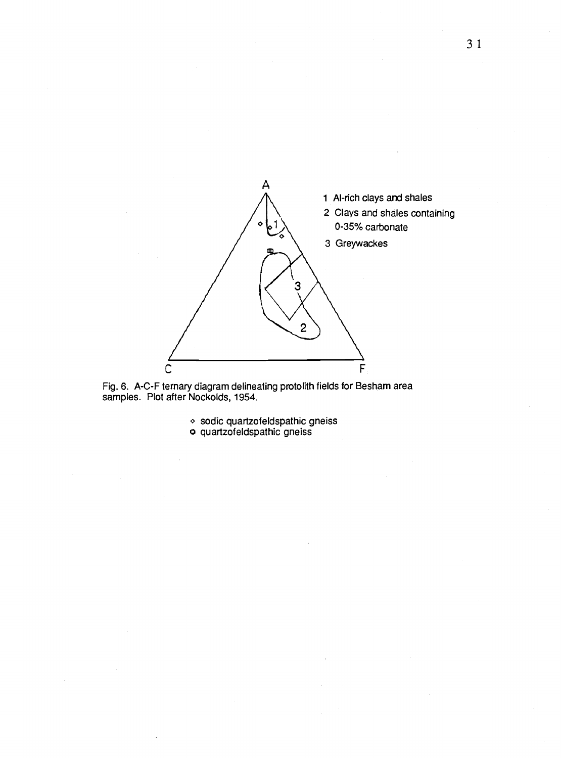A

1 Al-rich clays and shales

2 Clays and shales containing 0-35% carbonate

3 Greywackes

C F

Fig. 6. A-C-F ternary diagram delineating protolith fields for Besham area samples. Plot after Nockolds, 1954.

◇ sodic quartzofeldspathic gneiss

○ quartzofeldspathic gneiss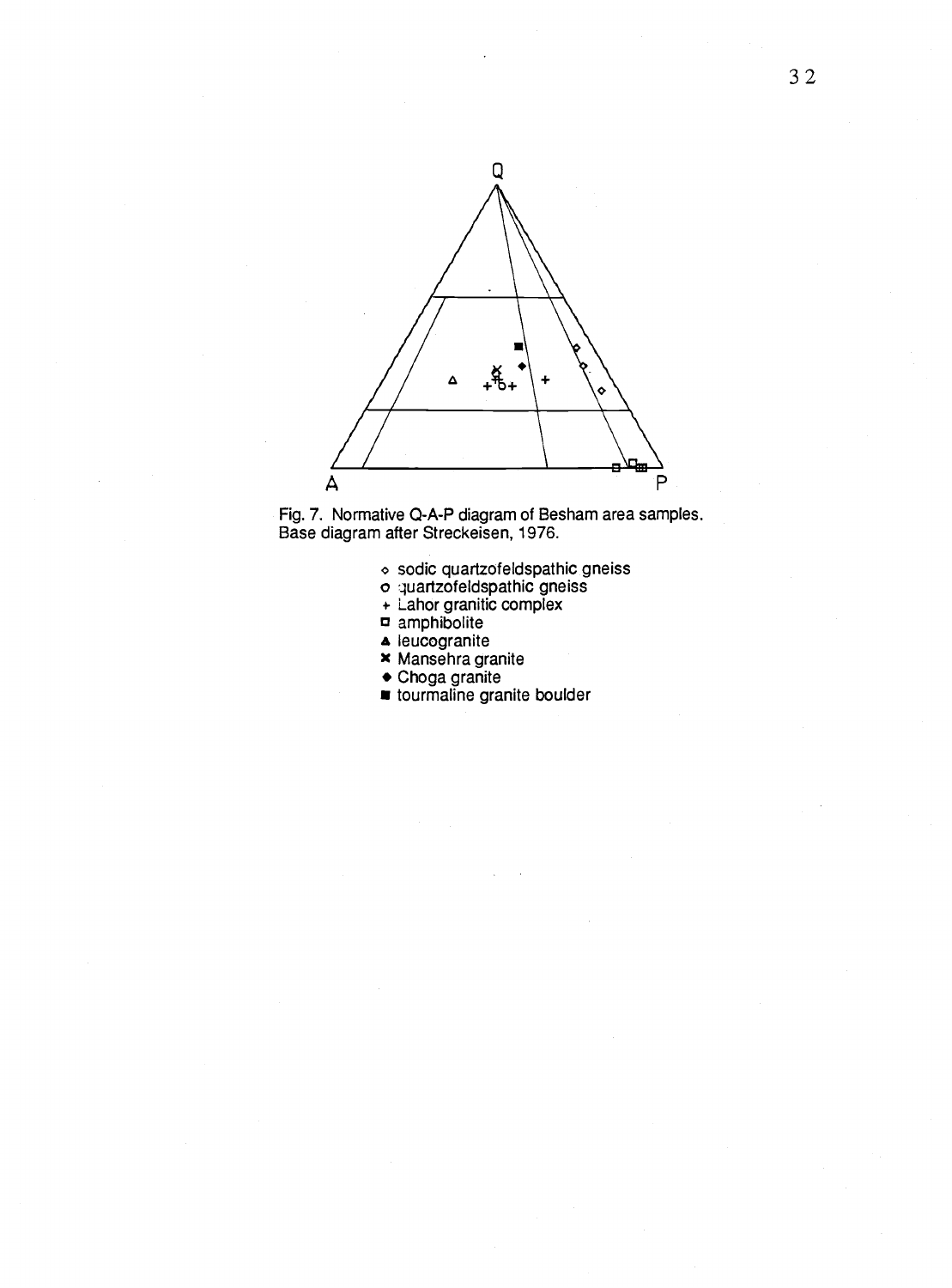Fig. 7. Normative Q-A-P diagram of Besham area samples. Base diagram after Streckeisen, 1976.

- ◇ sodic quartzofeldspathic gneiss
- o quartzofeldspathic gneiss
- + Lahor granitic complex
- ◻ amphibolite
- ▲ leucogranite
- ✖ Mansehra granite
- ◆ Choga granite
- ■ tourmaline granite boulder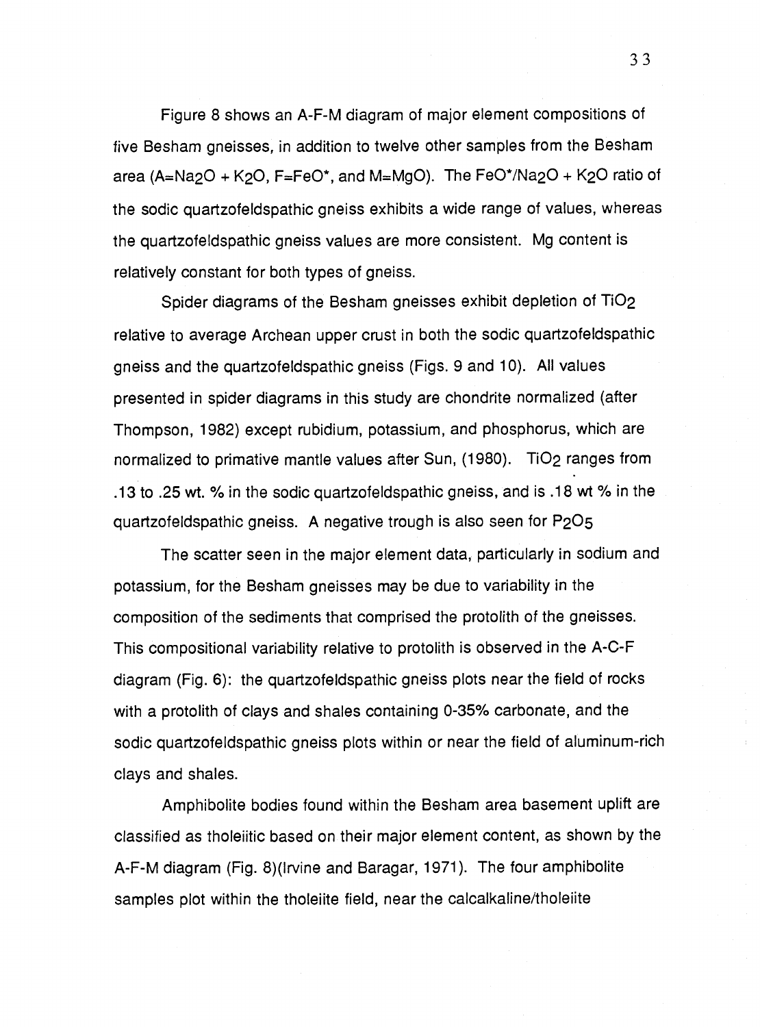Figure 8 shows an A-F-M diagram of major element compositions of five Besham gneisses, in addition to twelve other samples from the Besham area (A=$Na_2O$ + $K_2O$, F=$FeO^*$, and M=MgO). The $FeO^*/Na_2O + K_2O$ ratio of the sodic quartzofeldspathic gneiss exhibits a wide range of values, whereas the quartzofeldspathic gneiss values are more consistent. Mg content is relatively constant for both types of gneiss.

Spider diagrams of the Besham gneisses exhibit depletion of $TiO_2$ relative to average Archean upper crust in both the sodic quartzofeldspathic gneiss and the quartzofeldspathic gneiss (Figs. 9 and 10). All values presented in spider diagrams in this study are chondrite normalized (after Thompson, 1982) except rubidium, potassium, and phosphorus, which are normalized to primative mantle values after Sun, (1980). $TiO_2$ ranges from .13 to .25 wt. % in the sodic quartzofeldspathic gneiss, and is .18 wt % in the quartzofeldspathic gneiss. A negative trough is also seen for $P_2O_5$

The scatter seen in the major element data, particularly in sodium and potassium, for the Besham gneisses may be due to variability in the composition of the sediments that comprised the protolith of the gneisses. This compositional variability relative to protolith is observed in the A-C-F diagram (Fig. 6): the quartzofeldspathic gneiss plots near the field of rocks with a protolith of clays and shales containing 0-35% carbonate, and the sodic quartzofeldspathic gneiss plots within or near the field of aluminum-rich clays and shales.

Amphibolite bodies found within the Besham area basement uplift are classified as tholeiitic based on their major element content, as shown by the A-F-M diagram (Fig. 8)(Irvine and Baragar, 1971). The four amphibolite samples plot within the tholeiite field, near the calcalkaline/tholeiite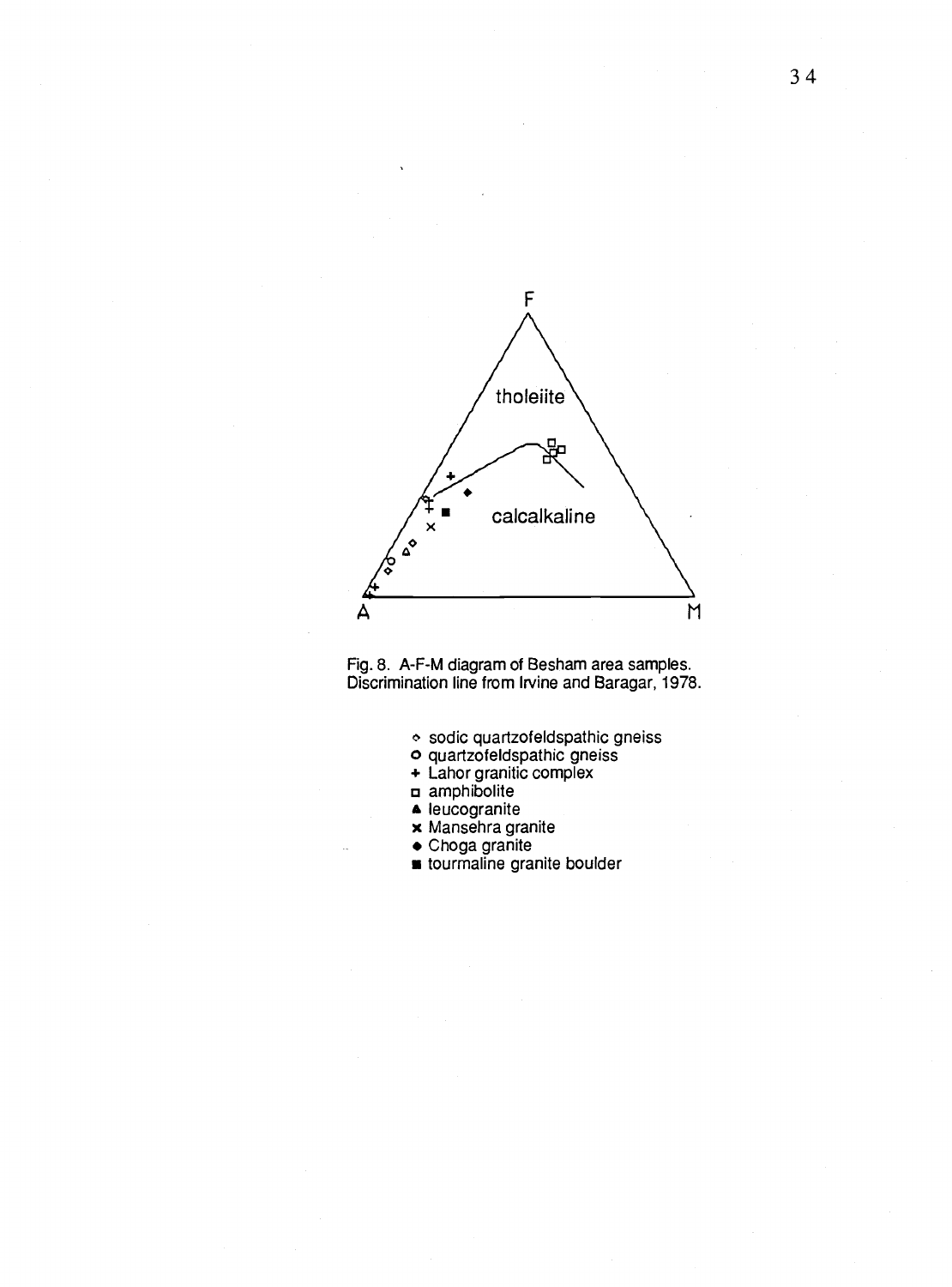Fig. 8. A-F-M diagram of Besham area samples. Discrimination line from Irvine and Baragar, 1978.

- ◇ sodic quartzofeldspathic gneiss
- o quartzofeldspathic gneiss
- + Lahor granitic complex
- □ amphibolite
- ▲ leucogranite
- × Mansehra granite
- ◆ Choga granite
- ■ tourmaline granite boulder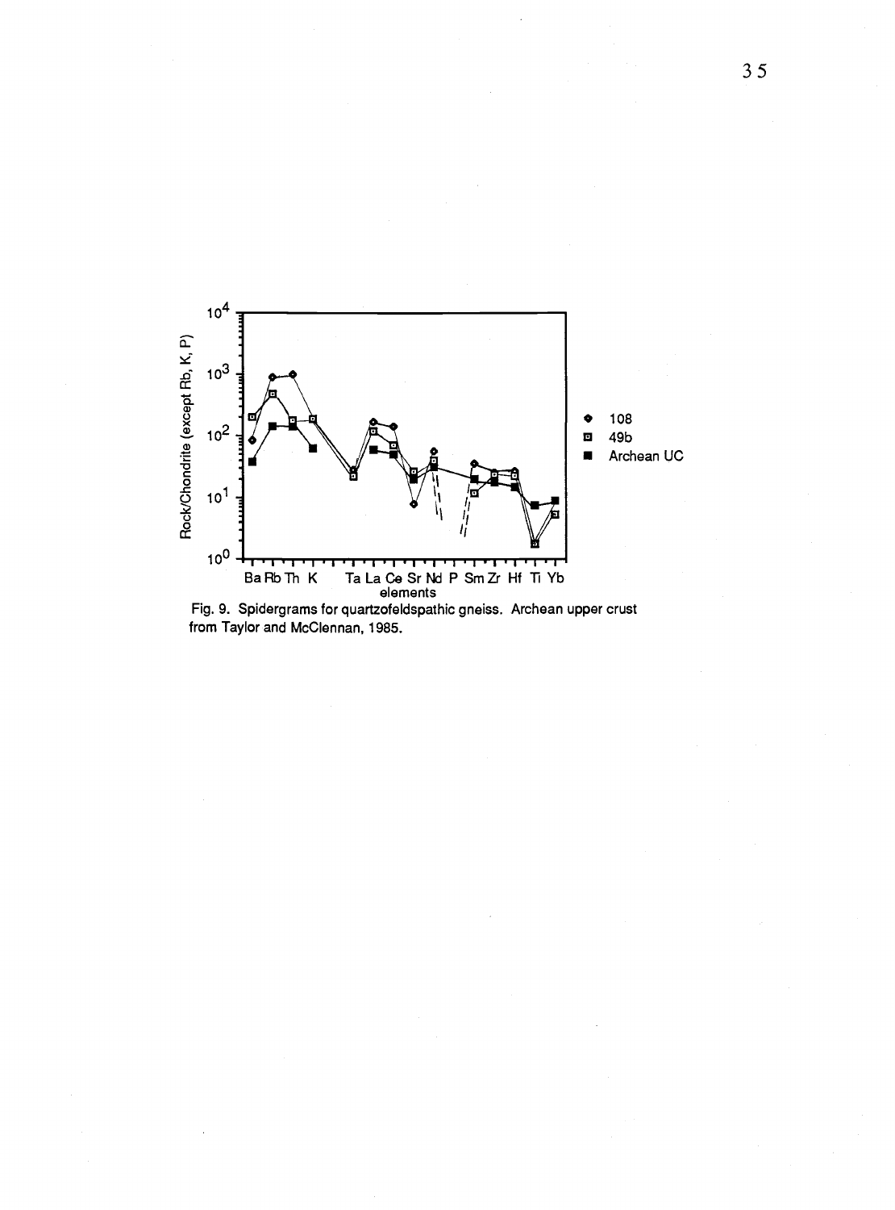Fig. 9. Spidergrams for quartzofeldspathic gneiss. Archean upper crust from Taylor and McClennan, 1985.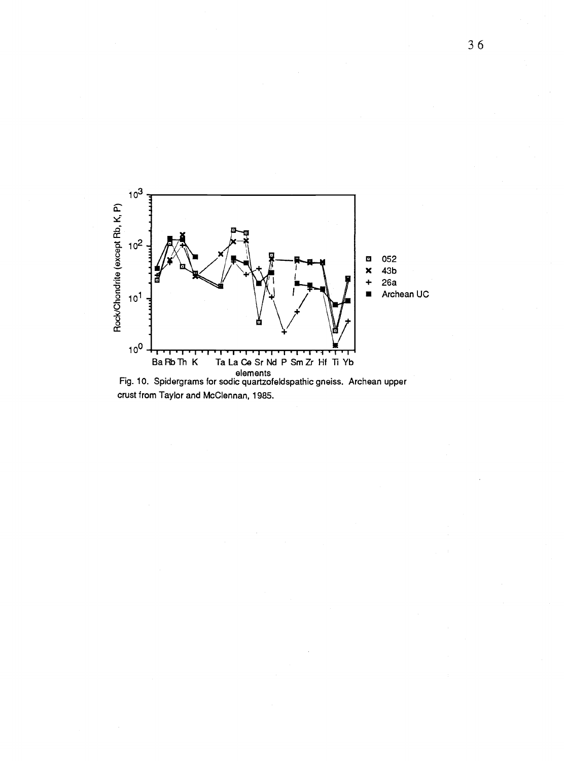Fig. 10. Spidergrams for sodic quartzofeldspathic gneiss. Archean upper crust from Taylor and McClennan, 1985.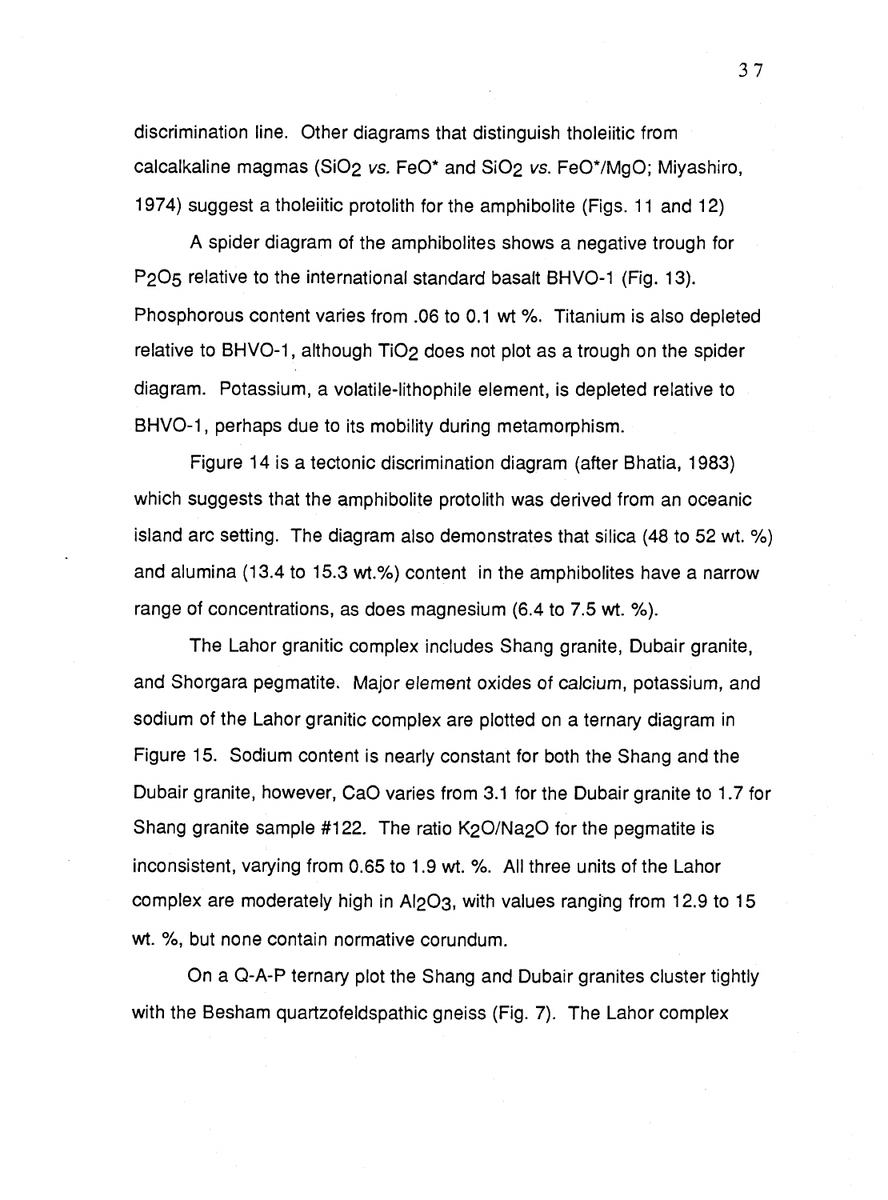discrimination line. Other diagrams that distinguish tholeiitic from calcalkaline magmas ($SiO_2$ *vs.* FeO* and $SiO_2$ *vs.* FeO*/MgO; Miyashiro, 1974) suggest a tholeiitic protolith for the amphibolite (Figs. 11 and 12)

A spider diagram of the amphibolites shows a negative trough for $P_2O_5$ relative to the international standard basalt BHVO-1 (Fig. 13). Phosphorous content varies from .06 to 0.1 wt %. Titanium is also depleted relative to BHVO-1, although $TiO_2$ does not plot as a trough on the spider diagram. Potassium, a volatile-lithophile element, is depleted relative to BHVO-1, perhaps due to its mobility during metamorphism.

Figure 14 is a tectonic discrimination diagram (after Bhatia, 1983) which suggests that the amphibolite protolith was derived from an oceanic island arc setting. The diagram also demonstrates that silica (48 to 52 wt. %) and alumina (13.4 to 15.3 wt.%) content in the amphibolites have a narrow range of concentrations, as does magnesium (6.4 to 7.5 wt. %).

The Lahor granitic complex includes Shang granite, Dubair granite, and Shorgara pegmatite. Major element oxides of calcium, potassium, and sodium of the Lahor granitic complex are plotted on a ternary diagram in Figure 15. Sodium content is nearly constant for both the Shang and the Dubair granite, however, CaO varies from 3.1 for the Dubair granite to 1.7 for Shang granite sample #122. The ratio $K_2O/Na_2O$ for the pegmatite is inconsistent, varying from 0.65 to 1.9 wt. %. All three units of the Lahor complex are moderately high in $Al_2O_3$, with values ranging from 12.9 to 15 wt. %, but none contain normative corundum.

On a Q-A-P ternary plot the Shang and Dubair granites cluster tightly with the Besham quartzofeldspathic gneiss (Fig. 7). The Lahor complex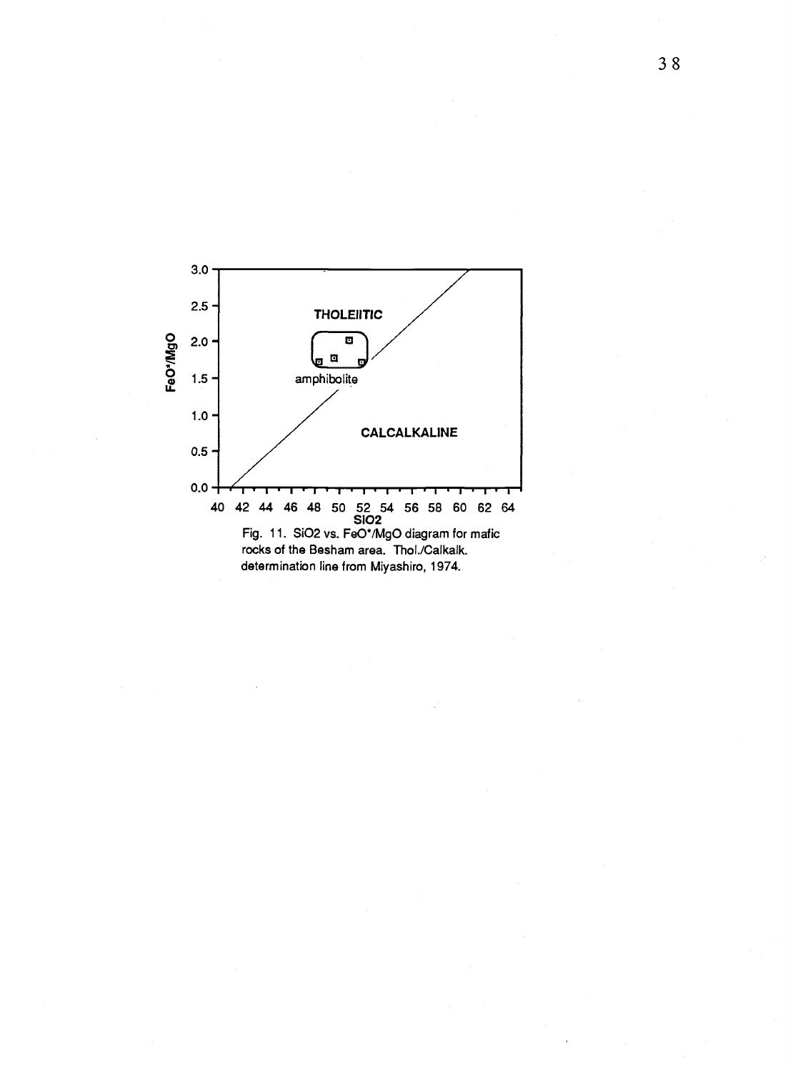Fig. 11. SiO2 vs. FeO*/MgO diagram for mafic rocks of the Besham area. Thol./Calkalk. determination line from Miyashiro, 1974.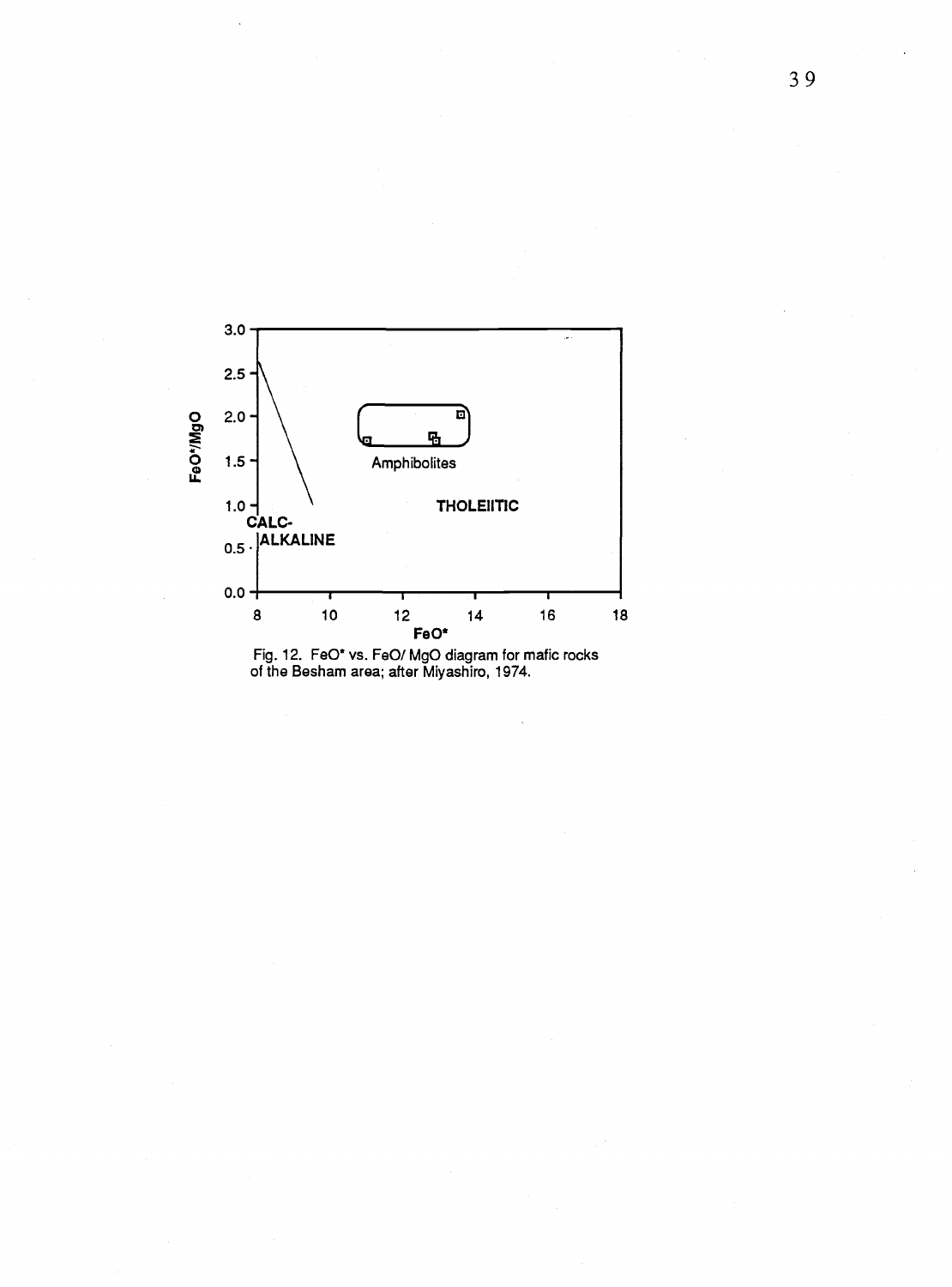Fig. 12. FeO* vs. FeO/ MgO diagram for mafic rocks of the Besham area; after Miyashiro, 1974.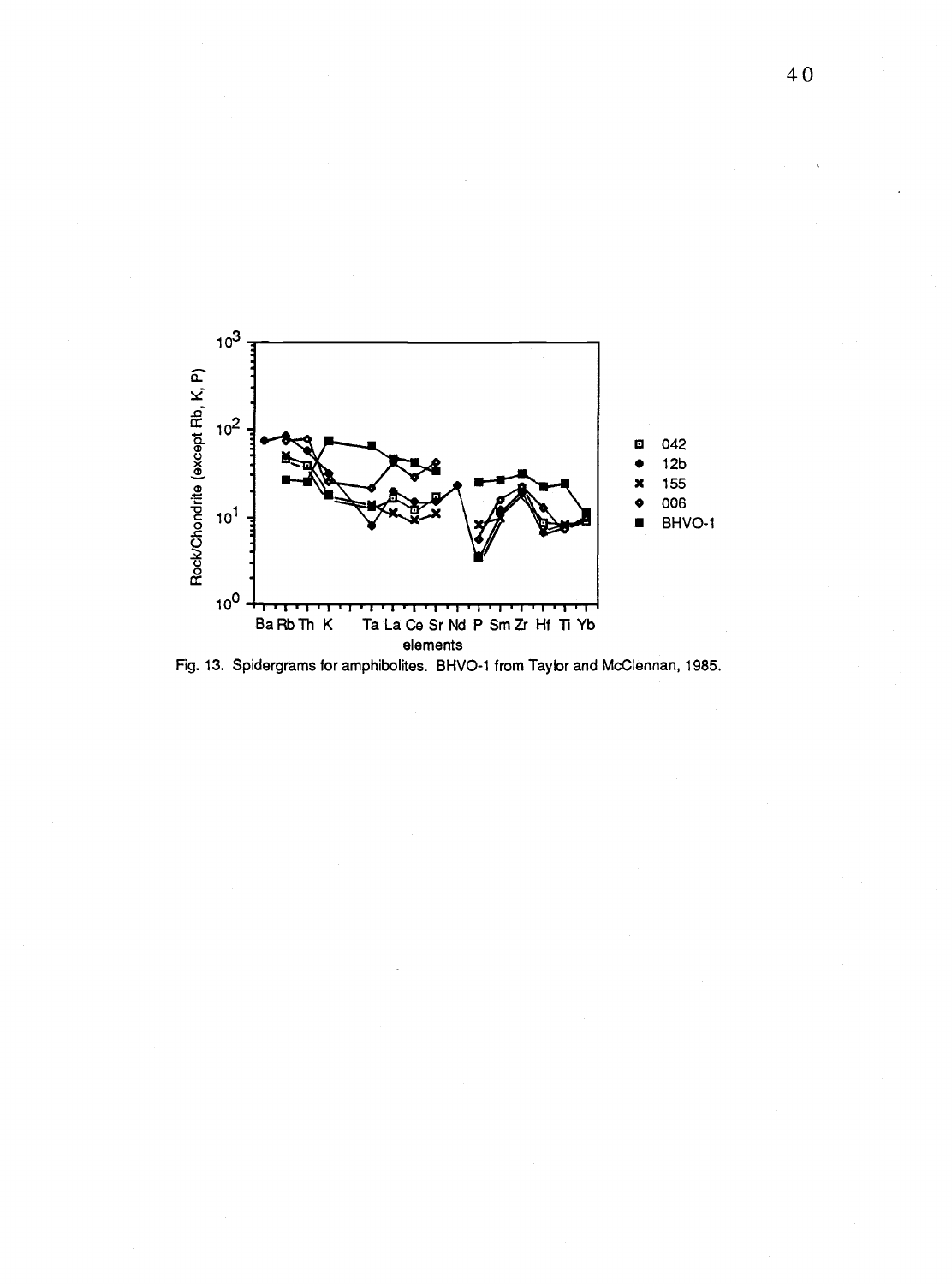Fig. 13. Spidergrams for amphibolites. BHVO-1 from Taylor and McClennan, 1985.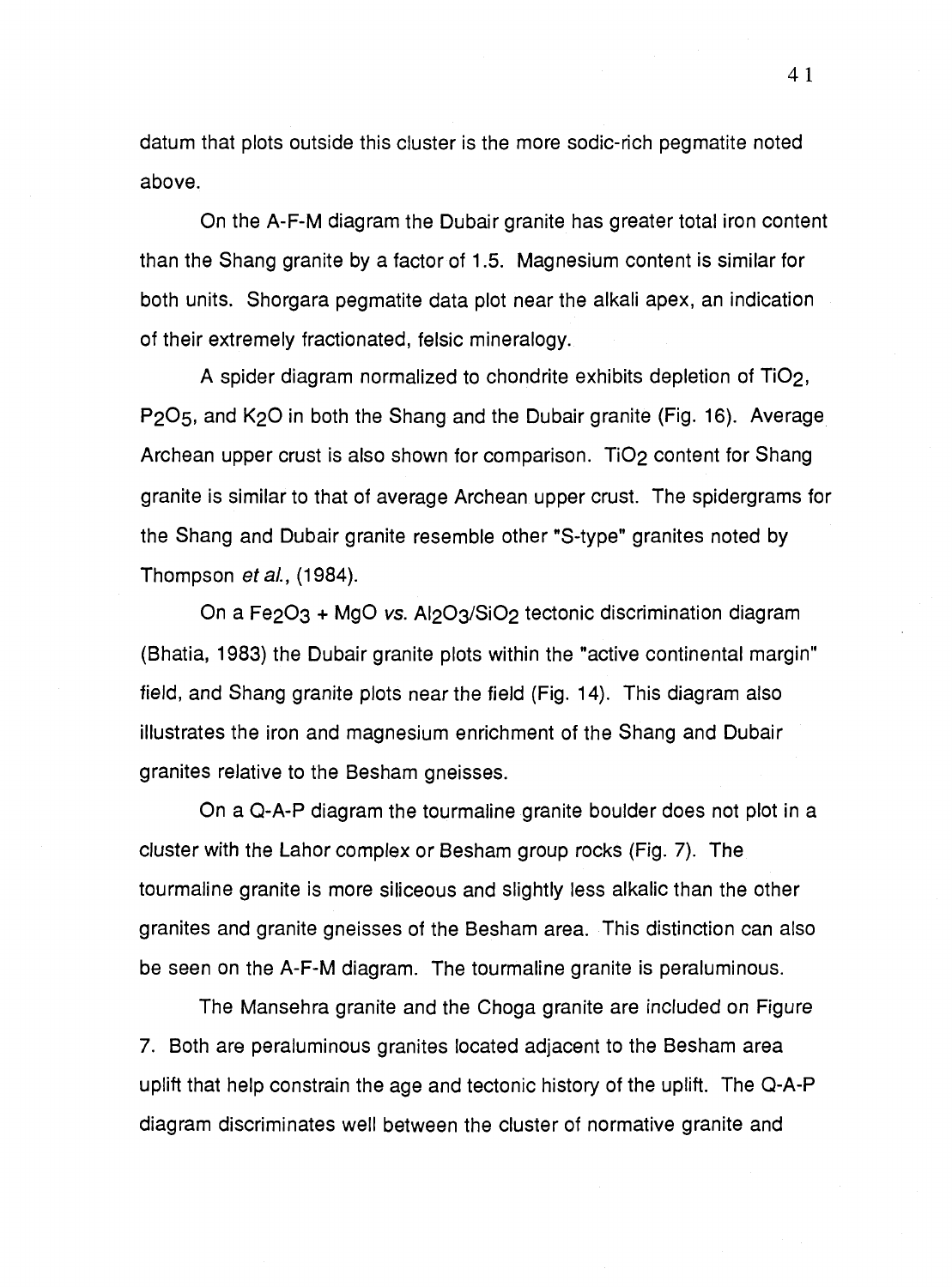datum that plots outside this cluster is the more sodic-rich pegmatite noted above.

On the A-F-M diagram the Dubair granite has greater total iron content than the Shang granite by a factor of 1.5. Magnesium content is similar for both units. Shorgara pegmatite data plot near the alkali apex, an indication of their extremely fractionated, felsic mineralogy.

A spider diagram normalized to chondrite exhibits depletion of $TiO_2$, $P_2O_5$, and $K_2O$ in both the Shang and the Dubair granite (Fig. 16). Average Archean upper crust is also shown for comparison. $TiO_2$ content for Shang granite is similar to that of average Archean upper crust. The spidergrams for the Shang and Dubair granite resemble other "S-type" granites noted by Thompson *et al.*, (1984).

On a $Fe_2O_3$ + MgO *vs.* $Al_2O_3/SiO_2$ tectonic discrimination diagram (Bhatia, 1983) the Dubair granite plots within the "active continental margin" field, and Shang granite plots near the field (Fig. 14). This diagram also illustrates the iron and magnesium enrichment of the Shang and Dubair granites relative to the Besham gneisses.

On a Q-A-P diagram the tourmaline granite boulder does not plot in a cluster with the Lahor complex or Besham group rocks (Fig. 7). The tourmaline granite is more siliceous and slightly less alkalic than the other granites and granite gneisses of the Besham area. This distinction can also be seen on the A-F-M diagram. The tourmaline granite is peraluminous.

The Mansehra granite and the Choga granite are included on Figure 7. Both are peraluminous granites located adjacent to the Besham area uplift that help constrain the age and tectonic history of the uplift. The Q-A-P diagram discriminates well between the cluster of normative granite and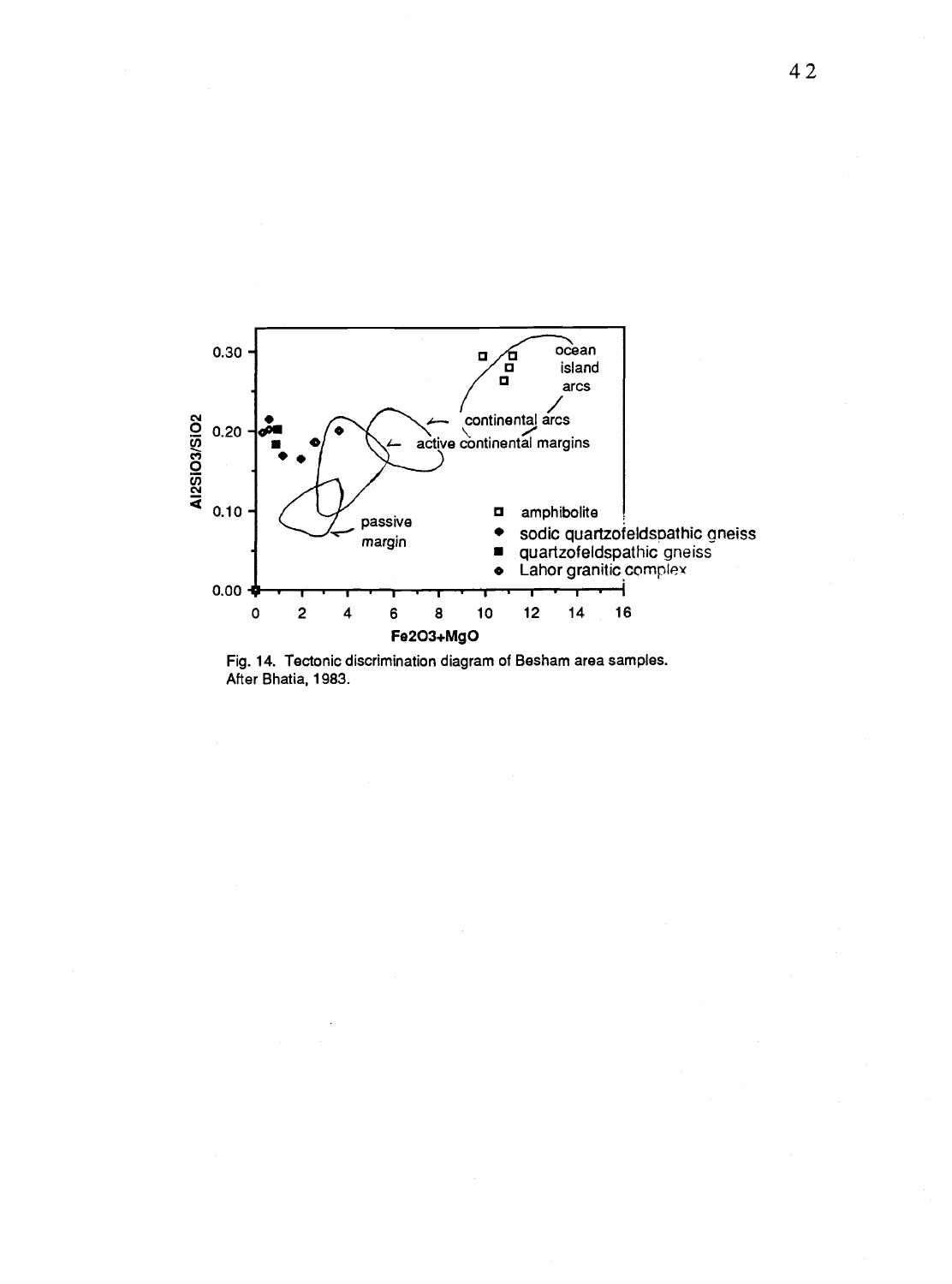Fig. 14. Tectonic discrimination diagram of Besham area samples. After Bhatia, 1983.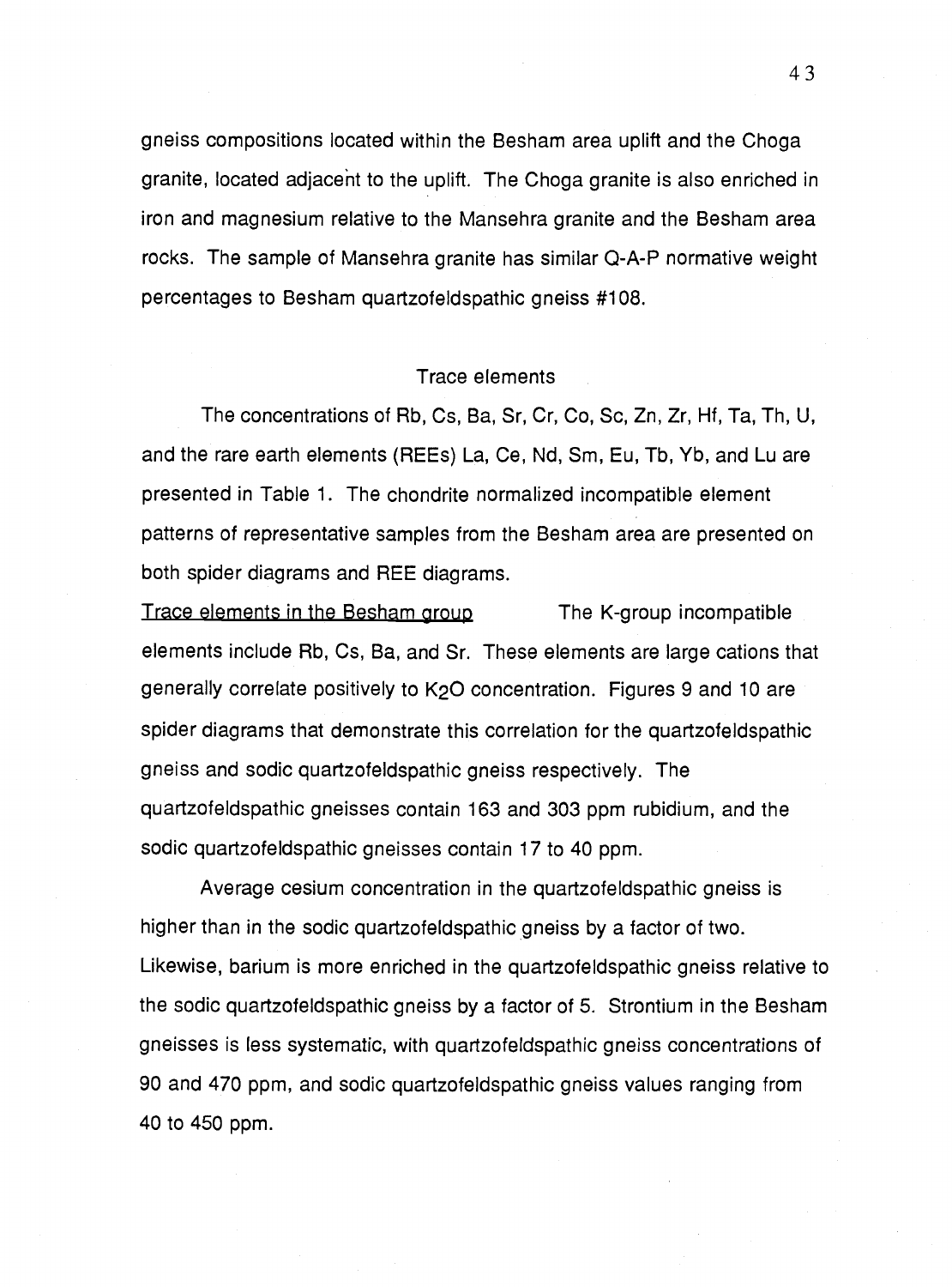gneiss compositions located within the Besham area uplift and the Choga granite, located adjacent to the uplift. The Choga granite is also enriched in iron and magnesium relative to the Mansehra granite and the Besham area rocks. The sample of Mansehra granite has similar Q-A-P normative weight percentages to Besham quartzofeldspathic gneiss #108.

## Trace elements

The concentrations of Rb, Cs, Ba, Sr, Cr, Co, Sc, Zn, Zr, Hf, Ta, Th, U, and the rare earth elements (REEs) La, Ce, Nd, Sm, Eu, Tb, Yb, and Lu are presented in Table 1. The chondrite normalized incompatible element patterns of representative samples from the Besham area are presented on both spider diagrams and REE diagrams.

Trace elements in the Besham group The K-group incompatible elements include Rb, Cs, Ba, and Sr. These elements are large cations that generally correlate positively to $K_2O$ concentration. Figures 9 and 10 are spider diagrams that demonstrate this correlation for the quartzofeldspathic gneiss and sodic quartzofeldspathic gneiss respectively. The quartzofeldspathic gneisses contain 163 and 303 ppm rubidium, and the sodic quartzofeldspathic gneisses contain 17 to 40 ppm.

Average cesium concentration in the quartzofeldspathic gneiss is higher than in the sodic quartzofeldspathic gneiss by a factor of two. Likewise, barium is more enriched in the quartzofeldspathic gneiss relative to the sodic quartzofeldspathic gneiss by a factor of 5. Strontium in the Besham gneisses is less systematic, with quartzofeldspathic gneiss concentrations of 90 and 470 ppm, and sodic quartzofeldspathic gneiss values ranging from 40 to 450 ppm.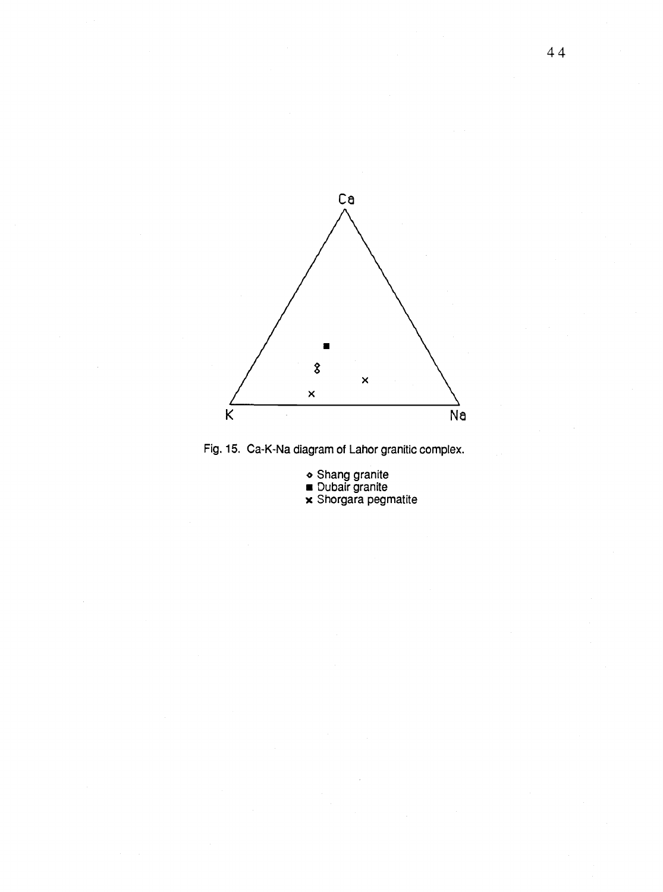Ca

K Na

Fig. 15. Ca-K-Na diagram of Lahor granitic complex.

- ◇ Shang granite
- ■ Dubair granite
- × Shorgara pegmatite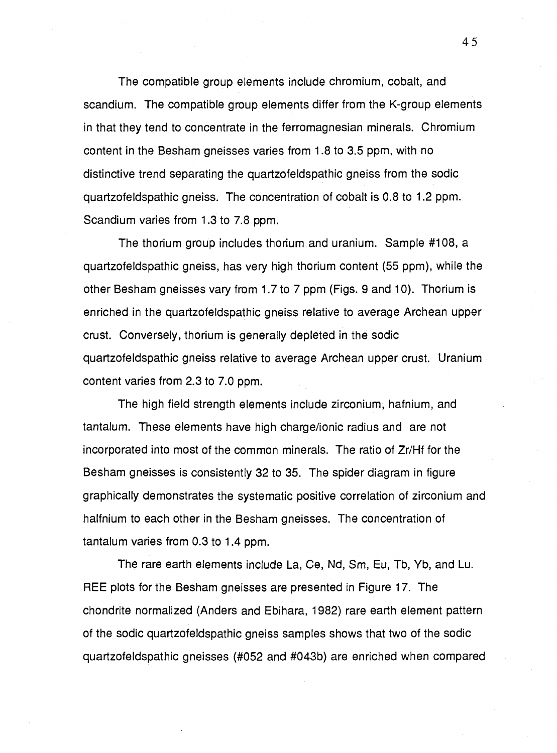The compatible group elements include chromium, cobalt, and scandium. The compatible group elements differ from the K-group elements in that they tend to concentrate in the ferromagnesian minerals. Chromium content in the Besham gneisses varies from 1.8 to 3.5 ppm, with no distinctive trend separating the quartzofeldspathic gneiss from the sodic quartzofeldspathic gneiss. The concentration of cobalt is 0.8 to 1.2 ppm. Scandium varies from 1.3 to 7.8 ppm.

The thorium group includes thorium and uranium. Sample #108, a quartzofeldspathic gneiss, has very high thorium content (55 ppm), while the other Besham gneisses vary from 1.7 to 7 ppm (Figs. 9 and 10). Thorium is enriched in the quartzofeldspathic gneiss relative to average Archean upper crust. Conversely, thorium is generally depleted in the sodic quartzofeldspathic gneiss relative to average Archean upper crust. Uranium content varies from 2.3 to 7.0 ppm.

The high field strength elements include zirconium, hafnium, and tantalum. These elements have high charge/ionic radius and are not incorporated into most of the common minerals. The ratio of Zr/Hf for the Besham gneisses is consistently 32 to 35. The spider diagram in figure graphically demonstrates the systematic positive correlation of zirconium and halfnium to each other in the Besham gneisses. The concentration of tantalum varies from 0.3 to 1.4 ppm.

The rare earth elements include La, Ce, Nd, Sm, Eu, Tb, Yb, and Lu. REE plots for the Besham gneisses are presented in Figure 17. The chondrite normalized (Anders and Ebihara, 1982) rare earth element pattern of the sodic quartzofeldspathic gneiss samples shows that two of the sodic quartzofeldspathic gneisses (#052 and #043b) are enriched when compared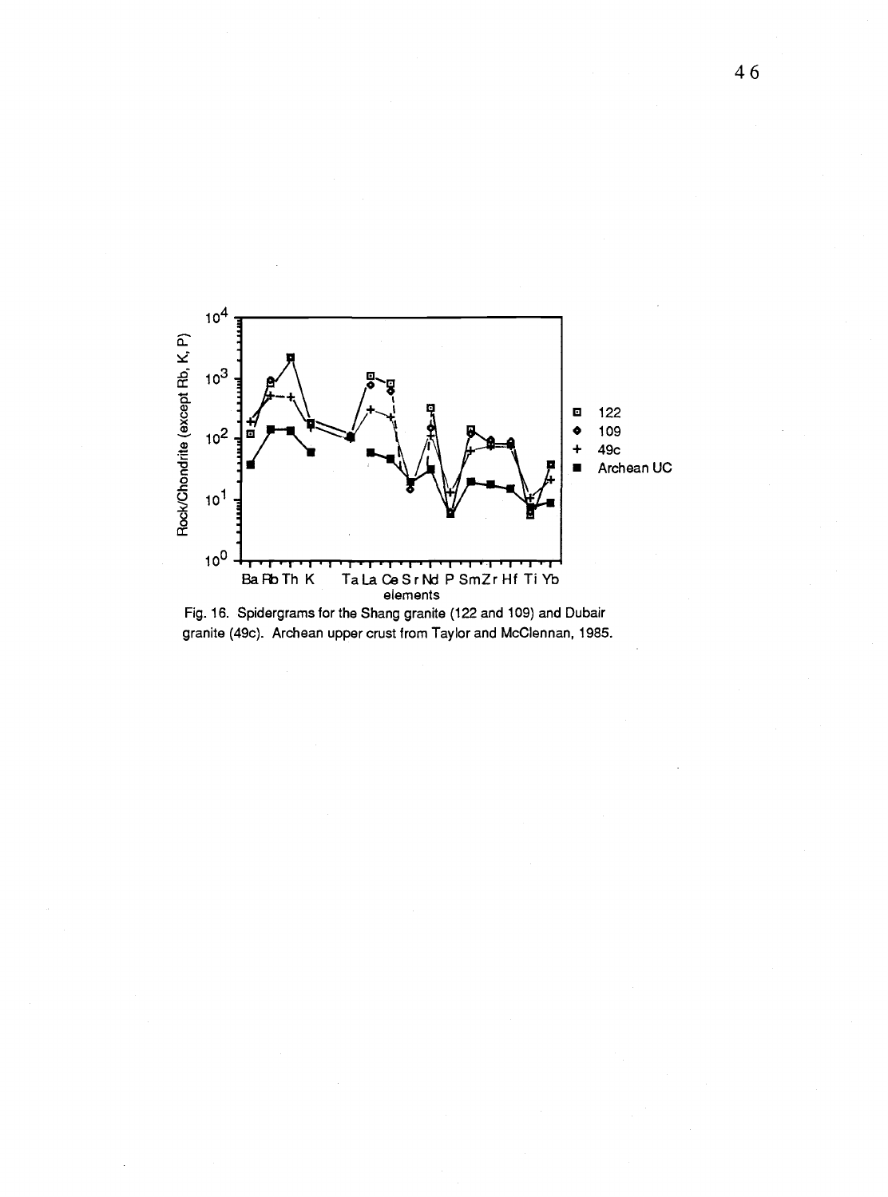Fig. 16. Spidergrams for the Shang granite (122 and 109) and Dubair granite (49c). Archean upper crust from Taylor and McClennan, 1985.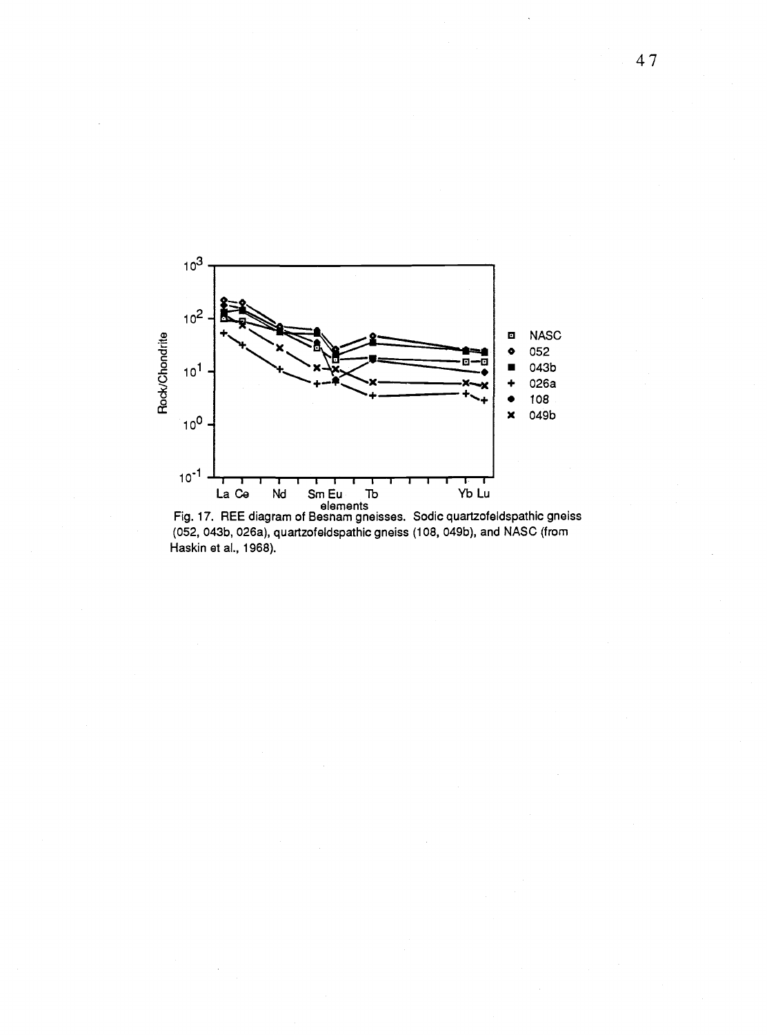Fig. 17. REE diagram of Besnam gneisses. Sodic quartzofeldspathic gneiss (052, 043b, 026a), quartzofeldspathic gneiss (108, 049b), and NASC (from Haskin et al., 1968).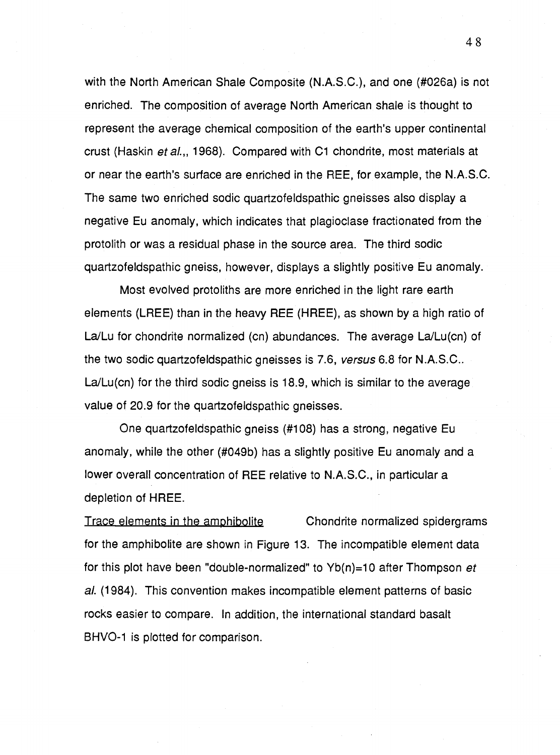with the North American Shale Composite (N.A.S.C.), and one (#026a) is not enriched. The composition of average North American shale is thought to represent the average chemical composition of the earth's upper continental crust (Haskin *et al.*,, 1968). Compared with C1 chondrite, most materials at or near the earth's surface are enriched in the REE, for example, the N.A.S.C. The same two enriched sodic quartzofeldspathic gneisses also display a negative Eu anomaly, which indicates that plagioclase fractionated from the protolith or was a residual phase in the source area. The third sodic quartzofeldspathic gneiss, however, displays a slightly positive Eu anomaly.

Most evolved protoliths are more enriched in the light rare earth elements (LREE) than in the heavy REE (HREE), as shown by a high ratio of La/Lu for chondrite normalized (cn) abundances. The average La/Lu(cn) of the two sodic quartzofeldspathic gneisses is 7.6, *versus* 6.8 for N.A.S.C.. La/Lu(cn) for the third sodic gneiss is 18.9, which is similar to the average value of 20.9 for the quartzofeldspathic gneisses.

One quartzofeldspathic gneiss (#108) has a strong, negative Eu anomaly, while the other (#049b) has a slightly positive Eu anomaly and a lower overall concentration of REE relative to N.A.S.C., in particular a depletion of HREE.

Trace elements in the amphibolite Chondrite normalized spidergrams for the amphibolite are shown in Figure 13. The incompatible element data for this plot have been "double-normalized" to Yb(n)=10 after Thompson *et al.* (1984). This convention makes incompatible element patterns of basic rocks easier to compare. In addition, the international standard basalt BHVO-1 is plotted for comparison.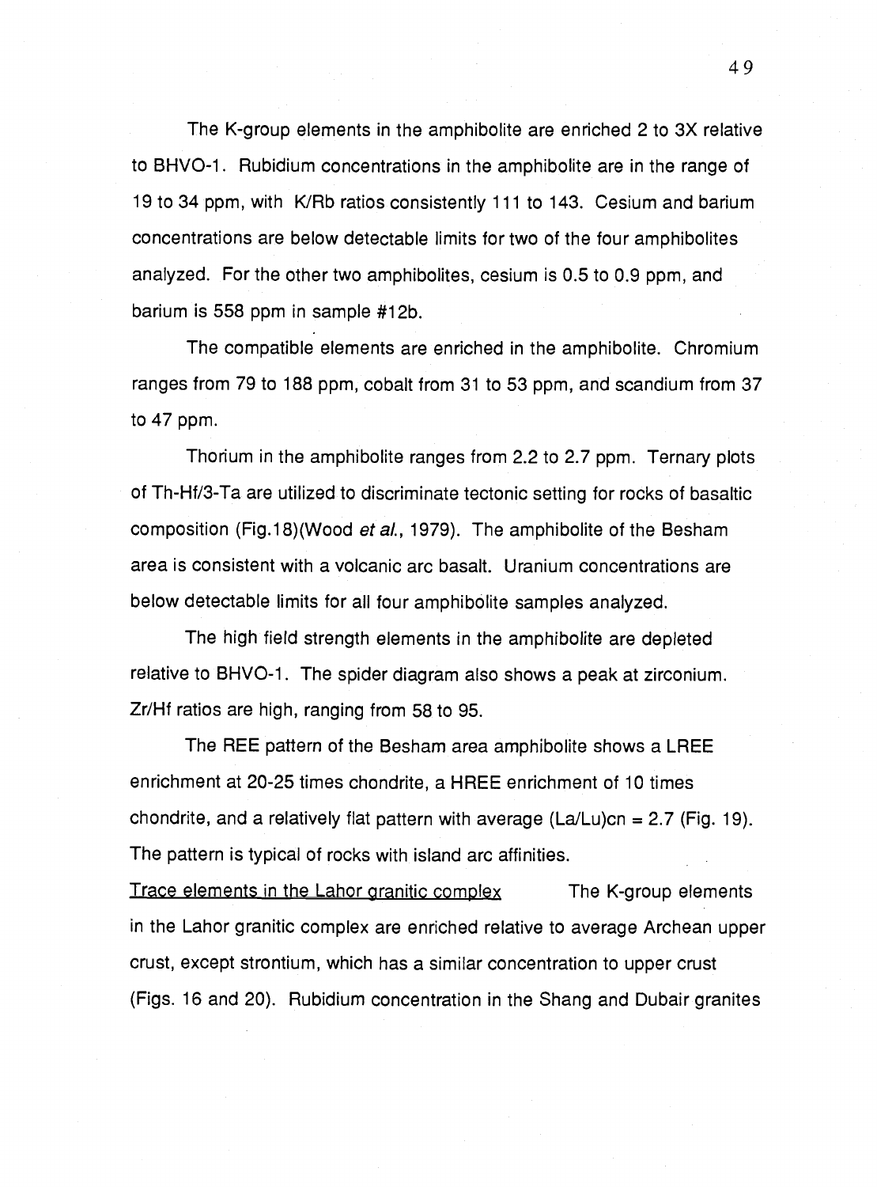The K-group elements in the amphibolite are enriched 2 to 3X relative to BHVO-1. Rubidium concentrations in the amphibolite are in the range of 19 to 34 ppm, with K/Rb ratios consistently 111 to 143. Cesium and barium concentrations are below detectable limits for two of the four amphibolites analyzed. For the other two amphibolites, cesium is 0.5 to 0.9 ppm, and barium is 558 ppm in sample #12b.

The compatible elements are enriched in the amphibolite. Chromium ranges from 79 to 188 ppm, cobalt from 31 to 53 ppm, and scandium from 37 to 47 ppm.

Thorium in the amphibolite ranges from 2.2 to 2.7 ppm. Ternary plots of Th-Hf/3-Ta are utilized to discriminate tectonic setting for rocks of basaltic composition (Fig.18)(Wood *et al.*, 1979). The amphibolite of the Besham area is consistent with a volcanic arc basalt. Uranium concentrations are below detectable limits for all four amphibolite samples analyzed.

The high field strength elements in the amphibolite are depleted relative to BHVO-1. The spider diagram also shows a peak at zirconium. Zr/Hf ratios are high, ranging from 58 to 95.

The REE pattern of the Besham area amphibolite shows a LREE enrichment at 20-25 times chondrite, a HREE enrichment of 10 times chondrite, and a relatively flat pattern with average $(La/Lu)_{cn} = 2.7$ (Fig. 19). The pattern is typical of rocks with island arc affinities.

<u>Trace elements in the Lahor granitic complex</u> The K-group elements in the Lahor granitic complex are enriched relative to average Archean upper crust, except strontium, which has a similar concentration to upper crust (Figs. 16 and 20). Rubidium concentration in the Shang and Dubair granites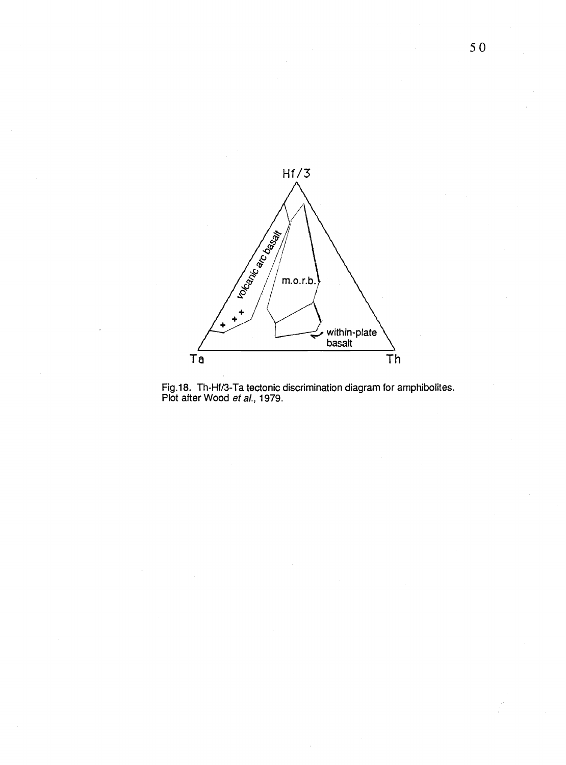Fig.18. Th-Hf/3-Ta tectonic discrimination diagram for amphibolites. Plot after Wood *et al.*, 1979.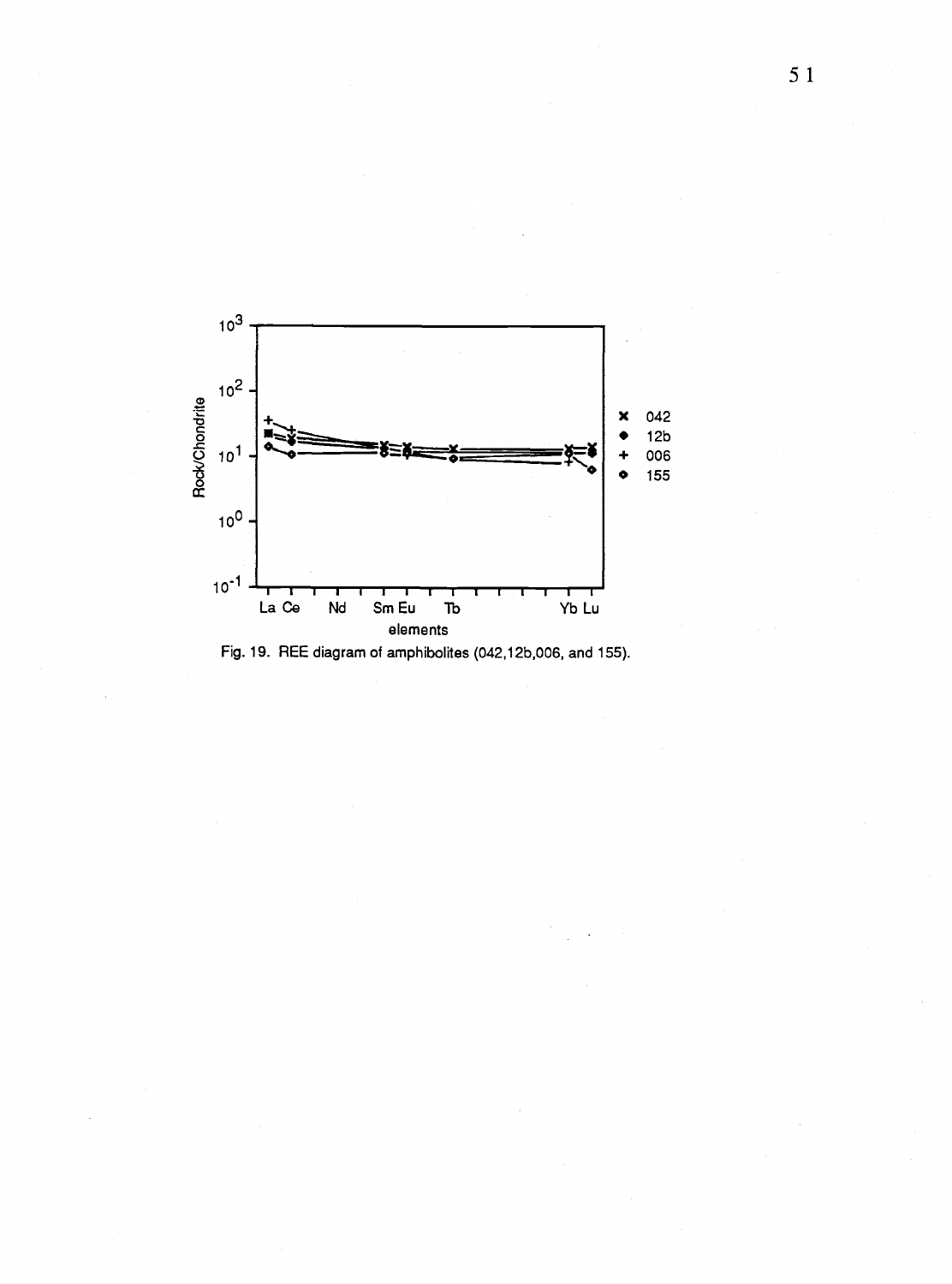Fig. 19. REE diagram of amphibolites (042,12b,006, and 155).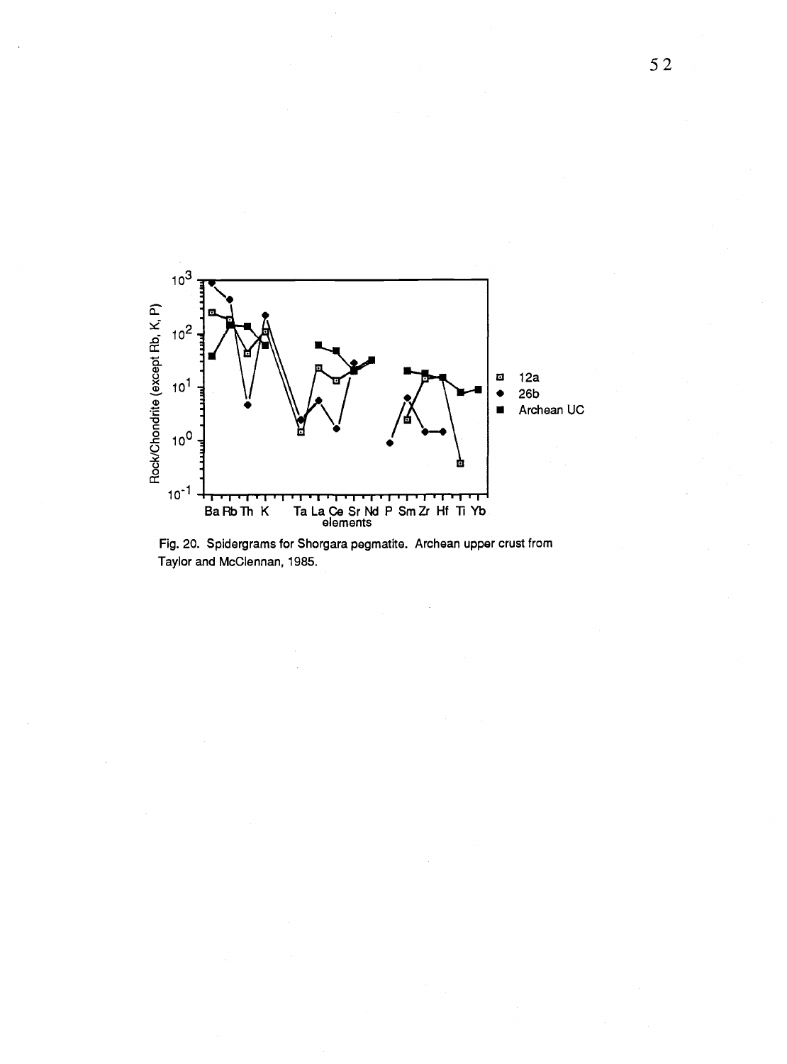Fig. 20. Spidergrams for Shorgara pegmatite. Archean upper crust from Taylor and McClennan, 1985.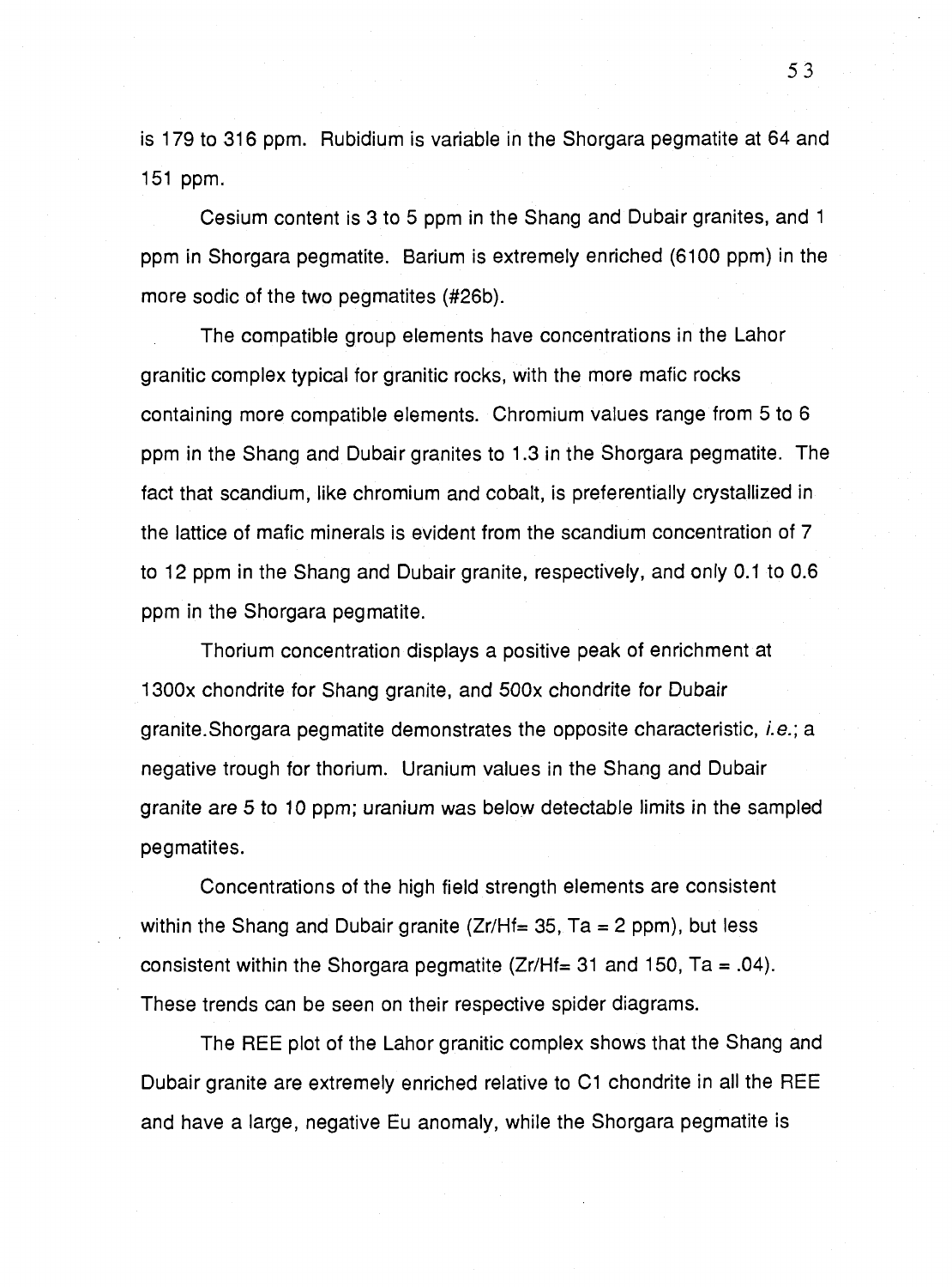is 179 to 316 ppm. Rubidium is variable in the Shorgara pegmatite at 64 and 151 ppm.

Cesium content is 3 to 5 ppm in the Shang and Dubair granites, and 1 ppm in Shorgara pegmatite. Barium is extremely enriched (6100 ppm) in the more sodic of the two pegmatites (#26b).

The compatible group elements have concentrations in the Lahor granitic complex typical for granitic rocks, with the more mafic rocks containing more compatible elements. Chromium values range from 5 to 6 ppm in the Shang and Dubair granites to 1.3 in the Shorgara pegmatite. The fact that scandium, like chromium and cobalt, is preferentially crystallized in the lattice of mafic minerals is evident from the scandium concentration of 7 to 12 ppm in the Shang and Dubair granite, respectively, and only 0.1 to 0.6 ppm in the Shorgara pegmatite.

Thorium concentration displays a positive peak of enrichment at 1300x chondrite for Shang granite, and 500x chondrite for Dubair granite.Shorgara pegmatite demonstrates the opposite characteristic, *i.e.*; a negative trough for thorium. Uranium values in the Shang and Dubair granite are 5 to 10 ppm; uranium was below detectable limits in the sampled pegmatites.

Concentrations of the high field strength elements are consistent within the Shang and Dubair granite (Zr/Hf= 35, Ta = 2 ppm), but less consistent within the Shorgara pegmatite (Zr/Hf= 31 and 150, Ta = .04). These trends can be seen on their respective spider diagrams.

The REE plot of the Lahor granitic complex shows that the Shang and Dubair granite are extremely enriched relative to C1 chondrite in all the REE and have a large, negative Eu anomaly, while the Shorgara pegmatite is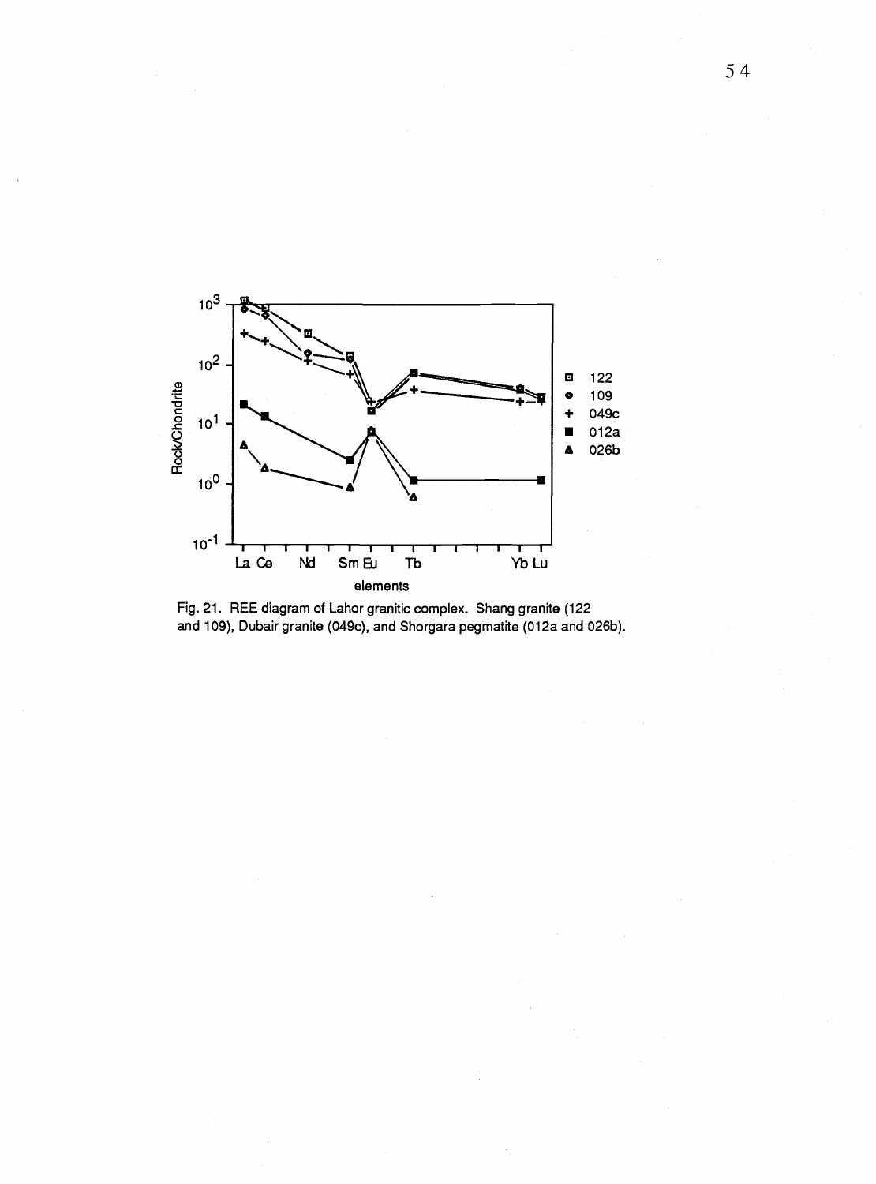Fig. 21. REE diagram of Lahor granitic complex. Shang granite (122 and 109), Dubair granite (049c), and Shorgara pegmatite (012a and 026b).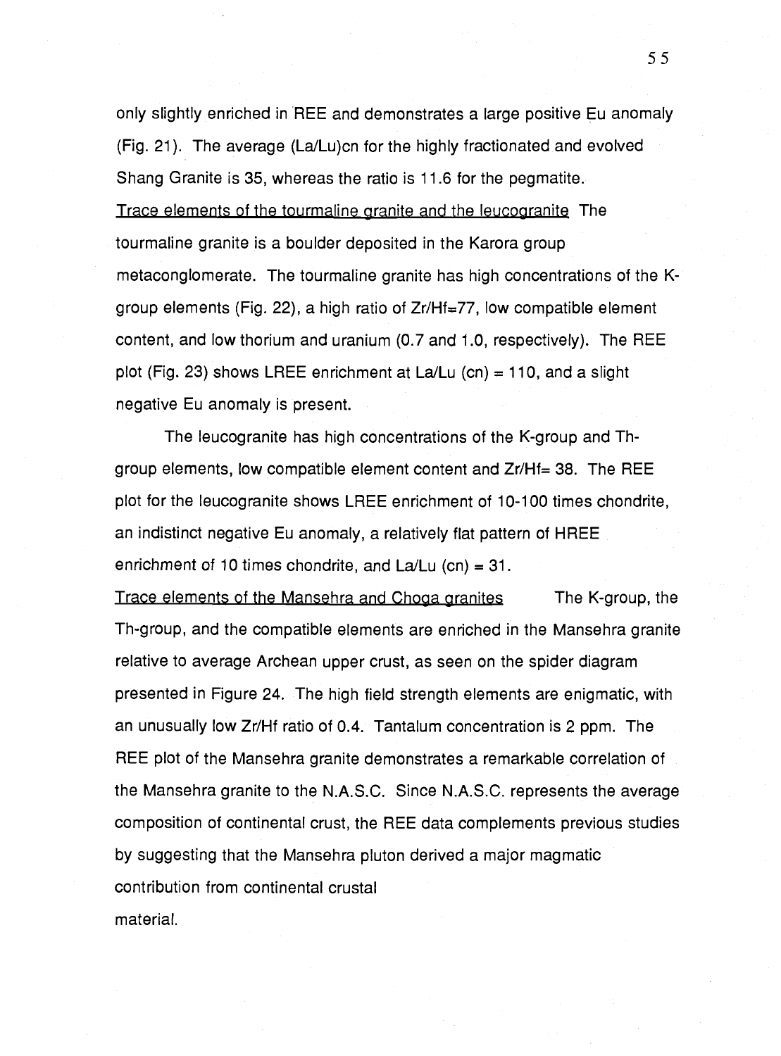only slightly enriched in REE and demonstrates a large positive Eu anomaly (Fig. 21). The average (La/Lu)cn for the highly fractionated and evolved Shang Granite is 35, whereas the ratio is 11.6 for the pegmatite.

Trace elements of the tourmaline granite and the leucogranite The tourmaline granite is a boulder deposited in the Karora group metaconglomerate. The tourmaline granite has high concentrations of the K-group elements (Fig. 22), a high ratio of Zr/Hf=77, low compatible element content, and low thorium and uranium (0.7 and 1.0, respectively). The REE plot (Fig. 23) shows LREE enrichment at La/Lu (cn) = 110, and a slight negative Eu anomaly is present.

The leucogranite has high concentrations of the K-group and Th-group elements, low compatible element content and Zr/Hf= 38. The REE plot for the leucogranite shows LREE enrichment of 10-100 times chondrite, an indistinct negative Eu anomaly, a relatively flat pattern of HREE enrichment of 10 times chondrite, and La/Lu (cn) = 31.

Trace elements of the Mansehra and Choga granites The K-group, the Th-group, and the compatible elements are enriched in the Mansehra granite relative to average Archean upper crust, as seen on the spider diagram presented in Figure 24. The high field strength elements are enigmatic, with an unusually low Zr/Hf ratio of 0.4. Tantalum concentration is 2 ppm. The REE plot of the Mansehra granite demonstrates a remarkable correlation of the Mansehra granite to the N.A.S.C. Since N.A.S.C. represents the average composition of continental crust, the REE data complements previous studies by suggesting that the Mansehra pluton derived a major magmatic contribution from continental crustal material.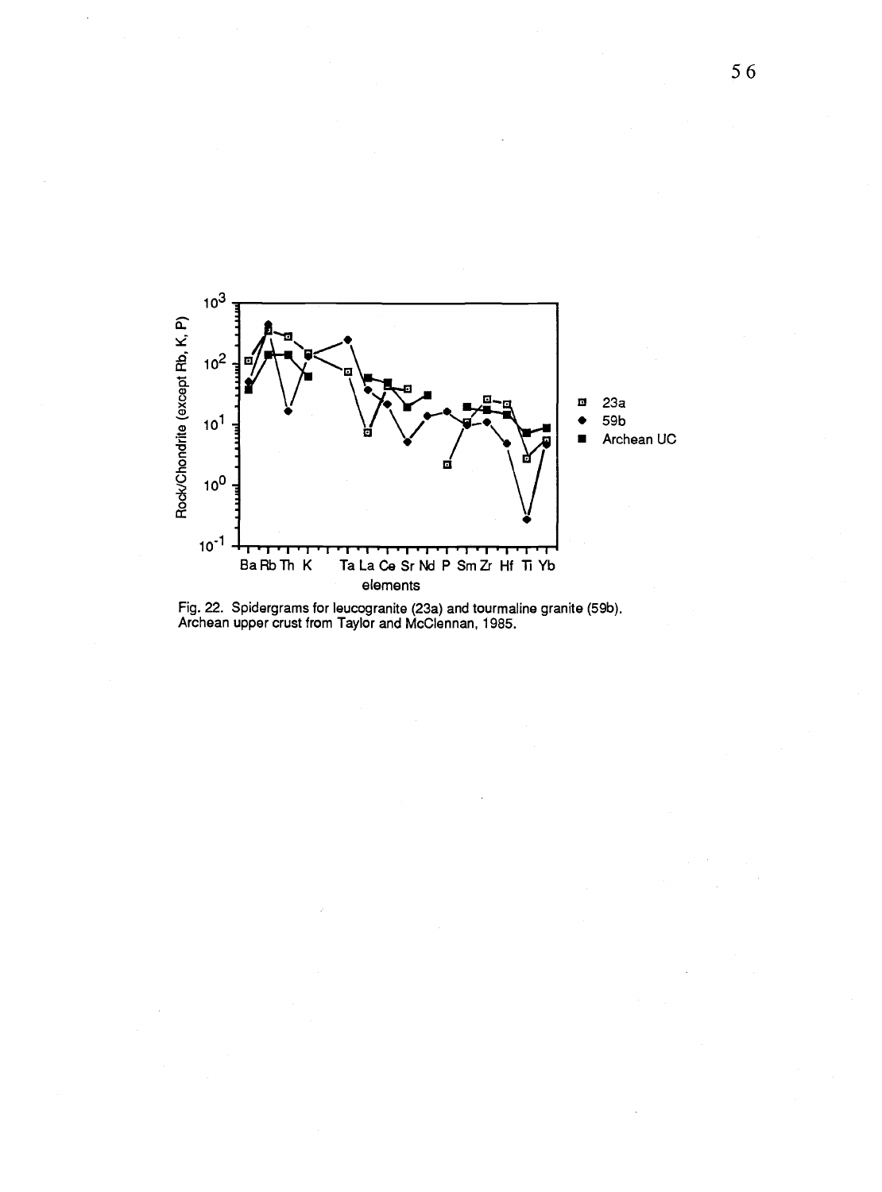Fig. 22. Spidergrams for leucogranite (23a) and tourmaline granite (59b). Archean upper crust from Taylor and McClennan, 1985.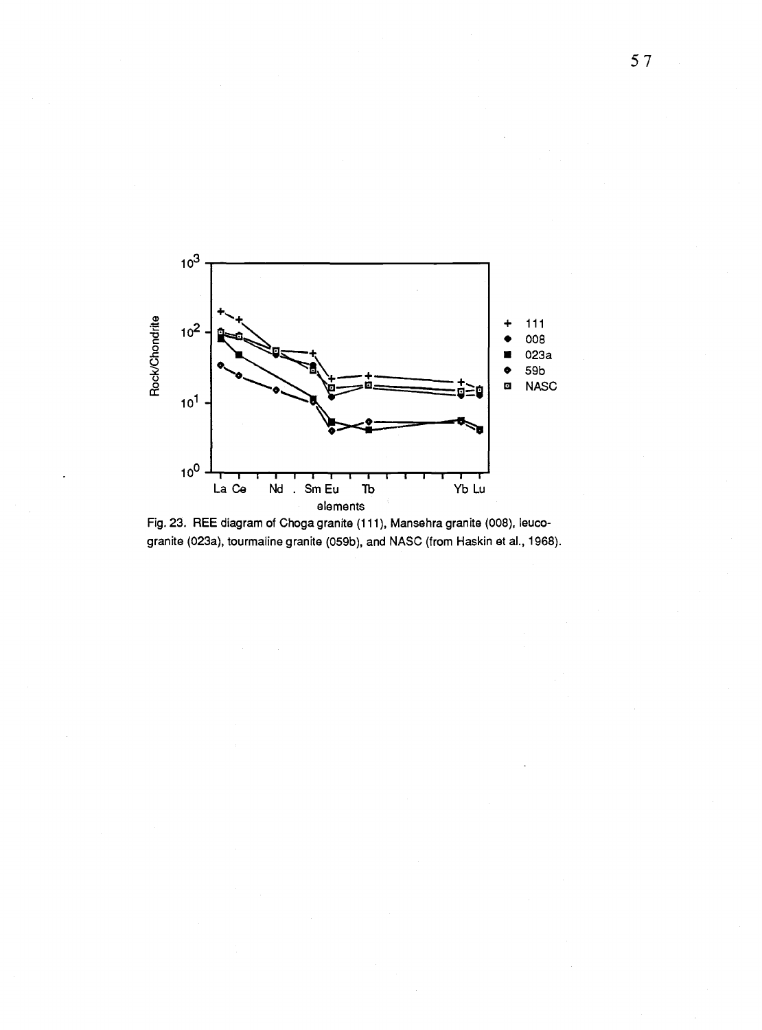Fig. 23. REE diagram of Choga granite (111), Mansehra granite (008), leuco-granite (023a), tourmaline granite (059b), and NASC (from Haskin et al., 1968).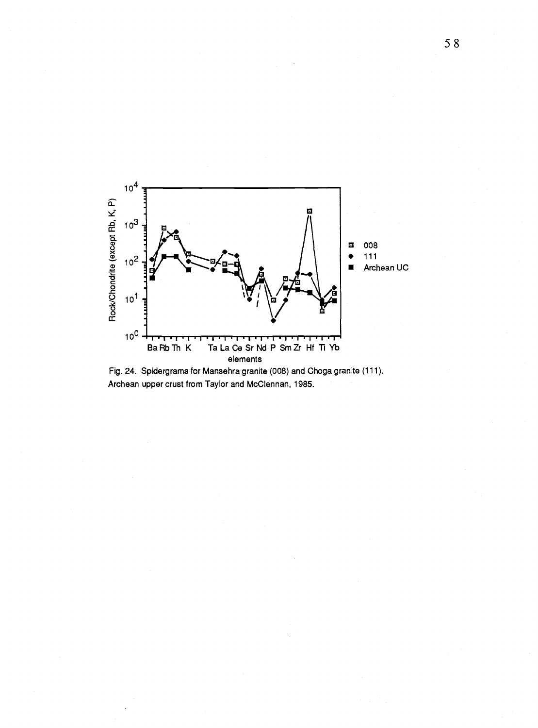Fig. 24. Spidergrams for Mansehra granite (008) and Choga granite (111). Archean upper crust from Taylor and McClennan, 1985.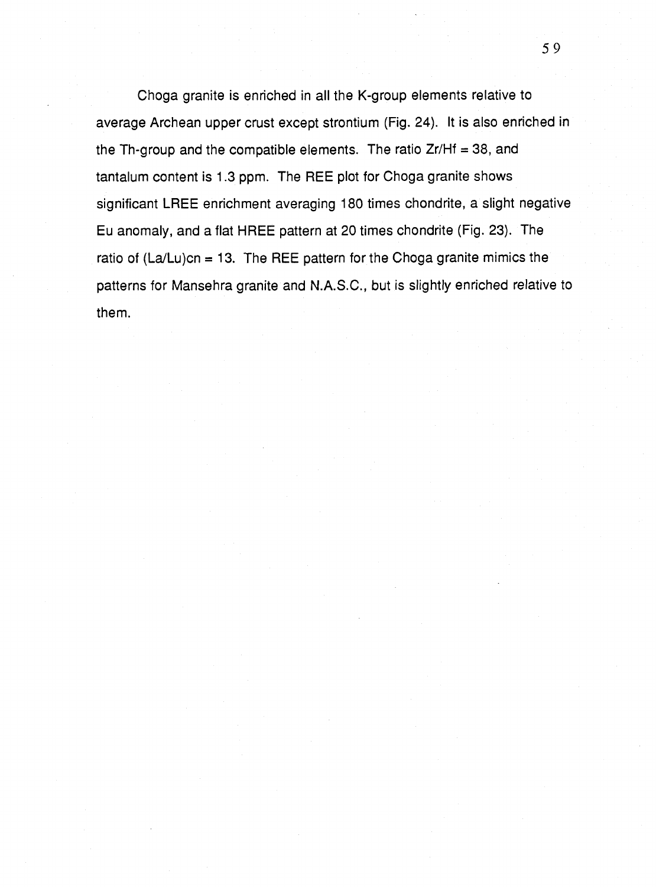Choga granite is enriched in all the K-group elements relative to average Archean upper crust except strontium (Fig. 24). It is also enriched in the Th-group and the compatible elements. The ratio Zr/Hf = 38, and tantalum content is 1.3 ppm. The REE plot for Choga granite shows significant LREE enrichment averaging 180 times chondrite, a slight negative Eu anomaly, and a flat HREE pattern at 20 times chondrite (Fig. 23). The ratio of $(La/Lu)_{cn}$ = 13. The REE pattern for the Choga granite mimics the patterns for Mansehra granite and N.A.S.C., but is slightly enriched relative to them.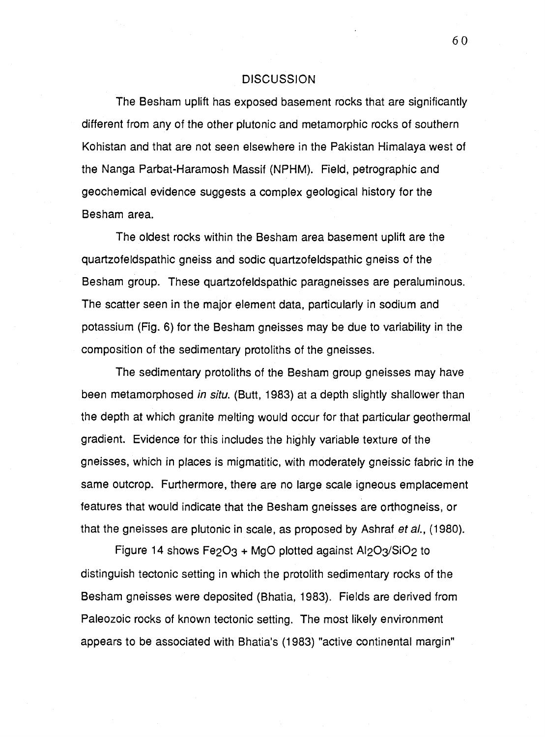## DISCUSSION

The Besham uplift has exposed basement rocks that are significantly different from any of the other plutonic and metamorphic rocks of southern Kohistan and that are not seen elsewhere in the Pakistan Himalaya west of the Nanga Parbat-Haramosh Massif (NPHM). Field, petrographic and geochemical evidence suggests a complex geological history for the Besham area.

The oldest rocks within the Besham area basement uplift are the quartzofeldspathic gneiss and sodic quartzofeldspathic gneiss of the Besham group. These quartzofeldspathic paragneisses are peraluminous. The scatter seen in the major element data, particularly in sodium and potassium (Fig. 6) for the Besham gneisses may be due to variability in the composition of the sedimentary protoliths of the gneisses.

The sedimentary protoliths of the Besham group gneisses may have been metamorphosed *in situ*. (Butt, 1983) at a depth slightly shallower than the depth at which granite melting would occur for that particular geothermal gradient. Evidence for this includes the highly variable texture of the gneisses, which in places is migmatitic, with moderately gneissic fabric in the same outcrop. Furthermore, there are no large scale igneous emplacement features that would indicate that the Besham gneisses are orthogneiss, or that the gneisses are plutonic in scale, as proposed by Ashraf *et al.*, (1980).

Figure 14 shows $Fe_2O_3$ + $MgO$ plotted against $Al_2O_3/SiO_2$ to distinguish tectonic setting in which the protolith sedimentary rocks of the Besham gneisses were deposited (Bhatia, 1983). Fields are derived from Paleozoic rocks of known tectonic setting. The most likely environment appears to be associated with Bhatia's (1983) "active continental margin"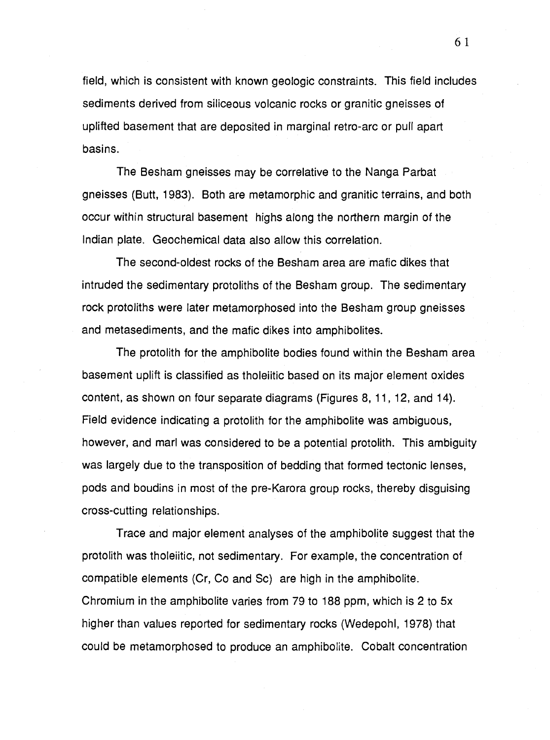field, which is consistent with known geologic constraints. This field includes sediments derived from siliceous volcanic rocks or granitic gneisses of uplifted basement that are deposited in marginal retro-arc or pull apart basins.

The Besham gneisses may be correlative to the Nanga Parbat gneisses (Butt, 1983). Both are metamorphic and granitic terrains, and both occur within structural basement highs along the northern margin of the Indian plate. Geochemical data also allow this correlation.

The second-oldest rocks of the Besham area are mafic dikes that intruded the sedimentary protoliths of the Besham group. The sedimentary rock protoliths were later metamorphosed into the Besham group gneisses and metasediments, and the mafic dikes into amphibolites.

The protolith for the amphibolite bodies found within the Besham area basement uplift is classified as tholeiitic based on its major element oxides content, as shown on four separate diagrams (Figures 8, 11, 12, and 14). Field evidence indicating a protolith for the amphibolite was ambiguous, however, and marl was considered to be a potential protolith. This ambiguity was largely due to the transposition of bedding that formed tectonic lenses, pods and boudins in most of the pre-Karora group rocks, thereby disguising cross-cutting relationships.

Trace and major element analyses of the amphibolite suggest that the protolith was tholeiitic, not sedimentary. For example, the concentration of compatible elements (Cr, Co and Sc) are high in the amphibolite. Chromium in the amphibolite varies from 79 to 188 ppm, which is 2 to 5x higher than values reported for sedimentary rocks (Wedepohl, 1978) that could be metamorphosed to produce an amphibolite. Cobalt concentration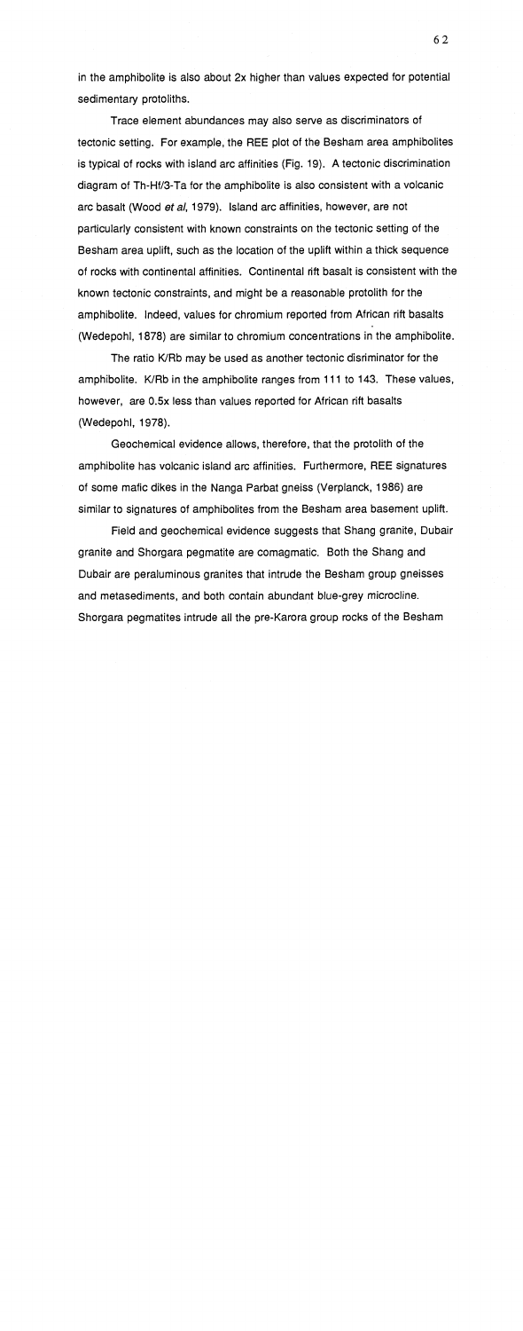in the amphibolite is also about 2x higher than values expected for potential sedimentary protoliths.

Trace element abundances may also serve as discriminators of tectonic setting. For example, the REE plot of the Besham area amphibolites is typical of rocks with island arc affinities (Fig. 19). A tectonic discrimination diagram of Th-Hf/3-Ta for the amphibolite is also consistent with a volcanic arc basalt (Wood *et al*, 1979). Island arc affinities, however, are not particularly consistent with known constraints on the tectonic setting of the Besham area uplift, such as the location of the uplift within a thick sequence of rocks with continental affinities. Continental rift basalt is consistent with the known tectonic constraints, and might be a reasonable protolith for the amphibolite. Indeed, values for chromium reported from African rift basalts (Wedepohl, 1878) are similar to chromium concentrations in the amphibolite.

The ratio K/Rb may be used as another tectonic disriminator for the amphibolite. K/Rb in the amphibolite ranges from 111 to 143. These values, however, are 0.5x less than values reported for African rift basalts (Wedepohl, 1978).

Geochemical evidence allows, therefore, that the protolith of the amphibolite has volcanic island arc affinities. Furthermore, REE signatures of some mafic dikes in the Nanga Parbat gneiss (Verplanck, 1986) are similar to signatures of amphibolites from the Besham area basement uplift.

Field and geochemical evidence suggests that Shang granite, Dubair granite and Shorgara pegmatite are comagmatic. Both the Shang and Dubair are peraluminous granites that intrude the Besham group gneisses and metasediments, and both contain abundant blue-grey microcline. Shorgara pegmatites intrude all the pre-Karora group rocks of the Besham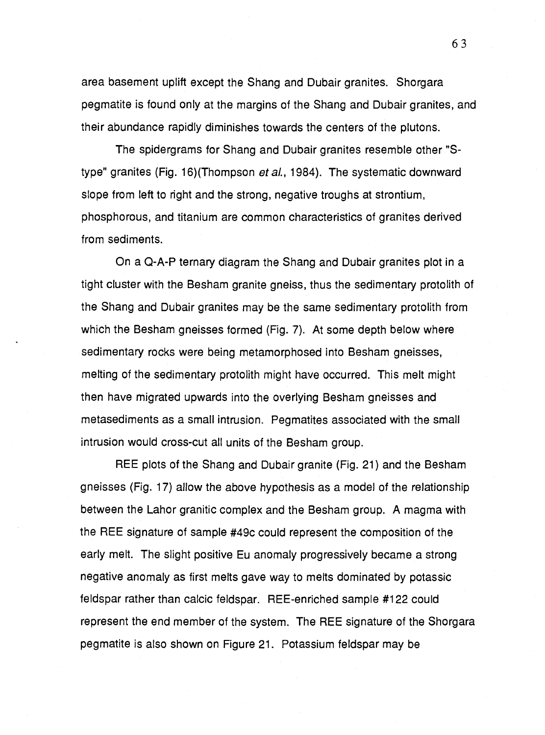area basement uplift except the Shang and Dubair granites. Shorgara pegmatite is found only at the margins of the Shang and Dubair granites, and their abundance rapidly diminishes towards the centers of the plutons.

The spidergrams for Shang and Dubair granites resemble other "S-type" granites (Fig. 16)(Thompson *et al.*, 1984). The systematic downward slope from left to right and the strong, negative troughs at strontium, phosphorous, and titanium are common characteristics of granites derived from sediments.

On a Q-A-P ternary diagram the Shang and Dubair granites plot in a tight cluster with the Besham granite gneiss, thus the sedimentary protolith of the Shang and Dubair granites may be the same sedimentary protolith from which the Besham gneisses formed (Fig. 7). At some depth below where sedimentary rocks were being metamorphosed into Besham gneisses, melting of the sedimentary protolith might have occurred. This melt might then have migrated upwards into the overlying Besham gneisses and metasediments as a small intrusion. Pegmatites associated with the small intrusion would cross-cut all units of the Besham group.

REE plots of the Shang and Dubair granite (Fig. 21) and the Besham gneisses (Fig. 17) allow the above hypothesis as a model of the relationship between the Lahor granitic complex and the Besham group. A magma with the REE signature of sample #49c could represent the composition of the early melt. The slight positive Eu anomaly progressively became a strong negative anomaly as first melts gave way to melts dominated by potassic feldspar rather than calcic feldspar. REE-enriched sample #122 could represent the end member of the system. The REE signature of the Shorgara pegmatite is also shown on Figure 21. Potassium feldspar may be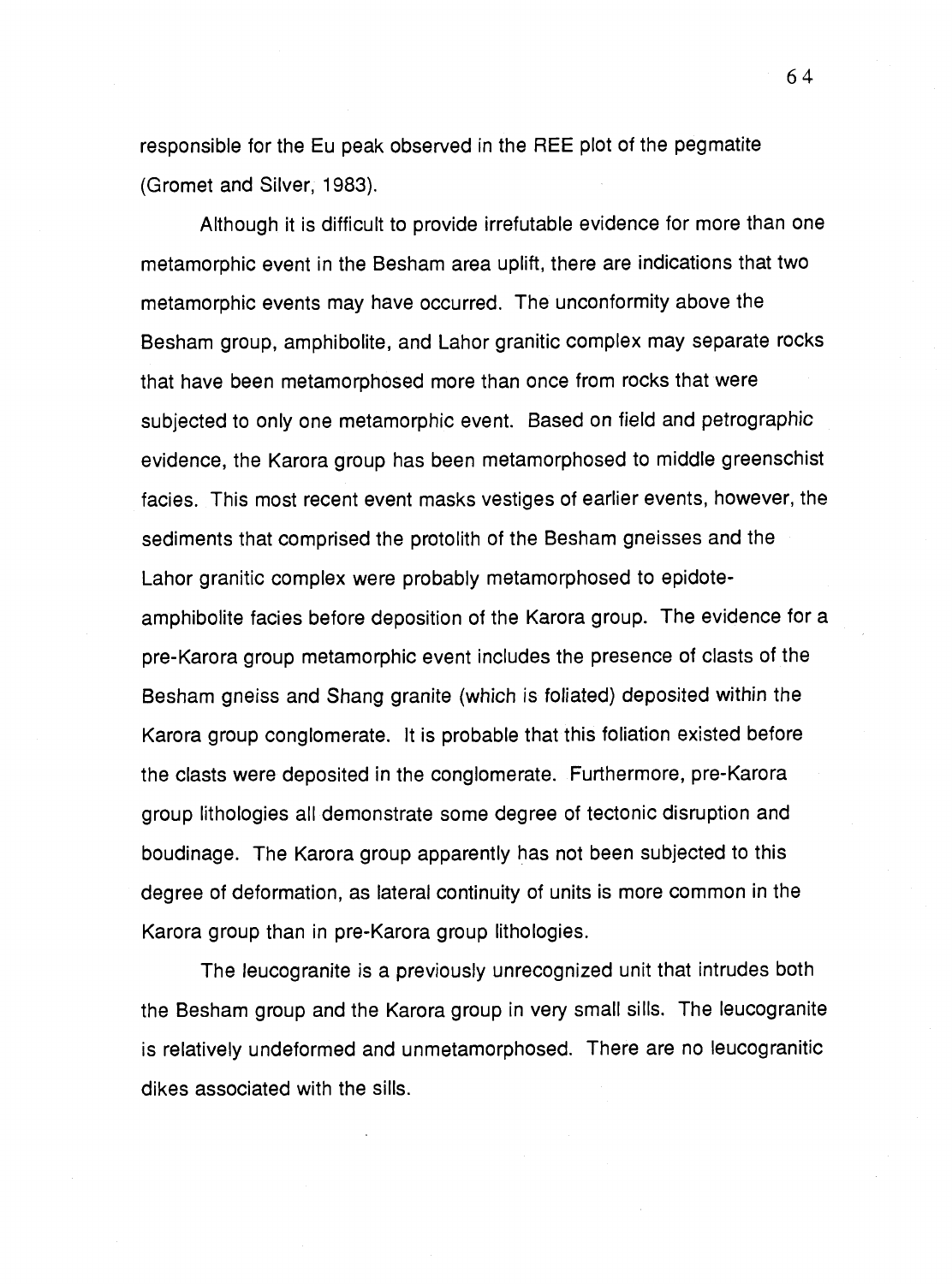responsible for the Eu peak observed in the REE plot of the pegmatite (Gromet and Silver, 1983).

Although it is difficult to provide irrefutable evidence for more than one metamorphic event in the Besham area uplift, there are indications that two metamorphic events may have occurred. The unconformity above the Besham group, amphibolite, and Lahor granitic complex may separate rocks that have been metamorphosed more than once from rocks that were subjected to only one metamorphic event. Based on field and petrographic evidence, the Karora group has been metamorphosed to middle greenschist facies. This most recent event masks vestiges of earlier events, however, the sediments that comprised the protolith of the Besham gneisses and the Lahor granitic complex were probably metamorphosed to epidote-amphibolite facies before deposition of the Karora group. The evidence for a pre-Karora group metamorphic event includes the presence of clasts of the Besham gneiss and Shang granite (which is foliated) deposited within the Karora group conglomerate. It is probable that this foliation existed before the clasts were deposited in the conglomerate. Furthermore, pre-Karora group lithologies all demonstrate some degree of tectonic disruption and boudinage. The Karora group apparently has not been subjected to this degree of deformation, as lateral continuity of units is more common in the Karora group than in pre-Karora group lithologies.

The leucogranite is a previously unrecognized unit that intrudes both the Besham group and the Karora group in very small sills. The leucogranite is relatively undeformed and unmetamorphosed. There are no leucogranitic dikes associated with the sills.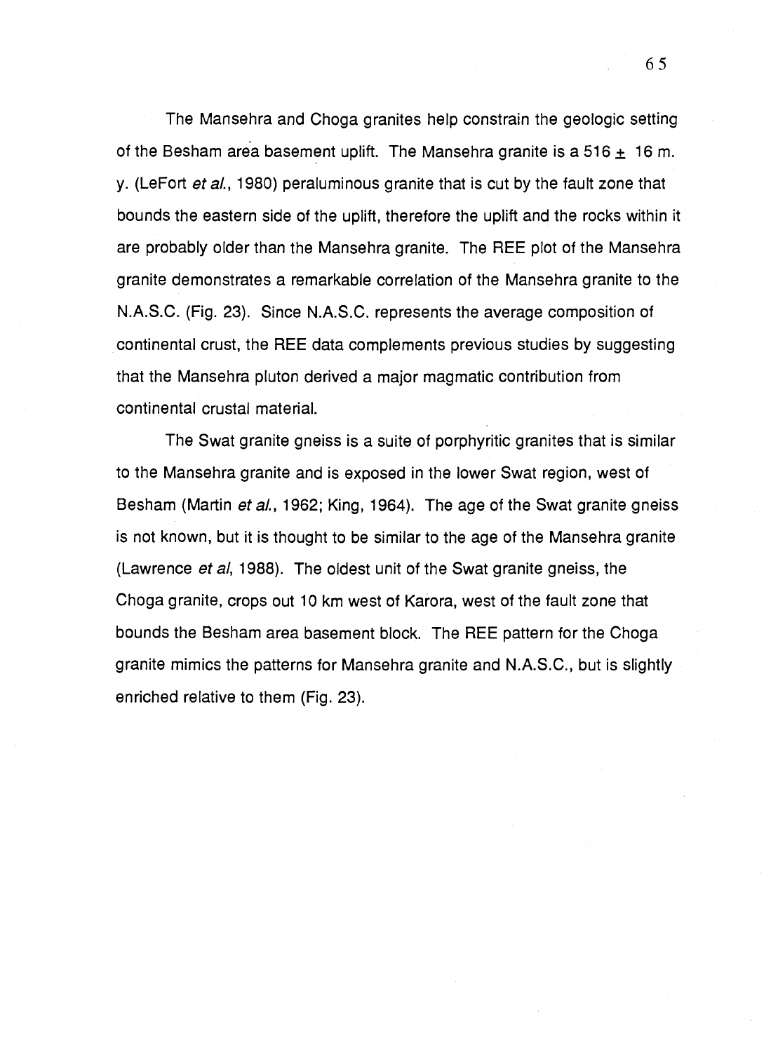The Mansehra and Choga granites help constrain the geologic setting of the Besham area basement uplift. The Mansehra granite is a 516 $\pm$ 16 m. y. (LeFort *et al.*, 1980) peraluminous granite that is cut by the fault zone that bounds the eastern side of the uplift, therefore the uplift and the rocks within it are probably older than the Mansehra granite. The REE plot of the Mansehra granite demonstrates a remarkable correlation of the Mansehra granite to the N.A.S.C. (Fig. 23). Since N.A.S.C. represents the average composition of continental crust, the REE data complements previous studies by suggesting that the Mansehra pluton derived a major magmatic contribution from continental crustal material.

The Swat granite gneiss is a suite of porphyritic granites that is similar to the Mansehra granite and is exposed in the lower Swat region, west of Besham (Martin *et al.*, 1962; King, 1964). The age of the Swat granite gneiss is not known, but it is thought to be similar to the age of the Mansehra granite (Lawrence *et al*, 1988). The oldest unit of the Swat granite gneiss, the Choga granite, crops out 10 km west of Karora, west of the fault zone that bounds the Besham area basement block. The REE pattern for the Choga granite mimics the patterns for Mansehra granite and N.A.S.C., but is slightly enriched relative to them (Fig. 23).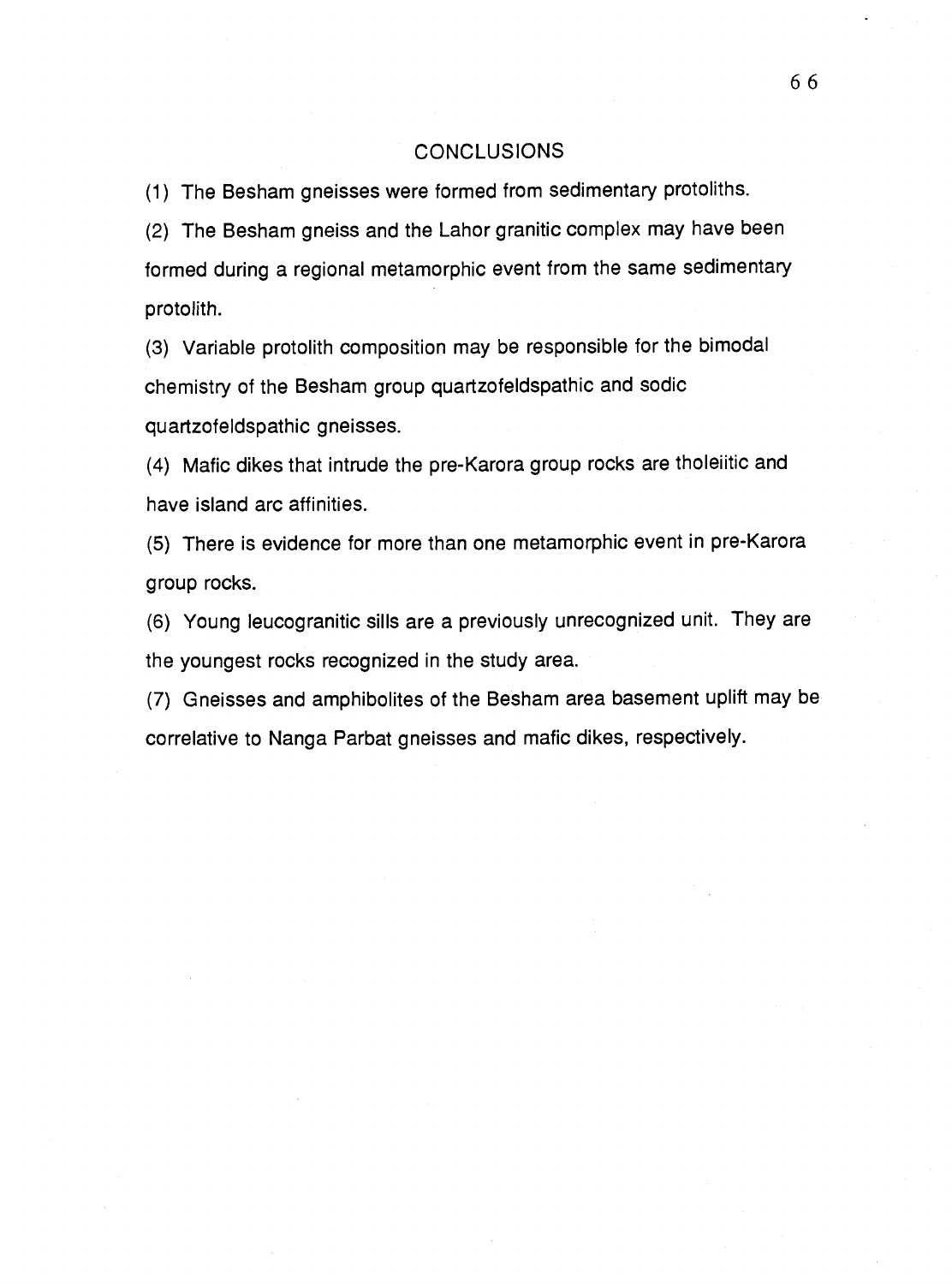# CONCLUSIONS

(1) The Besham gneisses were formed from sedimentary protoliths.

(2) The Besham gneiss and the Lahor granitic complex may have been formed during a regional metamorphic event from the same sedimentary protolith.

(3) Variable protolith composition may be responsible for the bimodal chemistry of the Besham group quartzofeldspathic and sodic quartzofeldspathic gneisses.

(4) Mafic dikes that intrude the pre-Karora group rocks are tholeiitic and have island arc affinities.

(5) There is evidence for more than one metamorphic event in pre-Karora group rocks.

(6) Young leucogranitic sills are a previously unrecognized unit. They are the youngest rocks recognized in the study area.

(7) Gneisses and amphibolites of the Besham area basement uplift may be correlative to Nanga Parbat gneisses and mafic dikes, respectively.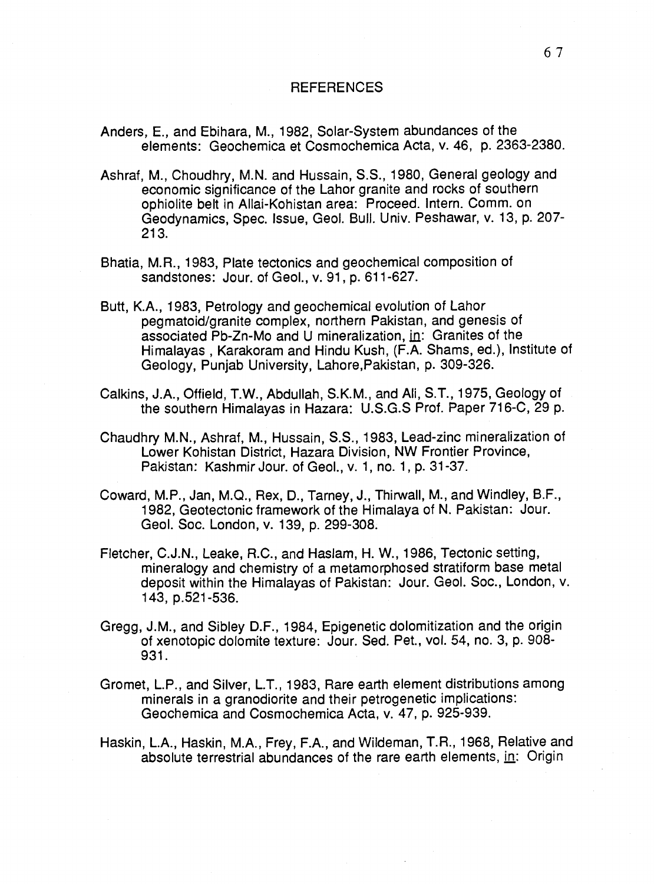# REFERENCES

Anders, E., and Ebihara, M., 1982, Solar-System abundances of the elements: Geochemica et Cosmochemica Acta, v. 46, p. 2363-2380.

Ashraf, M., Choudhry, M.N. and Hussain, S.S., 1980, General geology and economic significance of the Lahor granite and rocks of southern ophiolite belt in Allai-Kohistan area: Proceed. Intern. Comm. on Geodynamics, Spec. Issue, Geol. Bull. Univ. Peshawar, v. 13, p. 207-213.

Bhatia, M.R., 1983, Plate tectonics and geochemical composition of sandstones: Jour. of Geol., v. 91, p. 611-627.

Butt, K.A., 1983, Petrology and geochemical evolution of Lahor pegmatoid/granite complex, northern Pakistan, and genesis of associated Pb-Zn-Mo and U mineralization, in: Granites of the Himalayas , Karakoram and Hindu Kush, (F.A. Shams, ed.), Institute of Geology, Punjab University, Lahore,Pakistan, p. 309-326.

Calkins, J.A., Offield, T.W., Abdullah, S.K.M., and Ali, S.T., 1975, Geology of the southern Himalayas in Hazara: U.S.G.S Prof. Paper 716-C, 29 p.

Chaudhry M.N., Ashraf, M., Hussain, S.S., 1983, Lead-zinc mineralization of Lower Kohistan District, Hazara Division, NW Frontier Province, Pakistan: Kashmir Jour. of Geol., v. 1, no. 1, p. 31-37.

Coward, M.P., Jan, M.Q., Rex, D., Tarney, J., Thirwall, M., and Windley, B.F., 1982, Geotectonic framework of the Himalaya of N. Pakistan: Jour. Geol. Soc. London, v. 139, p. 299-308.

Fletcher, C.J.N., Leake, R.C., and Haslam, H. W., 1986, Tectonic setting, mineralogy and chemistry of a metamorphosed stratiform base metal deposit within the Himalayas of Pakistan: Jour. Geol. Soc., London, v. 143, p.521-536.

Gregg, J.M., and Sibley D.F., 1984, Epigenetic dolomitization and the origin of xenotopic dolomite texture: Jour. Sed. Pet., vol. 54, no. 3, p. 908-931.

Gromet, L.P., and Silver, L.T., 1983, Rare earth element distributions among minerals in a granodiorite and their petrogenetic implications: Geochemica and Cosmochemica Acta, v. 47, p. 925-939.

Haskin, L.A., Haskin, M.A., Frey, F.A., and Wildeman, T.R., 1968, Relative and absolute terrestrial abundances of the rare earth elements, in: Origin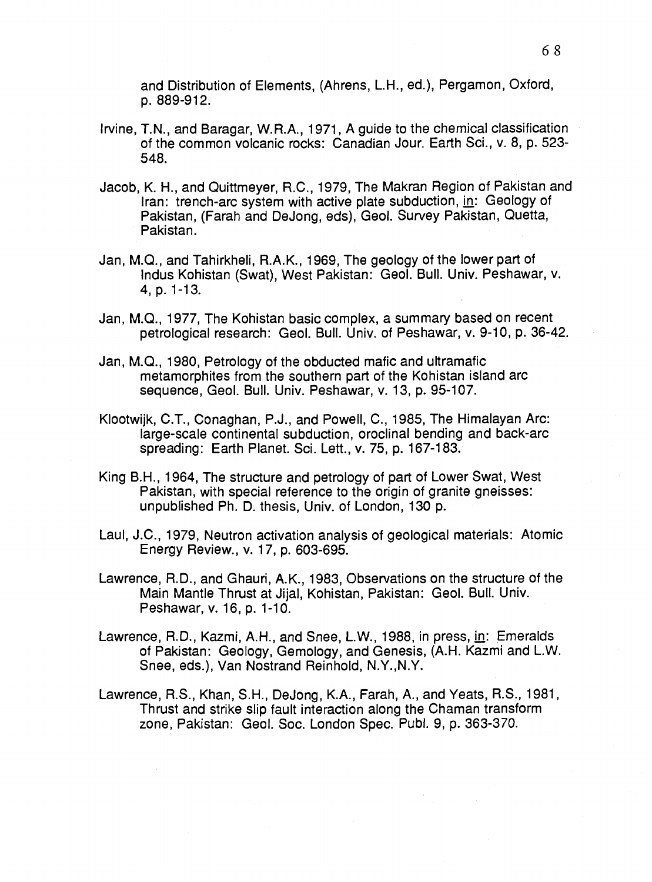and Distribution of Elements, (Ahrens, L.H., ed.), Pergamon, Oxford, p. 889-912.

Irvine, T.N., and Baragar, W.R.A., 1971, A guide to the chemical classification of the common volcanic rocks: Canadian Jour. Earth Sci., v. 8, p. 523-548.

Jacob, K. H., and Quittmeyer, R.C., 1979, The Makran Region of Pakistan and Iran: trench-arc system with active plate subduction, in: Geology of Pakistan, (Farah and DeJong, eds), Geol. Survey Pakistan, Quetta, Pakistan.

Jan, M.Q., and Tahirkheli, R.A.K., 1969, The geology of the lower part of Indus Kohistan (Swat), West Pakistan: Geol. Bull. Univ. Peshawar, v. 4, p. 1-13.

Jan, M.Q., 1977, The Kohistan basic complex, a summary based on recent petrological research: Geol. Bull. Univ. of Peshawar, v. 9-10, p. 36-42.

Jan, M.Q., 1980, Petrology of the obducted mafic and ultramafic metamorphites from the southern part of the Kohistan island arc sequence, Geol. Bull. Univ. Peshawar, v. 13, p. 95-107.

Klootwijk, C.T., Conaghan, P.J., and Powell, C., 1985, The Himalayan Arc: large-scale continental subduction, oroclinal bending and back-arc spreading: Earth Planet. Sci. Lett., v. 75, p. 167-183.

King B.H., 1964, The structure and petrology of part of Lower Swat, West Pakistan, with special reference to the origin of granite gneisses: unpublished Ph. D. thesis, Univ. of London, 130 p.

Laul, J.C., 1979, Neutron activation analysis of geological materials: Atomic Energy Review., v. 17, p. 603-695.

Lawrence, R.D., and Ghauri, A.K., 1983, Observations on the structure of the Main Mantle Thrust at Jijal, Kohistan, Pakistan: Geol. Bull. Univ. Peshawar, v. 16, p. 1-10.

Lawrence, R.D., Kazmi, A.H., and Snee, L.W., 1988, in press, in: Emeralds of Pakistan: Geology, Gemology, and Genesis, (A.H. Kazmi and L.W. Snee, eds.), Van Nostrand Reinhold, N.Y.,N.Y.

Lawrence, R.S., Khan, S.H., DeJong, K.A., Farah, A., and Yeats, R.S., 1981, Thrust and strike slip fault interaction along the Chaman transform zone, Pakistan: Geol. Soc. London Spec. Publ. 9, p. 363-370.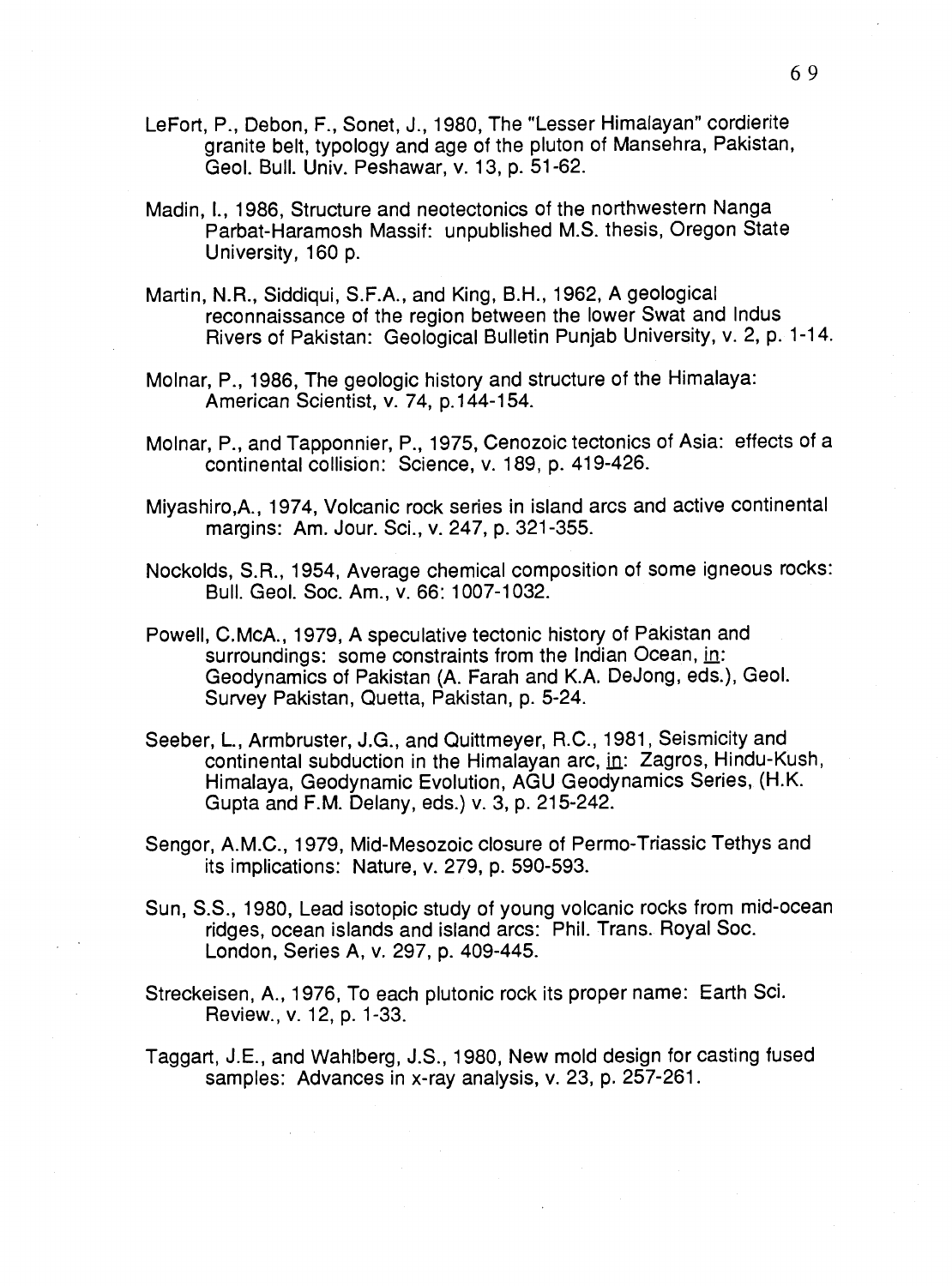LeFort, P., Debon, F., Sonet, J., 1980, The "Lesser Himalayan" cordierite granite belt, typology and age of the pluton of Mansehra, Pakistan, Geol. Bull. Univ. Peshawar, v. 13, p. 51-62.

Madin, I., 1986, Structure and neotectonics of the northwestern Nanga Parbat-Haramosh Massif: unpublished M.S. thesis, Oregon State University, 160 p.

Martin, N.R., Siddiqui, S.F.A., and King, B.H., 1962, A geological reconnaissance of the region between the lower Swat and Indus Rivers of Pakistan: Geological Bulletin Punjab University, v. 2, p. 1-14.

Molnar, P., 1986, The geologic history and structure of the Himalaya: American Scientist, v. 74, p.144-154.

Molnar, P., and Tapponnier, P., 1975, Cenozoic tectonics of Asia: effects of a continental collision: Science, v. 189, p. 419-426.

Miyashiro,A., 1974, Volcanic rock series in island arcs and active continental margins: Am. Jour. Sci., v. 247, p. 321-355.

Nockolds, S.R., 1954, Average chemical composition of some igneous rocks: Bull. Geol. Soc. Am., v. 66: 1007-1032.

Powell, C.McA., 1979, A speculative tectonic history of Pakistan and surroundings: some constraints from the Indian Ocean, in: Geodynamics of Pakistan (A. Farah and K.A. DeJong, eds.), Geol. Survey Pakistan, Quetta, Pakistan, p. 5-24.

Seeber, L., Armbruster, J.G., and Quittmeyer, R.C., 1981, Seismicity and continental subduction in the Himalayan arc, in: Zagros, Hindu-Kush, Himalaya, Geodynamic Evolution, AGU Geodynamics Series, (H.K. Gupta and F.M. Delany, eds.) v. 3, p. 215-242.

Sengor, A.M.C., 1979, Mid-Mesozoic closure of Permo-Triassic Tethys and its implications: Nature, v. 279, p. 590-593.

Sun, S.S., 1980, Lead isotopic study of young volcanic rocks from mid-ocean ridges, ocean islands and island arcs: Phil. Trans. Royal Soc. London, Series A, v. 297, p. 409-445.

Streckeisen, A., 1976, To each plutonic rock its proper name: Earth Sci. Review., v. 12, p. 1-33.

Taggart, J.E., and Wahlberg, J.S., 1980, New mold design for casting fused samples: Advances in x-ray analysis, v. 23, p. 257-261.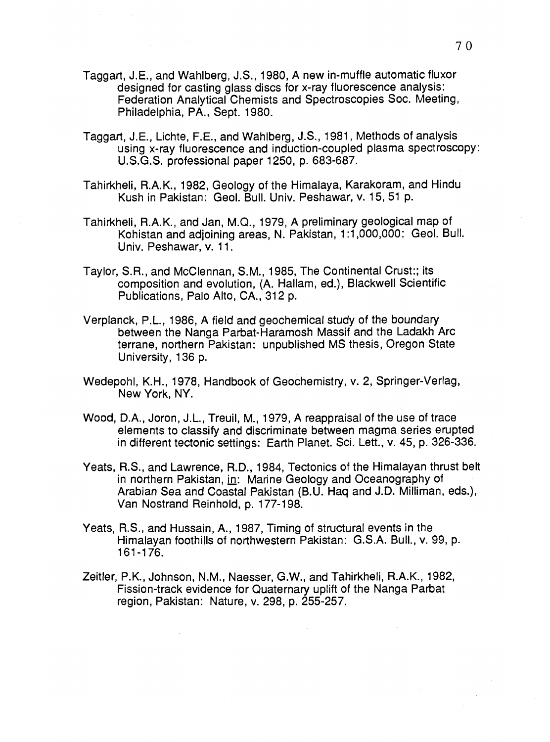Taggart, J.E., and Wahlberg, J.S., 1980, A new in-muffle automatic fluxor designed for casting glass discs for x-ray fluorescence analysis: Federation Analytical Chemists and Spectroscopies Soc. Meeting, Philadelphia, PA., Sept. 1980.

Taggart, J.E., Lichte, F.E., and Wahlberg, J.S., 1981, Methods of analysis using x-ray fluorescence and induction-coupled plasma spectroscopy: U.S.G.S. professional paper 1250, p. 683-687.

Tahirkheli, R.A.K., 1982, Geology of the Himalaya, Karakoram, and Hindu Kush in Pakistan: Geol. Bull. Univ. Peshawar, v. 15, 51 p.

Tahirkheli, R.A.K., and Jan, M.Q., 1979, A preliminary geological map of Kohistan and adjoining areas, N. Pakistan, 1:1,000,000: Geol. Bull. Univ. Peshawar, v. 11.

Taylor, S.R., and McClennan, S.M., 1985, The Continental Crust:; its composition and evolution, (A. Hallam, ed.), Blackwell Scientific Publications, Palo Alto, CA., 312 p.

Verplanck, P.L., 1986, A field and geochemical study of the boundary between the Nanga Parbat-Haramosh Massif and the Ladakh Arc terrane, northern Pakistan: unpublished MS thesis, Oregon State University, 136 p.

Wedepohl, K.H., 1978, Handbook of Geochemistry, v. 2, Springer-Verlag, New York, NY.

Wood, D.A., Joron, J.L., Treuil, M., 1979, A reappraisal of the use of trace elements to classify and discriminate between magma series erupted in different tectonic settings: Earth Planet. Sci. Lett., v. 45, p. 326-336.

Yeats, R.S., and Lawrence, R.D., 1984, Tectonics of the Himalayan thrust belt in northern Pakistan, in: Marine Geology and Oceanography of Arabian Sea and Coastal Pakistan (B.U. Haq and J.D. Milliman, eds.), Van Nostrand Reinhold, p. 177-198.

Yeats, R.S., and Hussain, A., 1987, Timing of structural events in the Himalayan foothills of northwestern Pakistan: G.S.A. Bull., v. 99, p. 161-176.

Zeitler, P.K., Johnson, N.M., Naesser, G.W., and Tahirkheli, R.A.K., 1982, Fission-track evidence for Quaternary uplift of the Nanga Parbat region, Pakistan: Nature, v. 298, p. 255-257.